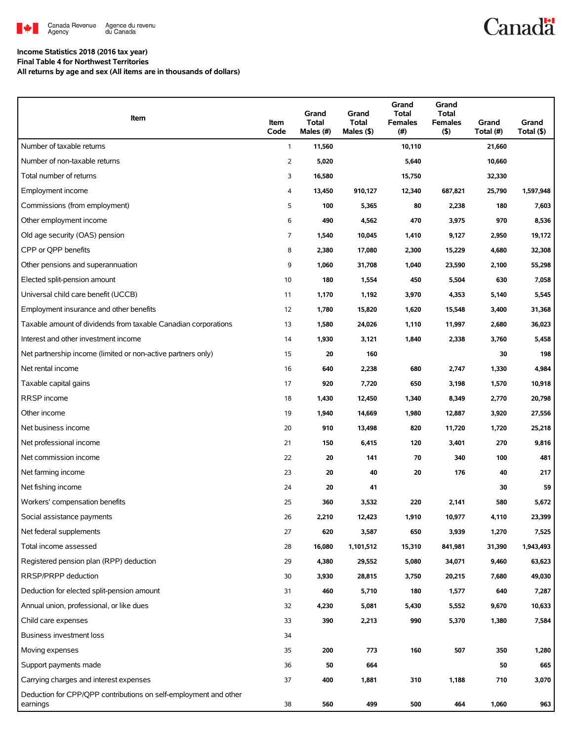Canada Revenue Agency | Agence du revenu du Canada

**Income Statistics 2018 (2016 tax year)**
**Final Table 4 for Northwest Territories**
**All returns by age and sex (All items are in thousands of dollars)**

| Item | Item Code | Grand Total Males (#) | Grand Total Males ($) | Grand Total Females (#) | Grand Total Females ($) | Grand Total (#) | Grand Total ($) |
|---|---|---|---|---|---|---|---|
| Number of taxable returns | 1 | 11,560 | | 10,110 | | 21,660 | |
| Number of non-taxable returns | 2 | 5,020 | | 5,640 | | 10,660 | |
| Total number of returns | 3 | 16,580 | | 15,750 | | 32,330 | |
| Employment income | 4 | 13,450 | 910,127 | 12,340 | 687,821 | 25,790 | 1,597,948 |
| Commissions (from employment) | 5 | 100 | 5,365 | 80 | 2,238 | 180 | 7,603 |
| Other employment income | 6 | 490 | 4,562 | 470 | 3,975 | 970 | 8,536 |
| Old age security (OAS) pension | 7 | 1,540 | 10,045 | 1,410 | 9,127 | 2,950 | 19,172 |
| CPP or QPP benefits | 8 | 2,380 | 17,080 | 2,300 | 15,229 | 4,680 | 32,308 |
| Other pensions and superannuation | 9 | 1,060 | 31,708 | 1,040 | 23,590 | 2,100 | 55,298 |
| Elected split-pension amount | 10 | 180 | 1,554 | 450 | 5,504 | 630 | 7,058 |
| Universal child care benefit (UCCB) | 11 | 1,170 | 1,192 | 3,970 | 4,353 | 5,140 | 5,545 |
| Employment insurance and other benefits | 12 | 1,780 | 15,820 | 1,620 | 15,548 | 3,400 | 31,368 |
| Taxable amount of dividends from taxable Canadian corporations | 13 | 1,580 | 24,026 | 1,110 | 11,997 | 2,680 | 36,023 |
| Interest and other investment income | 14 | 1,930 | 3,121 | 1,840 | 2,338 | 3,760 | 5,458 |
| Net partnership income (limited or non-active partners only) | 15 | 20 | 160 | | | 30 | 198 |
| Net rental income | 16 | 640 | 2,238 | 680 | 2,747 | 1,330 | 4,984 |
| Taxable capital gains | 17 | 920 | 7,720 | 650 | 3,198 | 1,570 | 10,918 |
| RRSP income | 18 | 1,430 | 12,450 | 1,340 | 8,349 | 2,770 | 20,798 |
| Other income | 19 | 1,940 | 14,669 | 1,980 | 12,887 | 3,920 | 27,556 |
| Net business income | 20 | 910 | 13,498 | 820 | 11,720 | 1,720 | 25,218 |
| Net professional income | 21 | 150 | 6,415 | 120 | 3,401 | 270 | 9,816 |
| Net commission income | 22 | 20 | 141 | 70 | 340 | 100 | 481 |
| Net farming income | 23 | 20 | 40 | 20 | 176 | 40 | 217 |
| Net fishing income | 24 | 20 | 41 | | | 30 | 59 |
| Workers' compensation benefits | 25 | 360 | 3,532 | 220 | 2,141 | 580 | 5,672 |
| Social assistance payments | 26 | 2,210 | 12,423 | 1,910 | 10,977 | 4,110 | 23,399 |
| Net federal supplements | 27 | 620 | 3,587 | 650 | 3,939 | 1,270 | 7,525 |
| Total income assessed | 28 | 16,080 | 1,101,512 | 15,310 | 841,981 | 31,390 | 1,943,493 |
| Registered pension plan (RPP) deduction | 29 | 4,380 | 29,552 | 5,080 | 34,071 | 9,460 | 63,623 |
| RRSP/PRPP deduction | 30 | 3,930 | 28,815 | 3,750 | 20,215 | 7,680 | 49,030 |
| Deduction for elected split-pension amount | 31 | 460 | 5,710 | 180 | 1,577 | 640 | 7,287 |
| Annual union, professional, or like dues | 32 | 4,230 | 5,081 | 5,430 | 5,552 | 9,670 | 10,633 |
| Child care expenses | 33 | 390 | 2,213 | 990 | 5,370 | 1,380 | 7,584 |
| Business investment loss | 34 | | | | | | |
| Moving expenses | 35 | 200 | 773 | 160 | 507 | 350 | 1,280 |
| Support payments made | 36 | 50 | 664 | | | 50 | 665 |
| Carrying charges and interest expenses | 37 | 400 | 1,881 | 310 | 1,188 | 710 | 3,070 |
| Deduction for CPP/QPP contributions on self-employment and other earnings | 38 | 560 | 499 | 500 | 464 | 1,060 | 963 |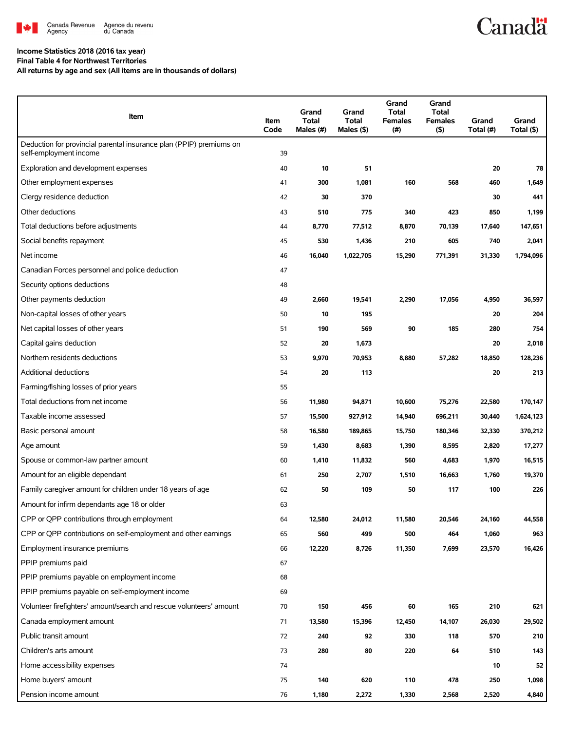Income Statistics 2018 (2016 tax year)
Final Table 4 for Northwest Territories
All returns by age and sex (All items are in thousands of dollars)

| Item | Item Code | Grand Total Males (#) | Grand Total Males ($) | Grand Total Females (#) | Grand Total Females ($) | Grand Total (#) | Grand Total ($) |
|---|---|---|---|---|---|---|---|
| Deduction for provincial parental insurance plan (PPIP) premiums on self-employment income | 39 | | | | | | |
| Exploration and development expenses | 40 | 10 | 51 | | | 20 | 78 |
| Other employment expenses | 41 | 300 | 1,081 | 160 | 568 | 460 | 1,649 |
| Clergy residence deduction | 42 | 30 | 370 | | | 30 | 441 |
| Other deductions | 43 | 510 | 775 | 340 | 423 | 850 | 1,199 |
| Total deductions before adjustments | 44 | 8,770 | 77,512 | 8,870 | 70,139 | 17,640 | 147,651 |
| Social benefits repayment | 45 | 530 | 1,436 | 210 | 605 | 740 | 2,041 |
| Net income | 46 | 16,040 | 1,022,705 | 15,290 | 771,391 | 31,330 | 1,794,096 |
| Canadian Forces personnel and police deduction | 47 | | | | | | |
| Security options deductions | 48 | | | | | | |
| Other payments deduction | 49 | 2,660 | 19,541 | 2,290 | 17,056 | 4,950 | 36,597 |
| Non-capital losses of other years | 50 | 10 | 195 | | | 20 | 204 |
| Net capital losses of other years | 51 | 190 | 569 | 90 | 185 | 280 | 754 |
| Capital gains deduction | 52 | 20 | 1,673 | | | 20 | 2,018 |
| Northern residents deductions | 53 | 9,970 | 70,953 | 8,880 | 57,282 | 18,850 | 128,236 |
| Additional deductions | 54 | 20 | 113 | | | 20 | 213 |
| Farming/fishing losses of prior years | 55 | | | | | | |
| Total deductions from net income | 56 | 11,980 | 94,871 | 10,600 | 75,276 | 22,580 | 170,147 |
| Taxable income assessed | 57 | 15,500 | 927,912 | 14,940 | 696,211 | 30,440 | 1,624,123 |
| Basic personal amount | 58 | 16,580 | 189,865 | 15,750 | 180,346 | 32,330 | 370,212 |
| Age amount | 59 | 1,430 | 8,683 | 1,390 | 8,595 | 2,820 | 17,277 |
| Spouse or common-law partner amount | 60 | 1,410 | 11,832 | 560 | 4,683 | 1,970 | 16,515 |
| Amount for an eligible dependant | 61 | 250 | 2,707 | 1,510 | 16,663 | 1,760 | 19,370 |
| Family caregiver amount for children under 18 years of age | 62 | 50 | 109 | 50 | 117 | 100 | 226 |
| Amount for infirm dependants age 18 or older | 63 | | | | | | |
| CPP or QPP contributions through employment | 64 | 12,580 | 24,012 | 11,580 | 20,546 | 24,160 | 44,558 |
| CPP or QPP contributions on self-employment and other earnings | 65 | 560 | 499 | 500 | 464 | 1,060 | 963 |
| Employment insurance premiums | 66 | 12,220 | 8,726 | 11,350 | 7,699 | 23,570 | 16,426 |
| PPIP premiums paid | 67 | | | | | | |
| PPIP premiums payable on employment income | 68 | | | | | | |
| PPIP premiums payable on self-employment income | 69 | | | | | | |
| Volunteer firefighters' amount/search and rescue volunteers' amount | 70 | 150 | 456 | 60 | 165 | 210 | 621 |
| Canada employment amount | 71 | 13,580 | 15,396 | 12,450 | 14,107 | 26,030 | 29,502 |
| Public transit amount | 72 | 240 | 92 | 330 | 118 | 570 | 210 |
| Children's arts amount | 73 | 280 | 80 | 220 | 64 | 510 | 143 |
| Home accessibility expenses | 74 | | | | | 10 | 52 |
| Home buyers' amount | 75 | 140 | 620 | 110 | 478 | 250 | 1,098 |
| Pension income amount | 76 | 1,180 | 2,272 | 1,330 | 2,568 | 2,520 | 4,840 |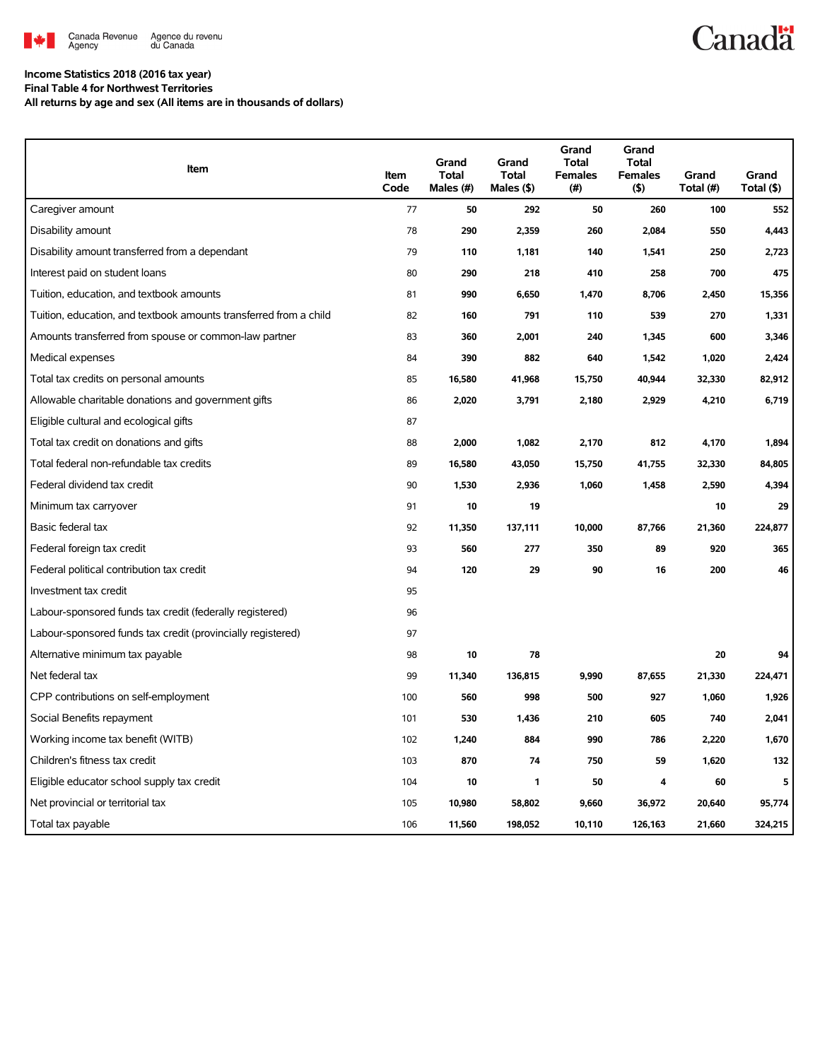**Income Statistics 2018 (2016 tax year)**
**Final Table 4 for Northwest Territories**
**All returns by age and sex (All items are in thousands of dollars)**

| Item | Item Code | Grand Total Males (#) | Grand Total Males ($) | Grand Total Females (#) | Grand Total Females ($) | Grand Total (#) | Grand Total ($) |
|---|---|---|---|---|---|---|---|
| Caregiver amount | 77 | 50 | 292 | 50 | 260 | 100 | 552 |
| Disability amount | 78 | 290 | 2,359 | 260 | 2,084 | 550 | 4,443 |
| Disability amount transferred from a dependant | 79 | 110 | 1,181 | 140 | 1,541 | 250 | 2,723 |
| Interest paid on student loans | 80 | 290 | 218 | 410 | 258 | 700 | 475 |
| Tuition, education, and textbook amounts | 81 | 990 | 6,650 | 1,470 | 8,706 | 2,450 | 15,356 |
| Tuition, education, and textbook amounts transferred from a child | 82 | 160 | 791 | 110 | 539 | 270 | 1,331 |
| Amounts transferred from spouse or common-law partner | 83 | 360 | 2,001 | 240 | 1,345 | 600 | 3,346 |
| Medical expenses | 84 | 390 | 882 | 640 | 1,542 | 1,020 | 2,424 |
| Total tax credits on personal amounts | 85 | 16,580 | 41,968 | 15,750 | 40,944 | 32,330 | 82,912 |
| Allowable charitable donations and government gifts | 86 | 2,020 | 3,791 | 2,180 | 2,929 | 4,210 | 6,719 |
| Eligible cultural and ecological gifts | 87 | | | | | | |
| Total tax credit on donations and gifts | 88 | 2,000 | 1,082 | 2,170 | 812 | 4,170 | 1,894 |
| Total federal non-refundable tax credits | 89 | 16,580 | 43,050 | 15,750 | 41,755 | 32,330 | 84,805 |
| Federal dividend tax credit | 90 | 1,530 | 2,936 | 1,060 | 1,458 | 2,590 | 4,394 |
| Minimum tax carryover | 91 | 10 | 19 | | | 10 | 29 |
| Basic federal tax | 92 | 11,350 | 137,111 | 10,000 | 87,766 | 21,360 | 224,877 |
| Federal foreign tax credit | 93 | 560 | 277 | 350 | 89 | 920 | 365 |
| Federal political contribution tax credit | 94 | 120 | 29 | 90 | 16 | 200 | 46 |
| Investment tax credit | 95 | | | | | | |
| Labour-sponsored funds tax credit (federally registered) | 96 | | | | | | |
| Labour-sponsored funds tax credit (provincially registered) | 97 | | | | | | |
| Alternative minimum tax payable | 98 | 10 | 78 | | | 20 | 94 |
| Net federal tax | 99 | 11,340 | 136,815 | 9,990 | 87,655 | 21,330 | 224,471 |
| CPP contributions on self-employment | 100 | 560 | 998 | 500 | 927 | 1,060 | 1,926 |
| Social Benefits repayment | 101 | 530 | 1,436 | 210 | 605 | 740 | 2,041 |
| Working income tax benefit (WITB) | 102 | 1,240 | 884 | 990 | 786 | 2,220 | 1,670 |
| Children's fitness tax credit | 103 | 870 | 74 | 750 | 59 | 1,620 | 132 |
| Eligible educator school supply tax credit | 104 | 10 | 1 | 50 | 4 | 60 | 5 |
| Net provincial or territorial tax | 105 | 10,980 | 58,802 | 9,660 | 36,972 | 20,640 | 95,774 |
| Total tax payable | 106 | 11,560 | 198,052 | 10,110 | 126,163 | 21,660 | 324,215 |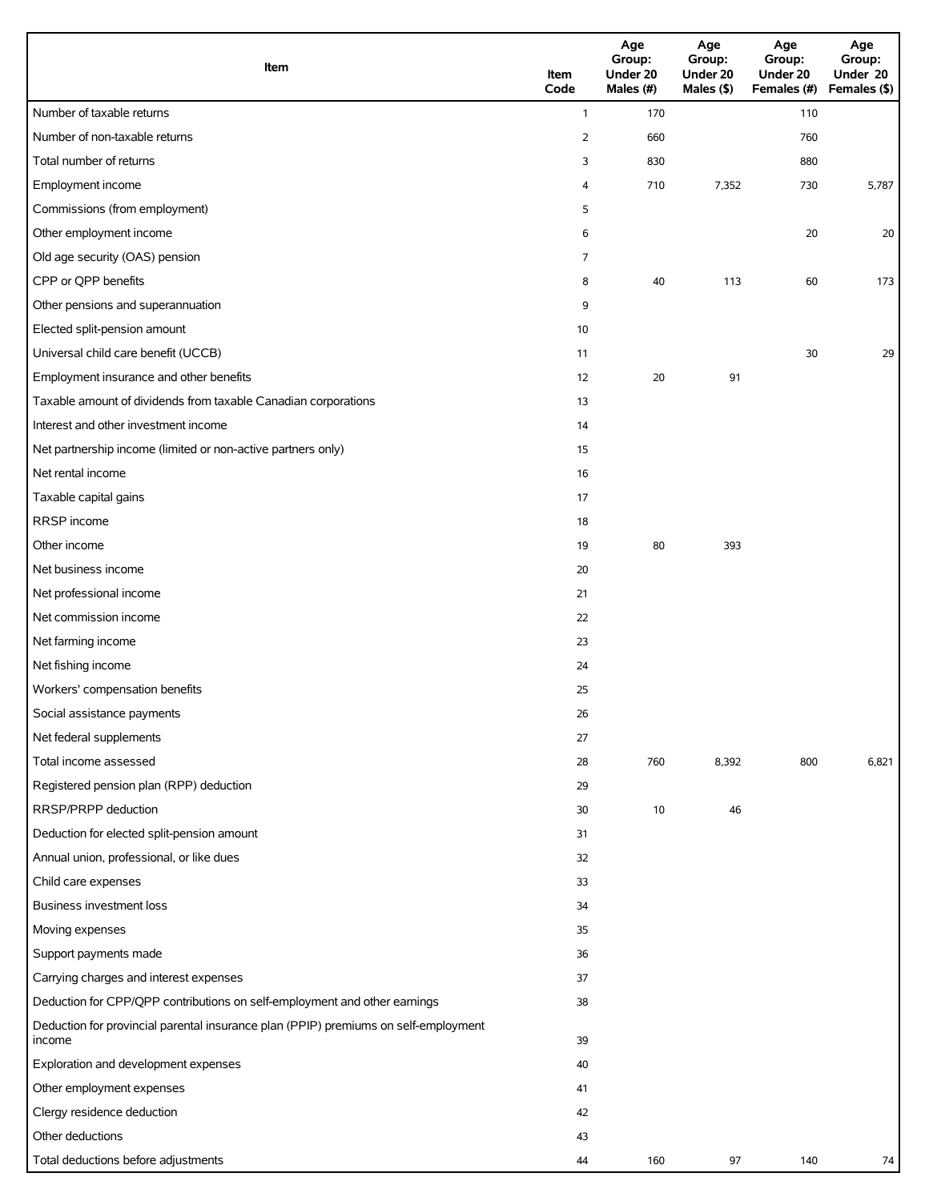| Item | Item Code | Age Group: Under 20 Males (#) | Age Group: Under 20 Males ($) | Age Group: Under 20 Females (#) | Age Group: Under 20 Females ($) |
|---|---|---|---|---|---|
| Number of taxable returns | 1 | 170 | | 110 | |
| Number of non-taxable returns | 2 | 660 | | 760 | |
| Total number of returns | 3 | 830 | | 880 | |
| Employment income | 4 | 710 | 7,352 | 730 | 5,787 |
| Commissions (from employment) | 5 | | | | |
| Other employment income | 6 | | | 20 | 20 |
| Old age security (OAS) pension | 7 | | | | |
| CPP or QPP benefits | 8 | 40 | 113 | 60 | 173 |
| Other pensions and superannuation | 9 | | | | |
| Elected split-pension amount | 10 | | | | |
| Universal child care benefit (UCCB) | 11 | | | 30 | 29 |
| Employment insurance and other benefits | 12 | 20 | 91 | | |
| Taxable amount of dividends from taxable Canadian corporations | 13 | | | | |
| Interest and other investment income | 14 | | | | |
| Net partnership income (limited or non-active partners only) | 15 | | | | |
| Net rental income | 16 | | | | |
| Taxable capital gains | 17 | | | | |
| RRSP income | 18 | | | | |
| Other income | 19 | 80 | 393 | | |
| Net business income | 20 | | | | |
| Net professional income | 21 | | | | |
| Net commission income | 22 | | | | |
| Net farming income | 23 | | | | |
| Net fishing income | 24 | | | | |
| Workers' compensation benefits | 25 | | | | |
| Social assistance payments | 26 | | | | |
| Net federal supplements | 27 | | | | |
| Total income assessed | 28 | 760 | 8,392 | 800 | 6,821 |
| Registered pension plan (RPP) deduction | 29 | | | | |
| RRSP/PRPP deduction | 30 | 10 | 46 | | |
| Deduction for elected split-pension amount | 31 | | | | |
| Annual union, professional, or like dues | 32 | | | | |
| Child care expenses | 33 | | | | |
| Business investment loss | 34 | | | | |
| Moving expenses | 35 | | | | |
| Support payments made | 36 | | | | |
| Carrying charges and interest expenses | 37 | | | | |
| Deduction for CPP/QPP contributions on self-employment and other earnings | 38 | | | | |
| Deduction for provincial parental insurance plan (PPIP) premiums on self-employment income | 39 | | | | |
| Exploration and development expenses | 40 | | | | |
| Other employment expenses | 41 | | | | |
| Clergy residence deduction | 42 | | | | |
| Other deductions | 43 | | | | |
| Total deductions before adjustments | 44 | 160 | 97 | 140 | 74 |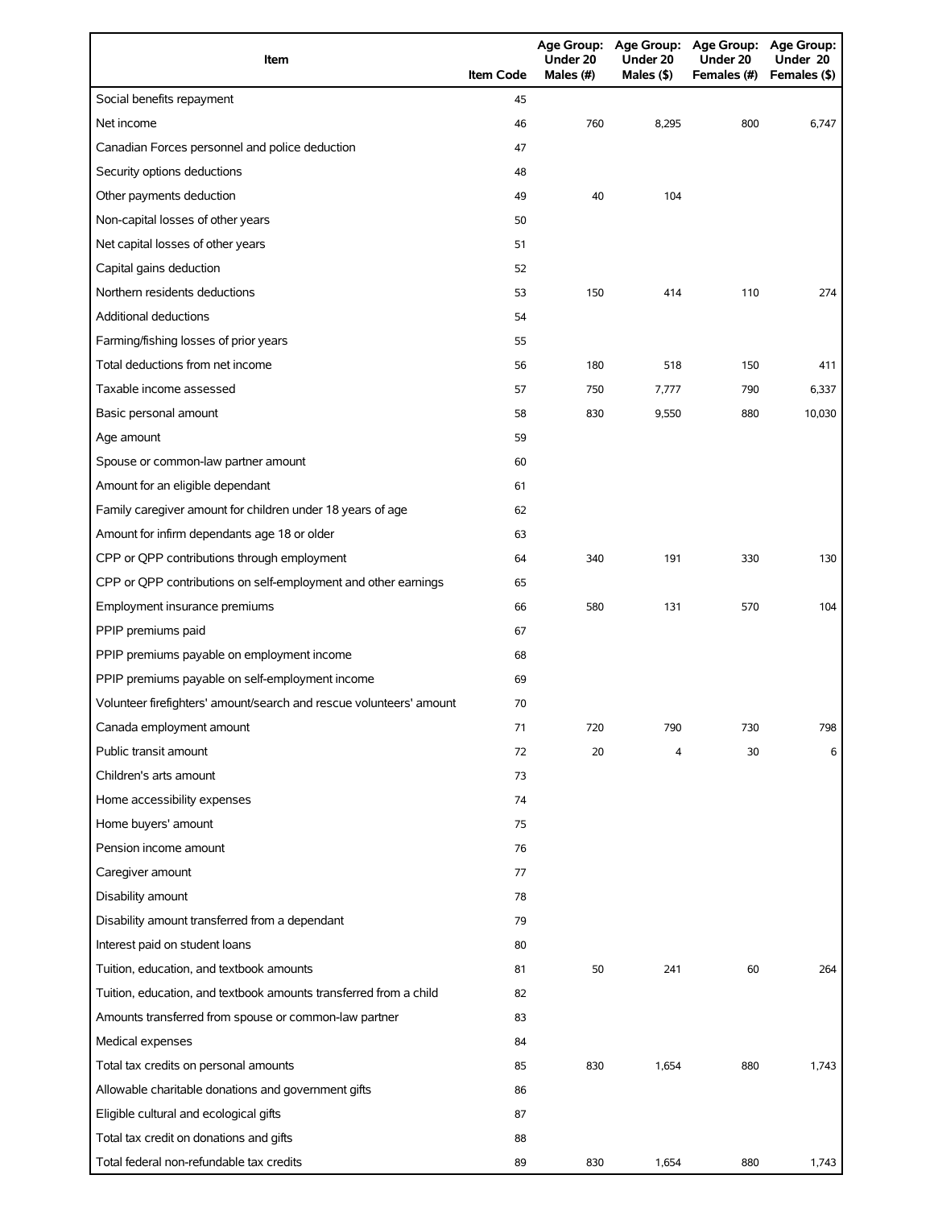| Item | Item Code | Age Group: Under 20 Males (#) | Age Group: Under 20 Males ($) | Age Group: Under 20 Females (#) | Age Group: Under 20 Females ($) |
|---|---|---|---|---|---|
| Social benefits repayment | 45 | | | | |
| Net income | 46 | 760 | 8,295 | 800 | 6,747 |
| Canadian Forces personnel and police deduction | 47 | | | | |
| Security options deductions | 48 | | | | |
| Other payments deduction | 49 | 40 | 104 | | |
| Non-capital losses of other years | 50 | | | | |
| Net capital losses of other years | 51 | | | | |
| Capital gains deduction | 52 | | | | |
| Northern residents deductions | 53 | 150 | 414 | 110 | 274 |
| Additional deductions | 54 | | | | |
| Farming/fishing losses of prior years | 55 | | | | |
| Total deductions from net income | 56 | 180 | 518 | 150 | 411 |
| Taxable income assessed | 57 | 750 | 7,777 | 790 | 6,337 |
| Basic personal amount | 58 | 830 | 9,550 | 880 | 10,030 |
| Age amount | 59 | | | | |
| Spouse or common-law partner amount | 60 | | | | |
| Amount for an eligible dependant | 61 | | | | |
| Family caregiver amount for children under 18 years of age | 62 | | | | |
| Amount for infirm dependants age 18 or older | 63 | | | | |
| CPP or QPP contributions through employment | 64 | 340 | 191 | 330 | 130 |
| CPP or QPP contributions on self-employment and other earnings | 65 | | | | |
| Employment insurance premiums | 66 | 580 | 131 | 570 | 104 |
| PPIP premiums paid | 67 | | | | |
| PPIP premiums payable on employment income | 68 | | | | |
| PPIP premiums payable on self-employment income | 69 | | | | |
| Volunteer firefighters' amount/search and rescue volunteers' amount | 70 | | | | |
| Canada employment amount | 71 | 720 | 790 | 730 | 798 |
| Public transit amount | 72 | 20 | 4 | 30 | 6 |
| Children's arts amount | 73 | | | | |
| Home accessibility expenses | 74 | | | | |
| Home buyers' amount | 75 | | | | |
| Pension income amount | 76 | | | | |
| Caregiver amount | 77 | | | | |
| Disability amount | 78 | | | | |
| Disability amount transferred from a dependant | 79 | | | | |
| Interest paid on student loans | 80 | | | | |
| Tuition, education, and textbook amounts | 81 | 50 | 241 | 60 | 264 |
| Tuition, education, and textbook amounts transferred from a child | 82 | | | | |
| Amounts transferred from spouse or common-law partner | 83 | | | | |
| Medical expenses | 84 | | | | |
| Total tax credits on personal amounts | 85 | 830 | 1,654 | 880 | 1,743 |
| Allowable charitable donations and government gifts | 86 | | | | |
| Eligible cultural and ecological gifts | 87 | | | | |
| Total tax credit on donations and gifts | 88 | | | | |
| Total federal non-refundable tax credits | 89 | 830 | 1,654 | 880 | 1,743 |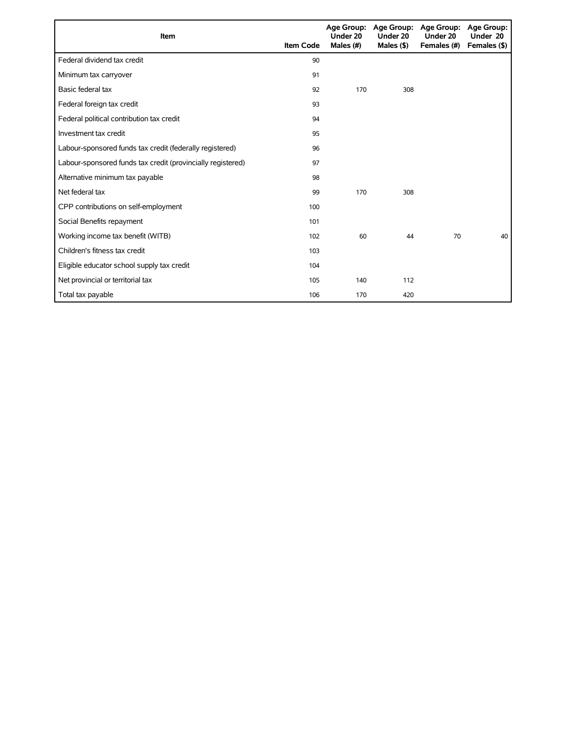| Item | Item Code | Age Group: Under 20 Males (#) | Age Group: Under 20 Males ($) | Age Group: Under 20 Females (#) | Age Group: Under 20 Females ($) |
|---|---|---|---|---|---|
| Federal dividend tax credit | 90 | | | | |
| Minimum tax carryover | 91 | | | | |
| Basic federal tax | 92 | 170 | 308 | | |
| Federal foreign tax credit | 93 | | | | |
| Federal political contribution tax credit | 94 | | | | |
| Investment tax credit | 95 | | | | |
| Labour-sponsored funds tax credit (federally registered) | 96 | | | | |
| Labour-sponsored funds tax credit (provincially registered) | 97 | | | | |
| Alternative minimum tax payable | 98 | | | | |
| Net federal tax | 99 | 170 | 308 | | |
| CPP contributions on self-employment | 100 | | | | |
| Social Benefits repayment | 101 | | | | |
| Working income tax benefit (WITB) | 102 | 60 | 44 | 70 | 40 |
| Children's fitness tax credit | 103 | | | | |
| Eligible educator school supply tax credit | 104 | | | | |
| Net provincial or territorial tax | 105 | 140 | 112 | | |
| Total tax payable | 106 | 170 | 420 | | |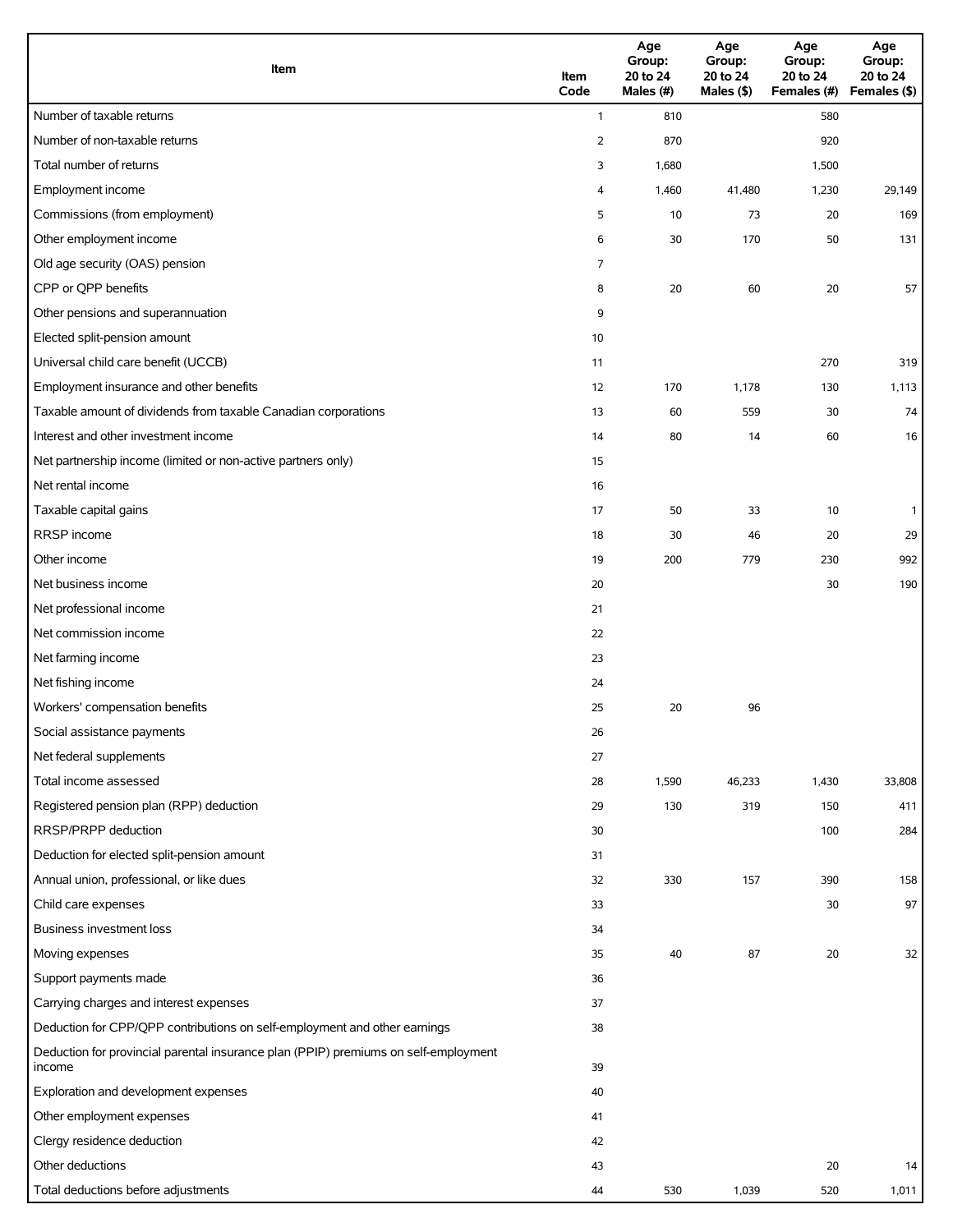| Item | Item Code | Age Group: 20 to 24 Males (#) | Age Group: 20 to 24 Males ($) | Age Group: 20 to 24 Females (#) | Age Group: 20 to 24 Females ($) |
|---|---|---|---|---|---|
| Number of taxable returns | 1 | 810 | | 580 | |
| Number of non-taxable returns | 2 | 870 | | 920 | |
| Total number of returns | 3 | 1,680 | | 1,500 | |
| Employment income | 4 | 1,460 | 41,480 | 1,230 | 29,149 |
| Commissions (from employment) | 5 | 10 | 73 | 20 | 169 |
| Other employment income | 6 | 30 | 170 | 50 | 131 |
| Old age security (OAS) pension | 7 | | | | |
| CPP or QPP benefits | 8 | 20 | 60 | 20 | 57 |
| Other pensions and superannuation | 9 | | | | |
| Elected split-pension amount | 10 | | | | |
| Universal child care benefit (UCCB) | 11 | | | 270 | 319 |
| Employment insurance and other benefits | 12 | 170 | 1,178 | 130 | 1,113 |
| Taxable amount of dividends from taxable Canadian corporations | 13 | 60 | 559 | 30 | 74 |
| Interest and other investment income | 14 | 80 | 14 | 60 | 16 |
| Net partnership income (limited or non-active partners only) | 15 | | | | |
| Net rental income | 16 | | | | |
| Taxable capital gains | 17 | 50 | 33 | 10 | 1 |
| RRSP income | 18 | 30 | 46 | 20 | 29 |
| Other income | 19 | 200 | 779 | 230 | 992 |
| Net business income | 20 | | | 30 | 190 |
| Net professional income | 21 | | | | |
| Net commission income | 22 | | | | |
| Net farming income | 23 | | | | |
| Net fishing income | 24 | | | | |
| Workers' compensation benefits | 25 | 20 | 96 | | |
| Social assistance payments | 26 | | | | |
| Net federal supplements | 27 | | | | |
| Total income assessed | 28 | 1,590 | 46,233 | 1,430 | 33,808 |
| Registered pension plan (RPP) deduction | 29 | 130 | 319 | 150 | 411 |
| RRSP/PRPP deduction | 30 | | | 100 | 284 |
| Deduction for elected split-pension amount | 31 | | | | |
| Annual union, professional, or like dues | 32 | 330 | 157 | 390 | 158 |
| Child care expenses | 33 | | | 30 | 97 |
| Business investment loss | 34 | | | | |
| Moving expenses | 35 | 40 | 87 | 20 | 32 |
| Support payments made | 36 | | | | |
| Carrying charges and interest expenses | 37 | | | | |
| Deduction for CPP/QPP contributions on self-employment and other earnings | 38 | | | | |
| Deduction for provincial parental insurance plan (PPIP) premiums on self-employment income | 39 | | | | |
| Exploration and development expenses | 40 | | | | |
| Other employment expenses | 41 | | | | |
| Clergy residence deduction | 42 | | | | |
| Other deductions | 43 | | | 20 | 14 |
| Total deductions before adjustments | 44 | 530 | 1,039 | 520 | 1,011 |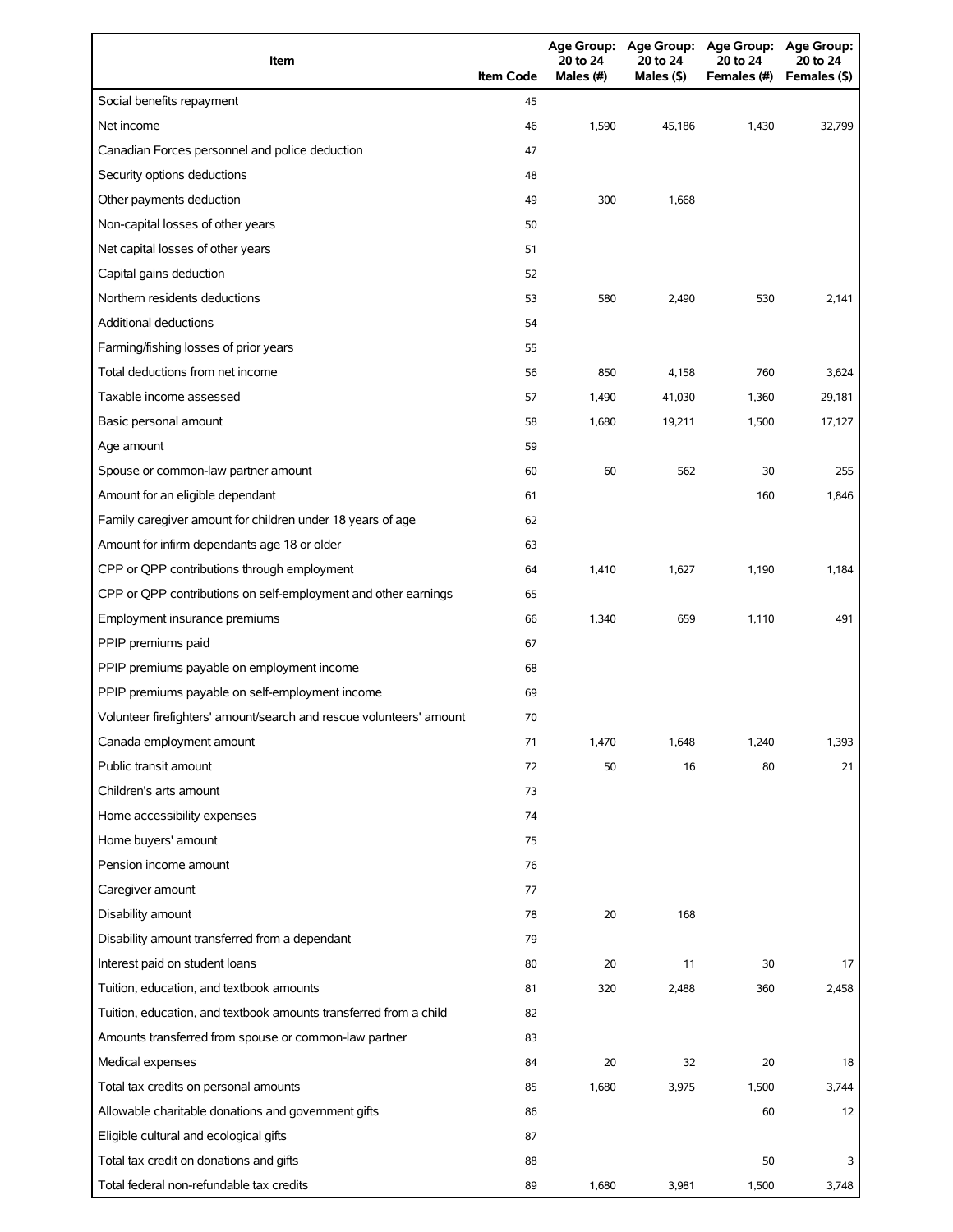| Item | Item Code | Age Group: 20 to 24 Males (#) | Age Group: 20 to 24 Males ($) | Age Group: 20 to 24 Females (#) | Age Group: 20 to 24 Females ($) |
|---|---|---|---|---|---|
| Social benefits repayment | 45 | | | | |
| Net income | 46 | 1,590 | 45,186 | 1,430 | 32,799 |
| Canadian Forces personnel and police deduction | 47 | | | | |
| Security options deductions | 48 | | | | |
| Other payments deduction | 49 | 300 | 1,668 | | |
| Non-capital losses of other years | 50 | | | | |
| Net capital losses of other years | 51 | | | | |
| Capital gains deduction | 52 | | | | |
| Northern residents deductions | 53 | 580 | 2,490 | 530 | 2,141 |
| Additional deductions | 54 | | | | |
| Farming/fishing losses of prior years | 55 | | | | |
| Total deductions from net income | 56 | 850 | 4,158 | 760 | 3,624 |
| Taxable income assessed | 57 | 1,490 | 41,030 | 1,360 | 29,181 |
| Basic personal amount | 58 | 1,680 | 19,211 | 1,500 | 17,127 |
| Age amount | 59 | | | | |
| Spouse or common-law partner amount | 60 | 60 | 562 | 30 | 255 |
| Amount for an eligible dependant | 61 | | | 160 | 1,846 |
| Family caregiver amount for children under 18 years of age | 62 | | | | |
| Amount for infirm dependants age 18 or older | 63 | | | | |
| CPP or QPP contributions through employment | 64 | 1,410 | 1,627 | 1,190 | 1,184 |
| CPP or QPP contributions on self-employment and other earnings | 65 | | | | |
| Employment insurance premiums | 66 | 1,340 | 659 | 1,110 | 491 |
| PPIP premiums paid | 67 | | | | |
| PPIP premiums payable on employment income | 68 | | | | |
| PPIP premiums payable on self-employment income | 69 | | | | |
| Volunteer firefighters' amount/search and rescue volunteers' amount | 70 | | | | |
| Canada employment amount | 71 | 1,470 | 1,648 | 1,240 | 1,393 |
| Public transit amount | 72 | 50 | 16 | 80 | 21 |
| Children's arts amount | 73 | | | | |
| Home accessibility expenses | 74 | | | | |
| Home buyers' amount | 75 | | | | |
| Pension income amount | 76 | | | | |
| Caregiver amount | 77 | | | | |
| Disability amount | 78 | 20 | 168 | | |
| Disability amount transferred from a dependant | 79 | | | | |
| Interest paid on student loans | 80 | 20 | 11 | 30 | 17 |
| Tuition, education, and textbook amounts | 81 | 320 | 2,488 | 360 | 2,458 |
| Tuition, education, and textbook amounts transferred from a child | 82 | | | | |
| Amounts transferred from spouse or common-law partner | 83 | | | | |
| Medical expenses | 84 | 20 | 32 | 20 | 18 |
| Total tax credits on personal amounts | 85 | 1,680 | 3,975 | 1,500 | 3,744 |
| Allowable charitable donations and government gifts | 86 | | | 60 | 12 |
| Eligible cultural and ecological gifts | 87 | | | | |
| Total tax credit on donations and gifts | 88 | | | 50 | 3 |
| Total federal non-refundable tax credits | 89 | 1,680 | 3,981 | 1,500 | 3,748 |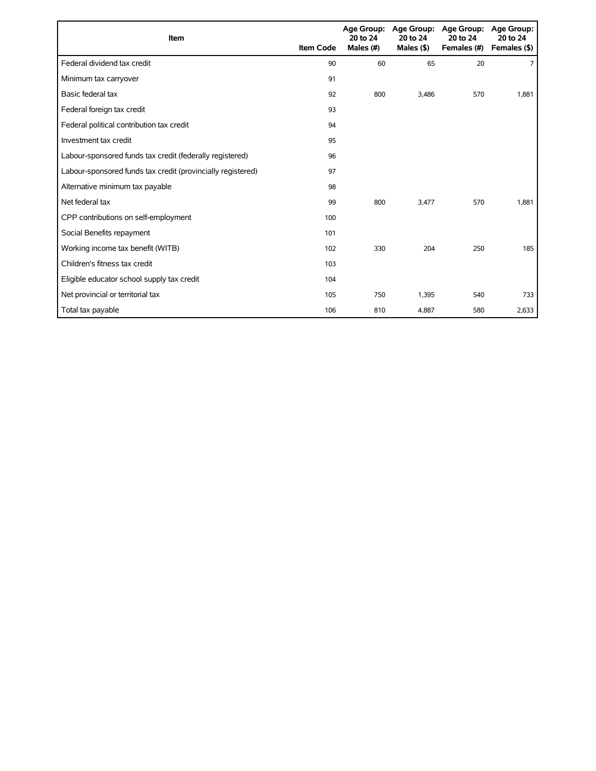| Item | Item Code | Age Group: 20 to 24 Males (#) | Age Group: 20 to 24 Males ($) | Age Group: 20 to 24 Females (#) | Age Group: 20 to 24 Females ($) |
|---|---|---|---|---|---|
| Federal dividend tax credit | 90 | 60 | 65 | 20 | 7 |
| Minimum tax carryover | 91 | | | | |
| Basic federal tax | 92 | 800 | 3,486 | 570 | 1,881 |
| Federal foreign tax credit | 93 | | | | |
| Federal political contribution tax credit | 94 | | | | |
| Investment tax credit | 95 | | | | |
| Labour-sponsored funds tax credit (federally registered) | 96 | | | | |
| Labour-sponsored funds tax credit (provincially registered) | 97 | | | | |
| Alternative minimum tax payable | 98 | | | | |
| Net federal tax | 99 | 800 | 3,477 | 570 | 1,881 |
| CPP contributions on self-employment | 100 | | | | |
| Social Benefits repayment | 101 | | | | |
| Working income tax benefit (WITB) | 102 | 330 | 204 | 250 | 185 |
| Children's fitness tax credit | 103 | | | | |
| Eligible educator school supply tax credit | 104 | | | | |
| Net provincial or territorial tax | 105 | 750 | 1,395 | 540 | 733 |
| Total tax payable | 106 | 810 | 4,887 | 580 | 2,633 |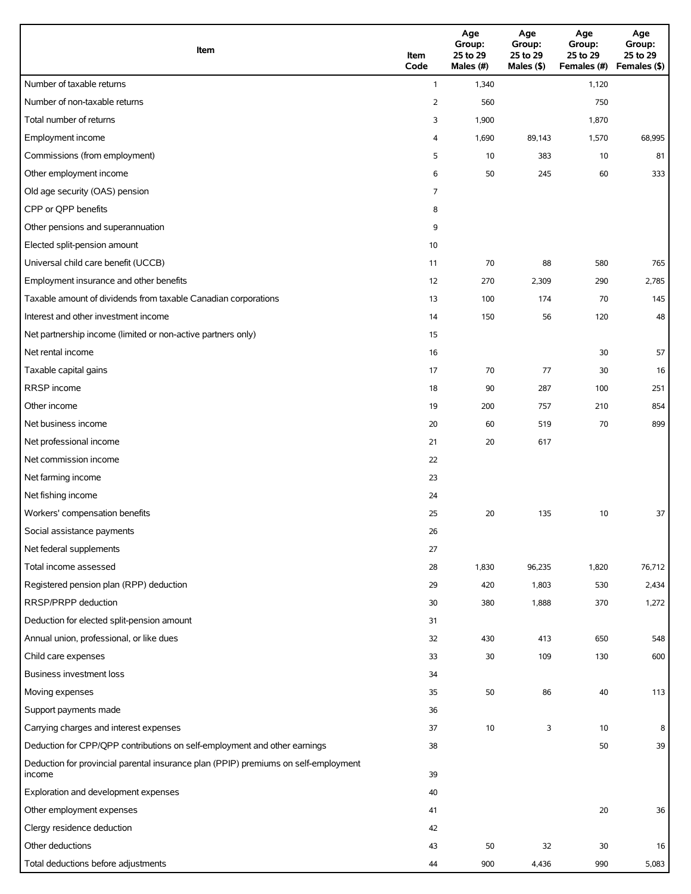| Item | Item Code | Age Group: 25 to 29 Males (#) | Age Group: 25 to 29 Males ($) | Age Group: 25 to 29 Females (#) | Age Group: 25 to 29 Females ($) |
|---|---|---|---|---|---|
| Number of taxable returns | 1 | 1,340 | | 1,120 | |
| Number of non-taxable returns | 2 | 560 | | 750 | |
| Total number of returns | 3 | 1,900 | | 1,870 | |
| Employment income | 4 | 1,690 | 89,143 | 1,570 | 68,995 |
| Commissions (from employment) | 5 | 10 | 383 | 10 | 81 |
| Other employment income | 6 | 50 | 245 | 60 | 333 |
| Old age security (OAS) pension | 7 | | | | |
| CPP or QPP benefits | 8 | | | | |
| Other pensions and superannuation | 9 | | | | |
| Elected split-pension amount | 10 | | | | |
| Universal child care benefit (UCCB) | 11 | 70 | 88 | 580 | 765 |
| Employment insurance and other benefits | 12 | 270 | 2,309 | 290 | 2,785 |
| Taxable amount of dividends from taxable Canadian corporations | 13 | 100 | 174 | 70 | 145 |
| Interest and other investment income | 14 | 150 | 56 | 120 | 48 |
| Net partnership income (limited or non-active partners only) | 15 | | | | |
| Net rental income | 16 | | | 30 | 57 |
| Taxable capital gains | 17 | 70 | 77 | 30 | 16 |
| RRSP income | 18 | 90 | 287 | 100 | 251 |
| Other income | 19 | 200 | 757 | 210 | 854 |
| Net business income | 20 | 60 | 519 | 70 | 899 |
| Net professional income | 21 | 20 | 617 | | |
| Net commission income | 22 | | | | |
| Net farming income | 23 | | | | |
| Net fishing income | 24 | | | | |
| Workers' compensation benefits | 25 | 20 | 135 | 10 | 37 |
| Social assistance payments | 26 | | | | |
| Net federal supplements | 27 | | | | |
| Total income assessed | 28 | 1,830 | 96,235 | 1,820 | 76,712 |
| Registered pension plan (RPP) deduction | 29 | 420 | 1,803 | 530 | 2,434 |
| RRSP/PRPP deduction | 30 | 380 | 1,888 | 370 | 1,272 |
| Deduction for elected split-pension amount | 31 | | | | |
| Annual union, professional, or like dues | 32 | 430 | 413 | 650 | 548 |
| Child care expenses | 33 | 30 | 109 | 130 | 600 |
| Business investment loss | 34 | | | | |
| Moving expenses | 35 | 50 | 86 | 40 | 113 |
| Support payments made | 36 | | | | |
| Carrying charges and interest expenses | 37 | 10 | 3 | 10 | 8 |
| Deduction for CPP/QPP contributions on self-employment and other earnings | 38 | | | 50 | 39 |
| Deduction for provincial parental insurance plan (PPIP) premiums on self-employment income | 39 | | | | |
| Exploration and development expenses | 40 | | | | |
| Other employment expenses | 41 | | | 20 | 36 |
| Clergy residence deduction | 42 | | | | |
| Other deductions | 43 | 50 | 32 | 30 | 16 |
| Total deductions before adjustments | 44 | 900 | 4,436 | 990 | 5,083 |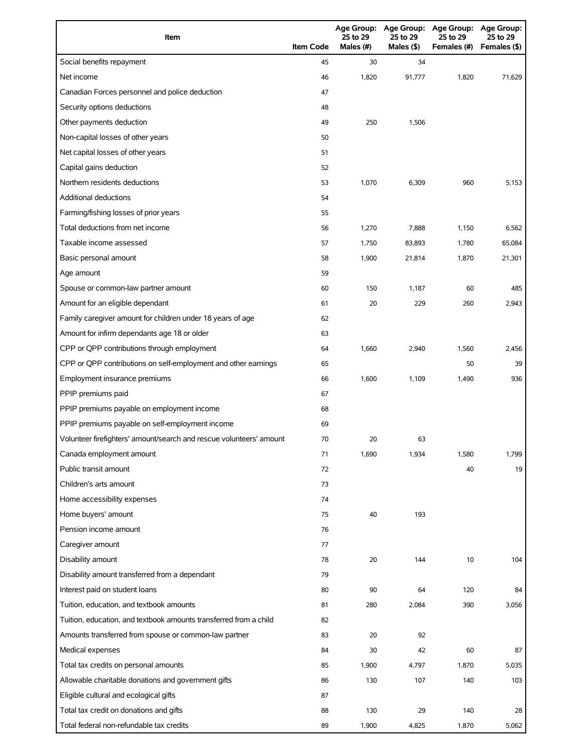| Item | Item Code | Age Group: 25 to 29 Males (#) | Age Group: 25 to 29 Males ($) | Age Group: 25 to 29 Females (#) | Age Group: 25 to 29 Females ($) |
|---|---|---|---|---|---|
| Social benefits repayment | 45 | 30 | 34 | | |
| Net income | 46 | 1,820 | 91,777 | 1,820 | 71,629 |
| Canadian Forces personnel and police deduction | 47 | | | | |
| Security options deductions | 48 | | | | |
| Other payments deduction | 49 | 250 | 1,506 | | |
| Non-capital losses of other years | 50 | | | | |
| Net capital losses of other years | 51 | | | | |
| Capital gains deduction | 52 | | | | |
| Northern residents deductions | 53 | 1,070 | 6,309 | 960 | 5,153 |
| Additional deductions | 54 | | | | |
| Farming/fishing losses of prior years | 55 | | | | |
| Total deductions from net income | 56 | 1,270 | 7,888 | 1,150 | 6,562 |
| Taxable income assessed | 57 | 1,750 | 83,893 | 1,780 | 65,084 |
| Basic personal amount | 58 | 1,900 | 21,814 | 1,870 | 21,301 |
| Age amount | 59 | | | | |
| Spouse or common-law partner amount | 60 | 150 | 1,187 | 60 | 485 |
| Amount for an eligible dependant | 61 | 20 | 229 | 260 | 2,943 |
| Family caregiver amount for children under 18 years of age | 62 | | | | |
| Amount for infirm dependants age 18 or older | 63 | | | | |
| CPP or QPP contributions through employment | 64 | 1,660 | 2,940 | 1,560 | 2,456 |
| CPP or QPP contributions on self-employment and other earnings | 65 | | | 50 | 39 |
| Employment insurance premiums | 66 | 1,600 | 1,109 | 1,490 | 936 |
| PPIP premiums paid | 67 | | | | |
| PPIP premiums payable on employment income | 68 | | | | |
| PPIP premiums payable on self-employment income | 69 | | | | |
| Volunteer firefighters' amount/search and rescue volunteers' amount | 70 | 20 | 63 | | |
| Canada employment amount | 71 | 1,690 | 1,934 | 1,580 | 1,799 |
| Public transit amount | 72 | | | 40 | 19 |
| Children's arts amount | 73 | | | | |
| Home accessibility expenses | 74 | | | | |
| Home buyers' amount | 75 | 40 | 193 | | |
| Pension income amount | 76 | | | | |
| Caregiver amount | 77 | | | | |
| Disability amount | 78 | 20 | 144 | 10 | 104 |
| Disability amount transferred from a dependant | 79 | | | | |
| Interest paid on student loans | 80 | 90 | 64 | 120 | 84 |
| Tuition, education, and textbook amounts | 81 | 280 | 2,084 | 390 | 3,056 |
| Tuition, education, and textbook amounts transferred from a child | 82 | | | | |
| Amounts transferred from spouse or common-law partner | 83 | 20 | 92 | | |
| Medical expenses | 84 | 30 | 42 | 60 | 87 |
| Total tax credits on personal amounts | 85 | 1,900 | 4,797 | 1,870 | 5,035 |
| Allowable charitable donations and government gifts | 86 | 130 | 107 | 140 | 103 |
| Eligible cultural and ecological gifts | 87 | | | | |
| Total tax credit on donations and gifts | 88 | 130 | 29 | 140 | 28 |
| Total federal non-refundable tax credits | 89 | 1,900 | 4,825 | 1,870 | 5,062 |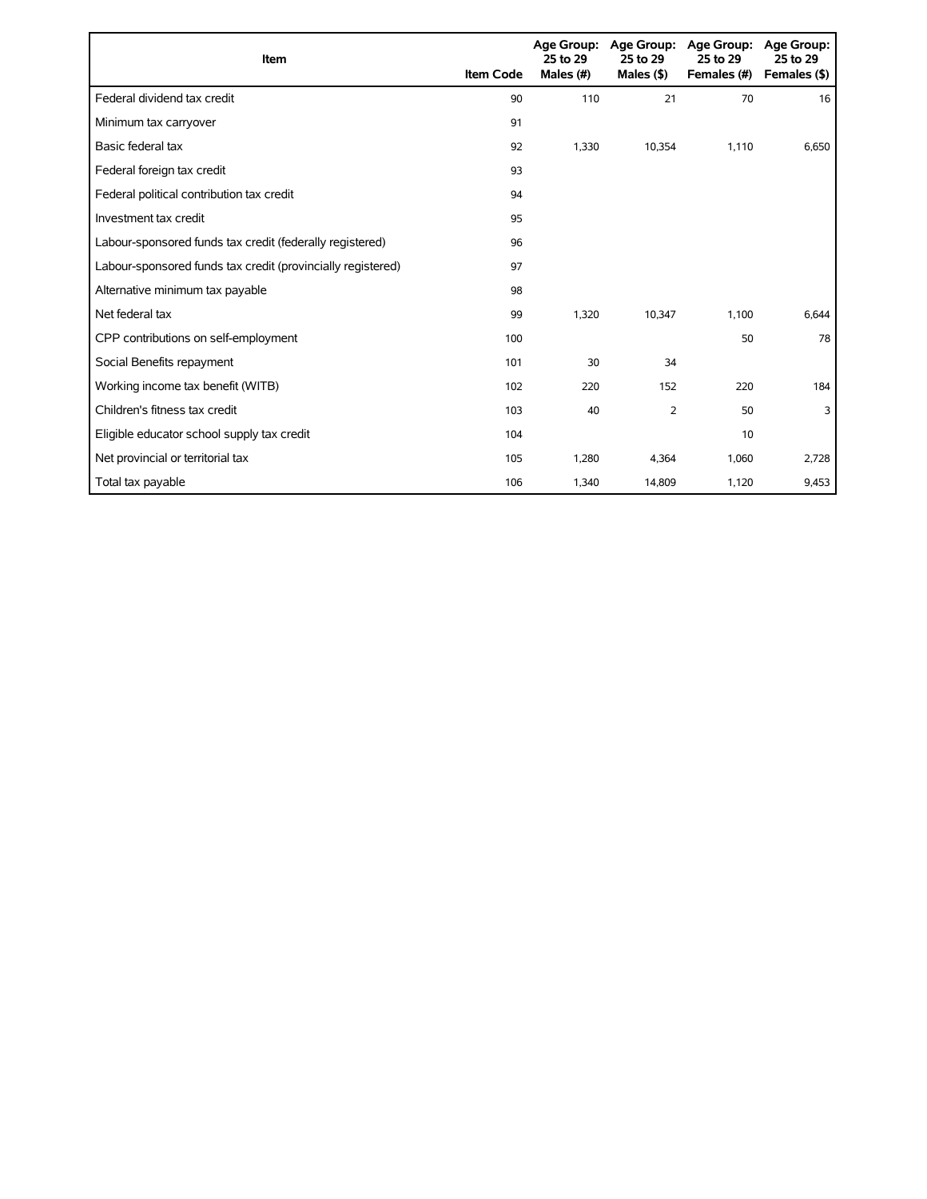| Item | Item Code | Age Group: 25 to 29 Males (#) | Age Group: 25 to 29 Males ($) | Age Group: 25 to 29 Females (#) | Age Group: 25 to 29 Females ($) |
|---|---|---|---|---|---|
| Federal dividend tax credit | 90 | 110 | 21 | 70 | 16 |
| Minimum tax carryover | 91 | | | | |
| Basic federal tax | 92 | 1,330 | 10,354 | 1,110 | 6,650 |
| Federal foreign tax credit | 93 | | | | |
| Federal political contribution tax credit | 94 | | | | |
| Investment tax credit | 95 | | | | |
| Labour-sponsored funds tax credit (federally registered) | 96 | | | | |
| Labour-sponsored funds tax credit (provincially registered) | 97 | | | | |
| Alternative minimum tax payable | 98 | | | | |
| Net federal tax | 99 | 1,320 | 10,347 | 1,100 | 6,644 |
| CPP contributions on self-employment | 100 | | | 50 | 78 |
| Social Benefits repayment | 101 | 30 | 34 | | |
| Working income tax benefit (WITB) | 102 | 220 | 152 | 220 | 184 |
| Children's fitness tax credit | 103 | 40 | 2 | 50 | 3 |
| Eligible educator school supply tax credit | 104 | | | 10 | |
| Net provincial or territorial tax | 105 | 1,280 | 4,364 | 1,060 | 2,728 |
| Total tax payable | 106 | 1,340 | 14,809 | 1,120 | 9,453 |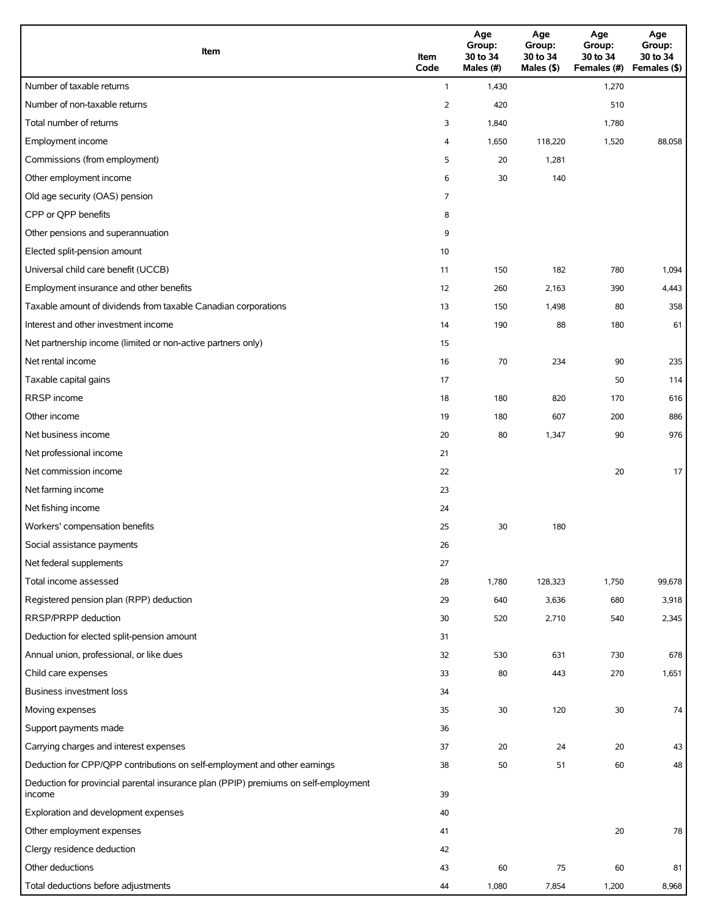| Item | Item Code | Age Group: 30 to 34 Males (#) | Age Group: 30 to 34 Males ($) | Age Group: 30 to 34 Females (#) | Age Group: 30 to 34 Females ($) |
|---|---|---|---|---|---|
| Number of taxable returns | 1 | 1,430 | | 1,270 | |
| Number of non-taxable returns | 2 | 420 | | 510 | |
| Total number of returns | 3 | 1,840 | | 1,780 | |
| Employment income | 4 | 1,650 | 118,220 | 1,520 | 88,058 |
| Commissions (from employment) | 5 | 20 | 1,281 | | |
| Other employment income | 6 | 30 | 140 | | |
| Old age security (OAS) pension | 7 | | | | |
| CPP or QPP benefits | 8 | | | | |
| Other pensions and superannuation | 9 | | | | |
| Elected split-pension amount | 10 | | | | |
| Universal child care benefit (UCCB) | 11 | 150 | 182 | 780 | 1,094 |
| Employment insurance and other benefits | 12 | 260 | 2,163 | 390 | 4,443 |
| Taxable amount of dividends from taxable Canadian corporations | 13 | 150 | 1,498 | 80 | 358 |
| Interest and other investment income | 14 | 190 | 88 | 180 | 61 |
| Net partnership income (limited or non-active partners only) | 15 | | | | |
| Net rental income | 16 | 70 | 234 | 90 | 235 |
| Taxable capital gains | 17 | | | 50 | 114 |
| RRSP income | 18 | 180 | 820 | 170 | 616 |
| Other income | 19 | 180 | 607 | 200 | 886 |
| Net business income | 20 | 80 | 1,347 | 90 | 976 |
| Net professional income | 21 | | | | |
| Net commission income | 22 | | | 20 | 17 |
| Net farming income | 23 | | | | |
| Net fishing income | 24 | | | | |
| Workers' compensation benefits | 25 | 30 | 180 | | |
| Social assistance payments | 26 | | | | |
| Net federal supplements | 27 | | | | |
| Total income assessed | 28 | 1,780 | 128,323 | 1,750 | 99,678 |
| Registered pension plan (RPP) deduction | 29 | 640 | 3,636 | 680 | 3,918 |
| RRSP/PRPP deduction | 30 | 520 | 2,710 | 540 | 2,345 |
| Deduction for elected split-pension amount | 31 | | | | |
| Annual union, professional, or like dues | 32 | 530 | 631 | 730 | 678 |
| Child care expenses | 33 | 80 | 443 | 270 | 1,651 |
| Business investment loss | 34 | | | | |
| Moving expenses | 35 | 30 | 120 | 30 | 74 |
| Support payments made | 36 | | | | |
| Carrying charges and interest expenses | 37 | 20 | 24 | 20 | 43 |
| Deduction for CPP/QPP contributions on self-employment and other earnings | 38 | 50 | 51 | 60 | 48 |
| Deduction for provincial parental insurance plan (PPIP) premiums on self-employment income | 39 | | | | |
| Exploration and development expenses | 40 | | | | |
| Other employment expenses | 41 | | | 20 | 78 |
| Clergy residence deduction | 42 | | | | |
| Other deductions | 43 | 60 | 75 | 60 | 81 |
| Total deductions before adjustments | 44 | 1,080 | 7,854 | 1,200 | 8,968 |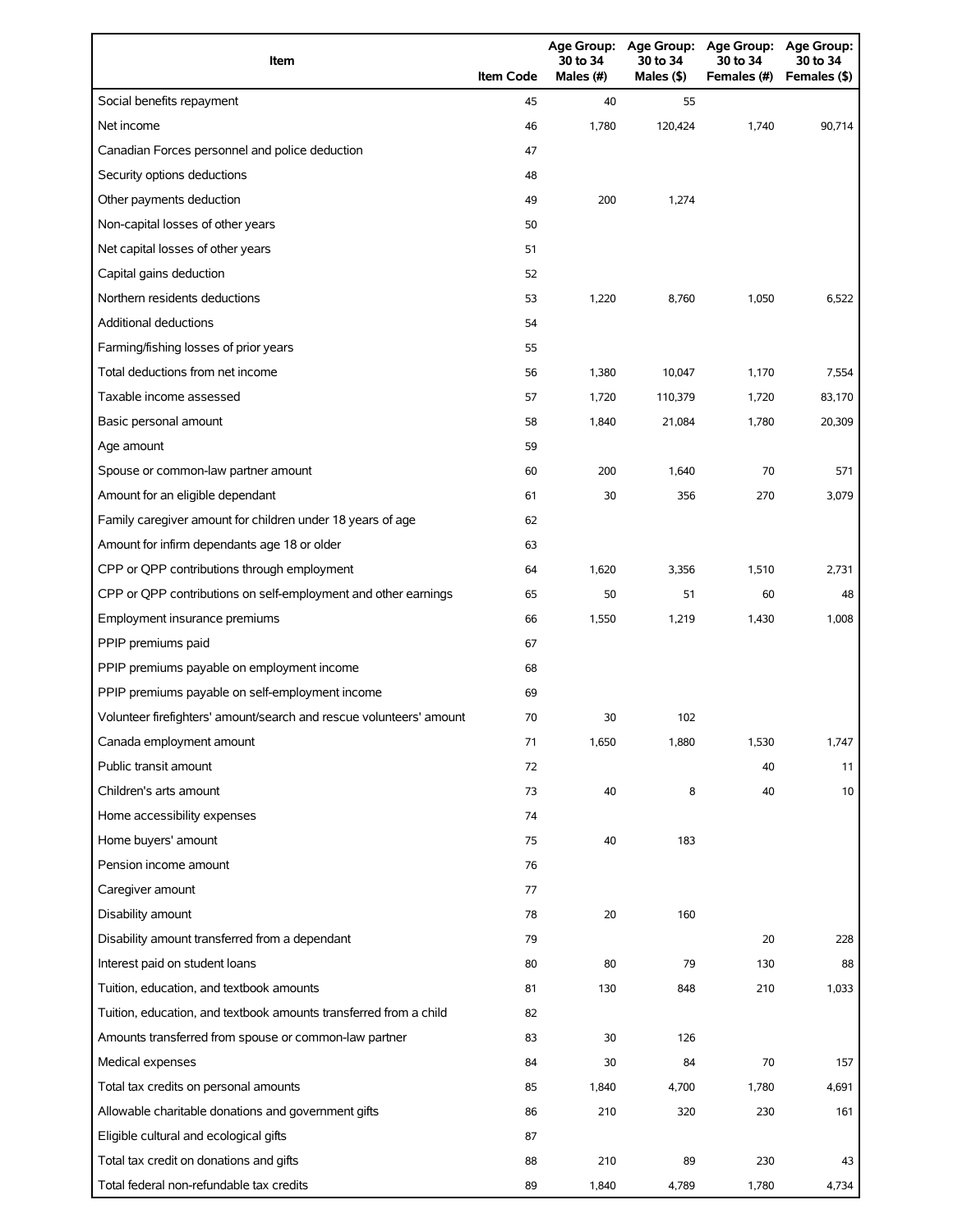| Item | Item Code | Age Group: 30 to 34 Males (#) | Age Group: 30 to 34 Males ($) | Age Group: 30 to 34 Females (#) | Age Group: 30 to 34 Females ($) |
|---|---|---|---|---|---|
| Social benefits repayment | 45 | 40 | 55 | | |
| Net income | 46 | 1,780 | 120,424 | 1,740 | 90,714 |
| Canadian Forces personnel and police deduction | 47 | | | | |
| Security options deductions | 48 | | | | |
| Other payments deduction | 49 | 200 | 1,274 | | |
| Non-capital losses of other years | 50 | | | | |
| Net capital losses of other years | 51 | | | | |
| Capital gains deduction | 52 | | | | |
| Northern residents deductions | 53 | 1,220 | 8,760 | 1,050 | 6,522 |
| Additional deductions | 54 | | | | |
| Farming/fishing losses of prior years | 55 | | | | |
| Total deductions from net income | 56 | 1,380 | 10,047 | 1,170 | 7,554 |
| Taxable income assessed | 57 | 1,720 | 110,379 | 1,720 | 83,170 |
| Basic personal amount | 58 | 1,840 | 21,084 | 1,780 | 20,309 |
| Age amount | 59 | | | | |
| Spouse or common-law partner amount | 60 | 200 | 1,640 | 70 | 571 |
| Amount for an eligible dependant | 61 | 30 | 356 | 270 | 3,079 |
| Family caregiver amount for children under 18 years of age | 62 | | | | |
| Amount for infirm dependants age 18 or older | 63 | | | | |
| CPP or QPP contributions through employment | 64 | 1,620 | 3,356 | 1,510 | 2,731 |
| CPP or QPP contributions on self-employment and other earnings | 65 | 50 | 51 | 60 | 48 |
| Employment insurance premiums | 66 | 1,550 | 1,219 | 1,430 | 1,008 |
| PPIP premiums paid | 67 | | | | |
| PPIP premiums payable on employment income | 68 | | | | |
| PPIP premiums payable on self-employment income | 69 | | | | |
| Volunteer firefighters' amount/search and rescue volunteers' amount | 70 | 30 | 102 | | |
| Canada employment amount | 71 | 1,650 | 1,880 | 1,530 | 1,747 |
| Public transit amount | 72 | | | 40 | 11 |
| Children's arts amount | 73 | 40 | 8 | 40 | 10 |
| Home accessibility expenses | 74 | | | | |
| Home buyers' amount | 75 | 40 | 183 | | |
| Pension income amount | 76 | | | | |
| Caregiver amount | 77 | | | | |
| Disability amount | 78 | 20 | 160 | | |
| Disability amount transferred from a dependant | 79 | | | 20 | 228 |
| Interest paid on student loans | 80 | 80 | 79 | 130 | 88 |
| Tuition, education, and textbook amounts | 81 | 130 | 848 | 210 | 1,033 |
| Tuition, education, and textbook amounts transferred from a child | 82 | | | | |
| Amounts transferred from spouse or common-law partner | 83 | 30 | 126 | | |
| Medical expenses | 84 | 30 | 84 | 70 | 157 |
| Total tax credits on personal amounts | 85 | 1,840 | 4,700 | 1,780 | 4,691 |
| Allowable charitable donations and government gifts | 86 | 210 | 320 | 230 | 161 |
| Eligible cultural and ecological gifts | 87 | | | | |
| Total tax credit on donations and gifts | 88 | 210 | 89 | 230 | 43 |
| Total federal non-refundable tax credits | 89 | 1,840 | 4,789 | 1,780 | 4,734 |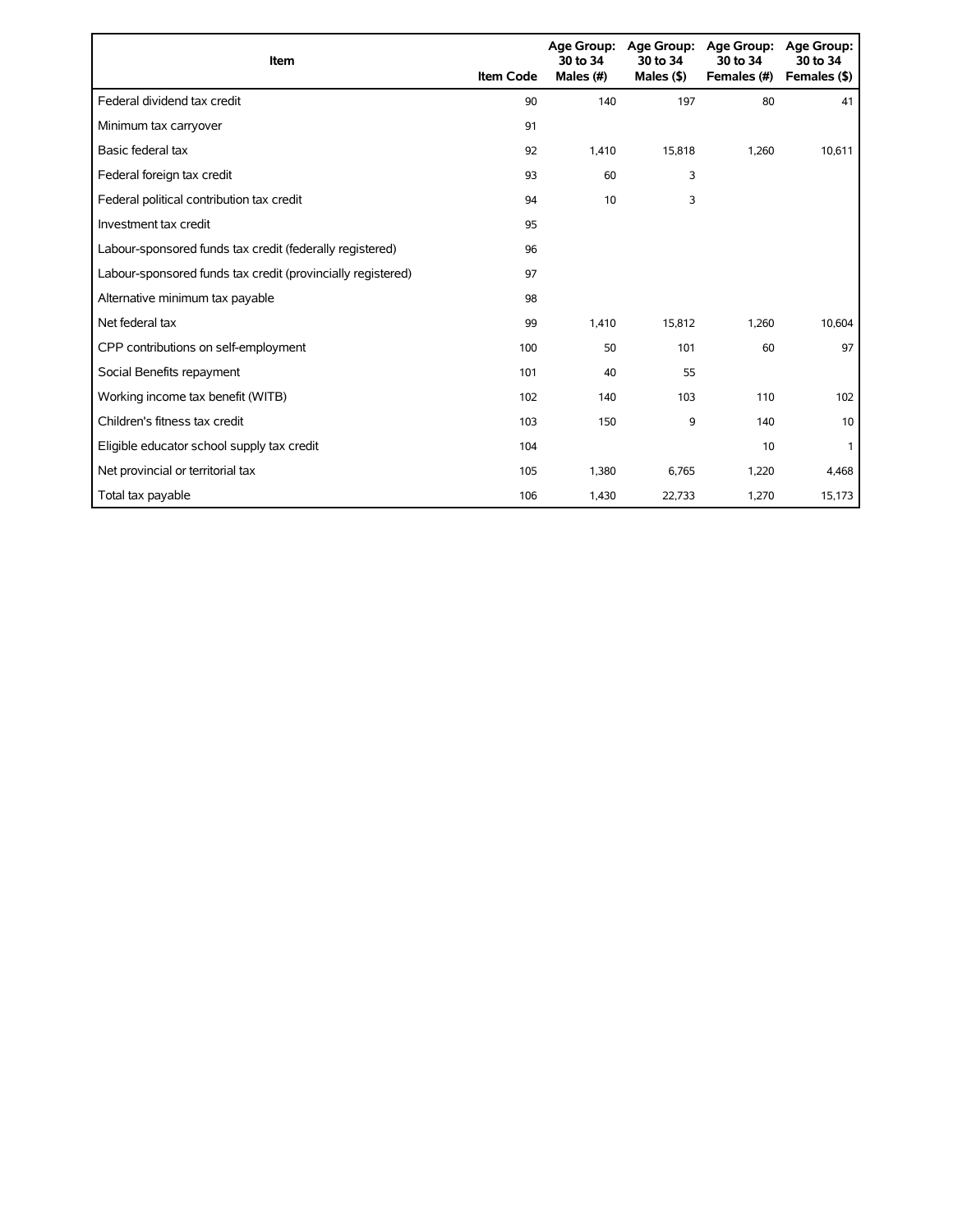| Item | Item Code | Age Group: 30 to 34 Males (#) | Age Group: 30 to 34 Males ($) | Age Group: 30 to 34 Females (#) | Age Group: 30 to 34 Females ($) |
|---|---|---|---|---|---|
| Federal dividend tax credit | 90 | 140 | 197 | 80 | 41 |
| Minimum tax carryover | 91 | | | | |
| Basic federal tax | 92 | 1,410 | 15,818 | 1,260 | 10,611 |
| Federal foreign tax credit | 93 | 60 | 3 | | |
| Federal political contribution tax credit | 94 | 10 | 3 | | |
| Investment tax credit | 95 | | | | |
| Labour-sponsored funds tax credit (federally registered) | 96 | | | | |
| Labour-sponsored funds tax credit (provincially registered) | 97 | | | | |
| Alternative minimum tax payable | 98 | | | | |
| Net federal tax | 99 | 1,410 | 15,812 | 1,260 | 10,604 |
| CPP contributions on self-employment | 100 | 50 | 101 | 60 | 97 |
| Social Benefits repayment | 101 | 40 | 55 | | |
| Working income tax benefit (WITB) | 102 | 140 | 103 | 110 | 102 |
| Children's fitness tax credit | 103 | 150 | 9 | 140 | 10 |
| Eligible educator school supply tax credit | 104 | | | 10 | 1 |
| Net provincial or territorial tax | 105 | 1,380 | 6,765 | 1,220 | 4,468 |
| Total tax payable | 106 | 1,430 | 22,733 | 1,270 | 15,173 |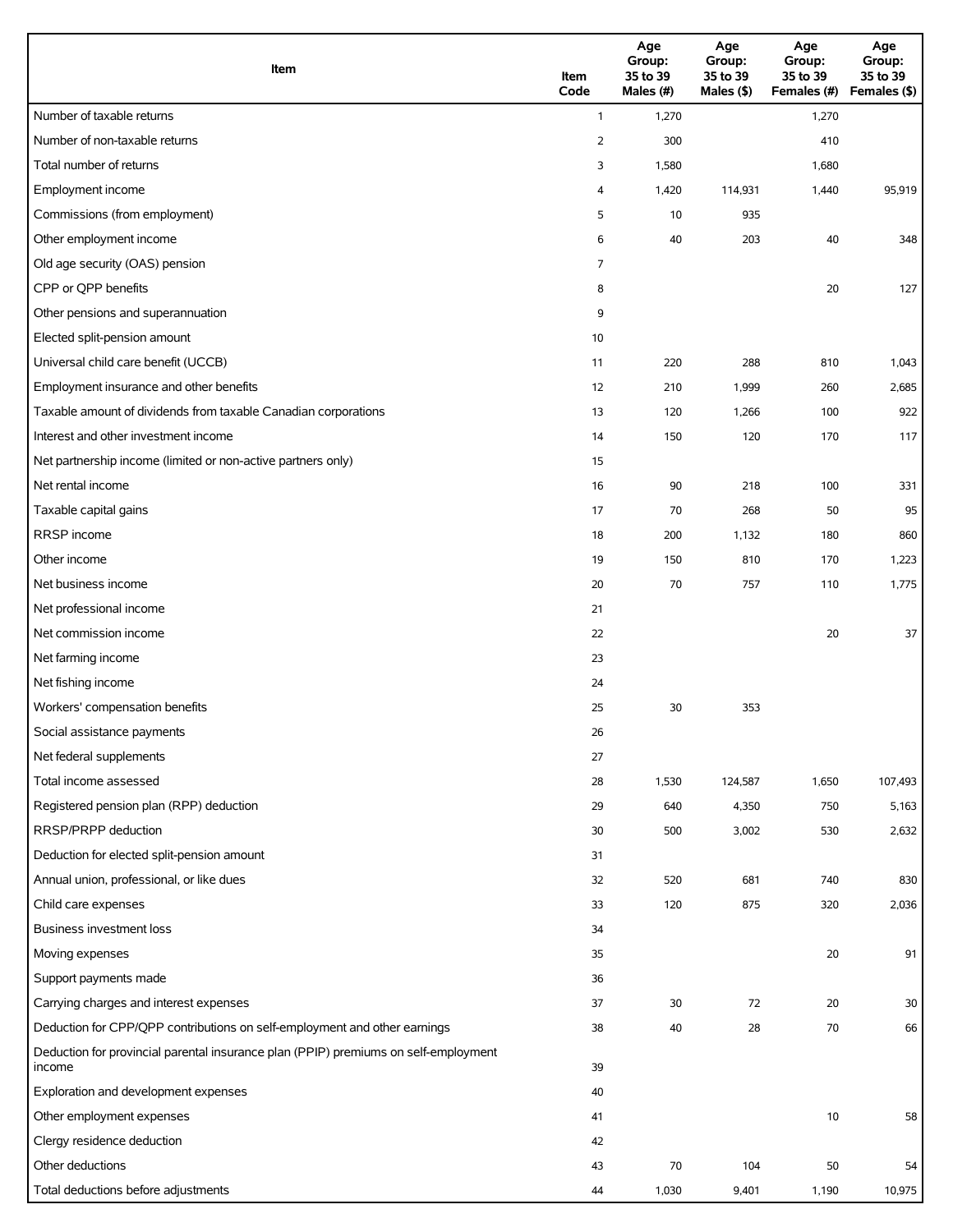| Item | Item Code | Age Group: 35 to 39 Males (#) | Age Group: 35 to 39 Males ($) | Age Group: 35 to 39 Females (#) | Age Group: 35 to 39 Females ($) |
| --- | --- | --- | --- | --- | --- |
| Number of taxable returns | 1 | 1,270 | | 1,270 | |
| Number of non-taxable returns | 2 | 300 | | 410 | |
| Total number of returns | 3 | 1,580 | | 1,680 | |
| Employment income | 4 | 1,420 | 114,931 | 1,440 | 95,919 |
| Commissions (from employment) | 5 | 10 | 935 | | |
| Other employment income | 6 | 40 | 203 | 40 | 348 |
| Old age security (OAS) pension | 7 | | | | |
| CPP or QPP benefits | 8 | | | 20 | 127 |
| Other pensions and superannuation | 9 | | | | |
| Elected split-pension amount | 10 | | | | |
| Universal child care benefit (UCCB) | 11 | 220 | 288 | 810 | 1,043 |
| Employment insurance and other benefits | 12 | 210 | 1,999 | 260 | 2,685 |
| Taxable amount of dividends from taxable Canadian corporations | 13 | 120 | 1,266 | 100 | 922 |
| Interest and other investment income | 14 | 150 | 120 | 170 | 117 |
| Net partnership income (limited or non-active partners only) | 15 | | | | |
| Net rental income | 16 | 90 | 218 | 100 | 331 |
| Taxable capital gains | 17 | 70 | 268 | 50 | 95 |
| RRSP income | 18 | 200 | 1,132 | 180 | 860 |
| Other income | 19 | 150 | 810 | 170 | 1,223 |
| Net business income | 20 | 70 | 757 | 110 | 1,775 |
| Net professional income | 21 | | | | |
| Net commission income | 22 | | | 20 | 37 |
| Net farming income | 23 | | | | |
| Net fishing income | 24 | | | | |
| Workers' compensation benefits | 25 | 30 | 353 | | |
| Social assistance payments | 26 | | | | |
| Net federal supplements | 27 | | | | |
| Total income assessed | 28 | 1,530 | 124,587 | 1,650 | 107,493 |
| Registered pension plan (RPP) deduction | 29 | 640 | 4,350 | 750 | 5,163 |
| RRSP/PRPP deduction | 30 | 500 | 3,002 | 530 | 2,632 |
| Deduction for elected split-pension amount | 31 | | | | |
| Annual union, professional, or like dues | 32 | 520 | 681 | 740 | 830 |
| Child care expenses | 33 | 120 | 875 | 320 | 2,036 |
| Business investment loss | 34 | | | | |
| Moving expenses | 35 | | | 20 | 91 |
| Support payments made | 36 | | | | |
| Carrying charges and interest expenses | 37 | 30 | 72 | 20 | 30 |
| Deduction for CPP/QPP contributions on self-employment and other earnings | 38 | 40 | 28 | 70 | 66 |
| Deduction for provincial parental insurance plan (PPIP) premiums on self-employment income | 39 | | | | |
| Exploration and development expenses | 40 | | | | |
| Other employment expenses | 41 | | | 10 | 58 |
| Clergy residence deduction | 42 | | | | |
| Other deductions | 43 | 70 | 104 | 50 | 54 |
| Total deductions before adjustments | 44 | 1,030 | 9,401 | 1,190 | 10,975 |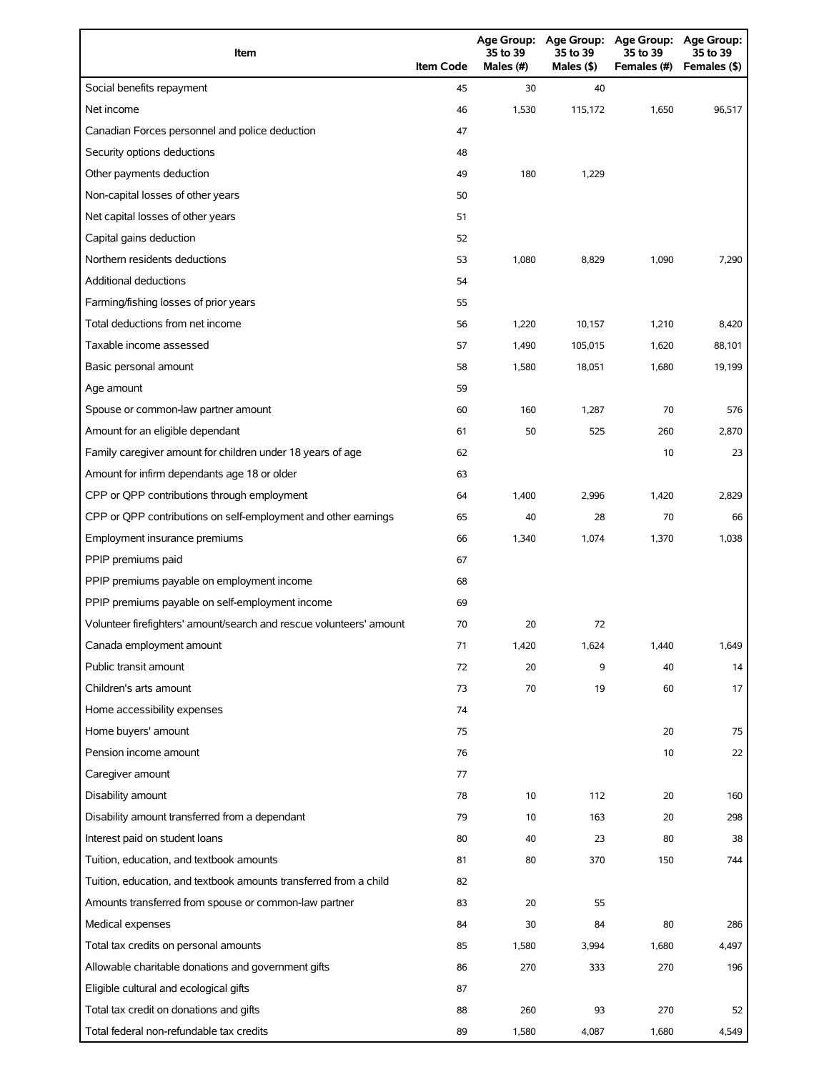| Item | Item Code | Age Group: 35 to 39 Males (#) | Age Group: 35 to 39 Males ($) | Age Group: 35 to 39 Females (#) | Age Group: 35 to 39 Females ($) |
| --- | --- | --- | --- | --- | --- |
| Social benefits repayment | 45 | 30 | 40 | | |
| Net income | 46 | 1,530 | 115,172 | 1,650 | 96,517 |
| Canadian Forces personnel and police deduction | 47 | | | | |
| Security options deductions | 48 | | | | |
| Other payments deduction | 49 | 180 | 1,229 | | |
| Non-capital losses of other years | 50 | | | | |
| Net capital losses of other years | 51 | | | | |
| Capital gains deduction | 52 | | | | |
| Northern residents deductions | 53 | 1,080 | 8,829 | 1,090 | 7,290 |
| Additional deductions | 54 | | | | |
| Farming/fishing losses of prior years | 55 | | | | |
| Total deductions from net income | 56 | 1,220 | 10,157 | 1,210 | 8,420 |
| Taxable income assessed | 57 | 1,490 | 105,015 | 1,620 | 88,101 |
| Basic personal amount | 58 | 1,580 | 18,051 | 1,680 | 19,199 |
| Age amount | 59 | | | | |
| Spouse or common-law partner amount | 60 | 160 | 1,287 | 70 | 576 |
| Amount for an eligible dependant | 61 | 50 | 525 | 260 | 2,870 |
| Family caregiver amount for children under 18 years of age | 62 | | | 10 | 23 |
| Amount for infirm dependants age 18 or older | 63 | | | | |
| CPP or QPP contributions through employment | 64 | 1,400 | 2,996 | 1,420 | 2,829 |
| CPP or QPP contributions on self-employment and other earnings | 65 | 40 | 28 | 70 | 66 |
| Employment insurance premiums | 66 | 1,340 | 1,074 | 1,370 | 1,038 |
| PPIP premiums paid | 67 | | | | |
| PPIP premiums payable on employment income | 68 | | | | |
| PPIP premiums payable on self-employment income | 69 | | | | |
| Volunteer firefighters' amount/search and rescue volunteers' amount | 70 | 20 | 72 | | |
| Canada employment amount | 71 | 1,420 | 1,624 | 1,440 | 1,649 |
| Public transit amount | 72 | 20 | 9 | 40 | 14 |
| Children's arts amount | 73 | 70 | 19 | 60 | 17 |
| Home accessibility expenses | 74 | | | | |
| Home buyers' amount | 75 | | | 20 | 75 |
| Pension income amount | 76 | | | 10 | 22 |
| Caregiver amount | 77 | | | | |
| Disability amount | 78 | 10 | 112 | 20 | 160 |
| Disability amount transferred from a dependant | 79 | 10 | 163 | 20 | 298 |
| Interest paid on student loans | 80 | 40 | 23 | 80 | 38 |
| Tuition, education, and textbook amounts | 81 | 80 | 370 | 150 | 744 |
| Tuition, education, and textbook amounts transferred from a child | 82 | | | | |
| Amounts transferred from spouse or common-law partner | 83 | 20 | 55 | | |
| Medical expenses | 84 | 30 | 84 | 80 | 286 |
| Total tax credits on personal amounts | 85 | 1,580 | 3,994 | 1,680 | 4,497 |
| Allowable charitable donations and government gifts | 86 | 270 | 333 | 270 | 196 |
| Eligible cultural and ecological gifts | 87 | | | | |
| Total tax credit on donations and gifts | 88 | 260 | 93 | 270 | 52 |
| Total federal non-refundable tax credits | 89 | 1,580 | 4,087 | 1,680 | 4,549 |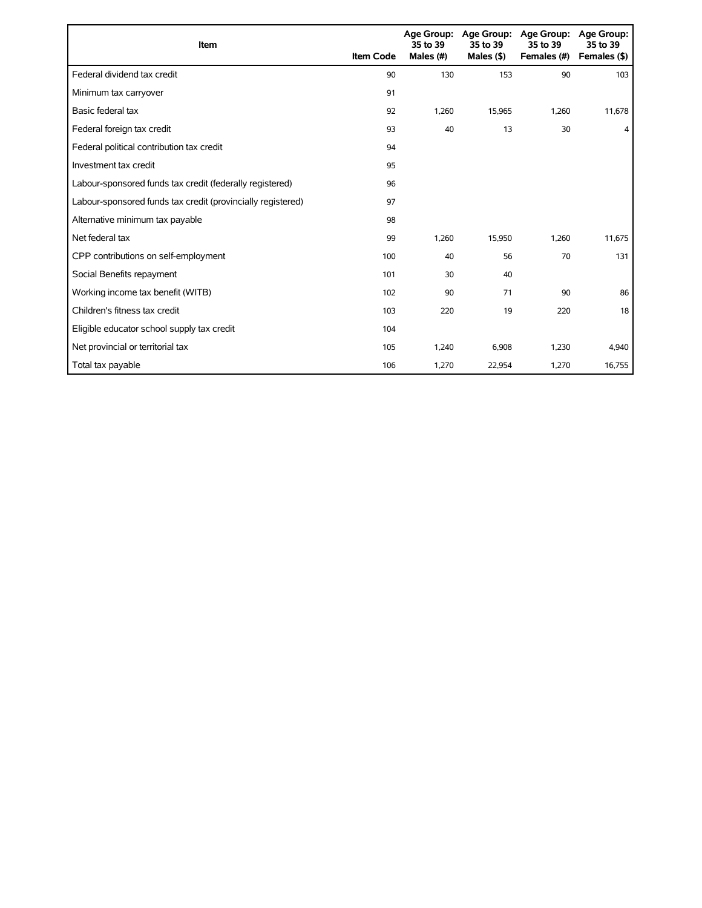| Item | Item Code | Age Group: 35 to 39 Males (#) | Age Group: 35 to 39 Males ($) | Age Group: 35 to 39 Females (#) | Age Group: 35 to 39 Females ($) |
|---|---|---|---|---|---|
| Federal dividend tax credit | 90 | 130 | 153 | 90 | 103 |
| Minimum tax carryover | 91 | | | | |
| Basic federal tax | 92 | 1,260 | 15,965 | 1,260 | 11,678 |
| Federal foreign tax credit | 93 | 40 | 13 | 30 | 4 |
| Federal political contribution tax credit | 94 | | | | |
| Investment tax credit | 95 | | | | |
| Labour-sponsored funds tax credit (federally registered) | 96 | | | | |
| Labour-sponsored funds tax credit (provincially registered) | 97 | | | | |
| Alternative minimum tax payable | 98 | | | | |
| Net federal tax | 99 | 1,260 | 15,950 | 1,260 | 11,675 |
| CPP contributions on self-employment | 100 | 40 | 56 | 70 | 131 |
| Social Benefits repayment | 101 | 30 | 40 | | |
| Working income tax benefit (WITB) | 102 | 90 | 71 | 90 | 86 |
| Children's fitness tax credit | 103 | 220 | 19 | 220 | 18 |
| Eligible educator school supply tax credit | 104 | | | | |
| Net provincial or territorial tax | 105 | 1,240 | 6,908 | 1,230 | 4,940 |
| Total tax payable | 106 | 1,270 | 22,954 | 1,270 | 16,755 |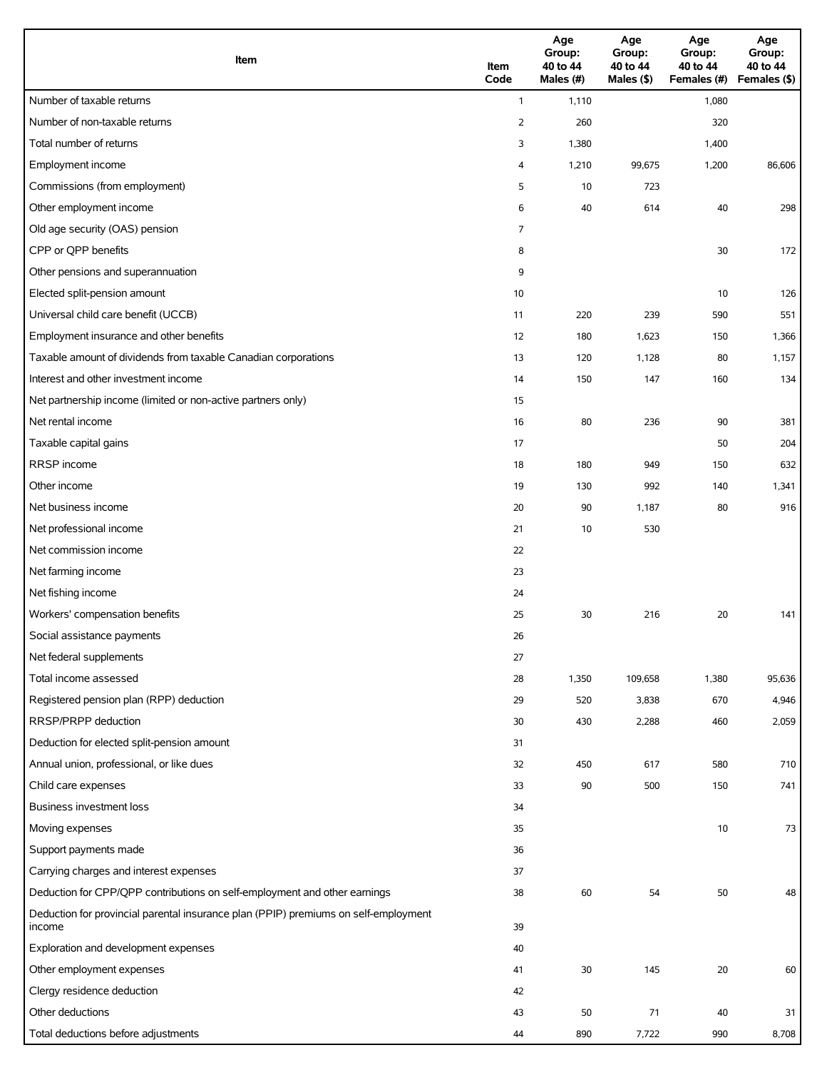| Item | Item Code | Age Group: 40 to 44 Males (#) | Age Group: 40 to 44 Males ($) | Age Group: 40 to 44 Females (#) | Age Group: 40 to 44 Females ($) |
|---|---|---|---|---|---|
| Number of taxable returns | 1 | 1,110 | | 1,080 | |
| Number of non-taxable returns | 2 | 260 | | 320 | |
| Total number of returns | 3 | 1,380 | | 1,400 | |
| Employment income | 4 | 1,210 | 99,675 | 1,200 | 86,606 |
| Commissions (from employment) | 5 | 10 | 723 | | |
| Other employment income | 6 | 40 | 614 | 40 | 298 |
| Old age security (OAS) pension | 7 | | | | |
| CPP or QPP benefits | 8 | | | 30 | 172 |
| Other pensions and superannuation | 9 | | | | |
| Elected split-pension amount | 10 | | | 10 | 126 |
| Universal child care benefit (UCCB) | 11 | 220 | 239 | 590 | 551 |
| Employment insurance and other benefits | 12 | 180 | 1,623 | 150 | 1,366 |
| Taxable amount of dividends from taxable Canadian corporations | 13 | 120 | 1,128 | 80 | 1,157 |
| Interest and other investment income | 14 | 150 | 147 | 160 | 134 |
| Net partnership income (limited or non-active partners only) | 15 | | | | |
| Net rental income | 16 | 80 | 236 | 90 | 381 |
| Taxable capital gains | 17 | | | 50 | 204 |
| RRSP income | 18 | 180 | 949 | 150 | 632 |
| Other income | 19 | 130 | 992 | 140 | 1,341 |
| Net business income | 20 | 90 | 1,187 | 80 | 916 |
| Net professional income | 21 | 10 | 530 | | |
| Net commission income | 22 | | | | |
| Net farming income | 23 | | | | |
| Net fishing income | 24 | | | | |
| Workers' compensation benefits | 25 | 30 | 216 | 20 | 141 |
| Social assistance payments | 26 | | | | |
| Net federal supplements | 27 | | | | |
| Total income assessed | 28 | 1,350 | 109,658 | 1,380 | 95,636 |
| Registered pension plan (RPP) deduction | 29 | 520 | 3,838 | 670 | 4,946 |
| RRSP/PRPP deduction | 30 | 430 | 2,288 | 460 | 2,059 |
| Deduction for elected split-pension amount | 31 | | | | |
| Annual union, professional, or like dues | 32 | 450 | 617 | 580 | 710 |
| Child care expenses | 33 | 90 | 500 | 150 | 741 |
| Business investment loss | 34 | | | | |
| Moving expenses | 35 | | | 10 | 73 |
| Support payments made | 36 | | | | |
| Carrying charges and interest expenses | 37 | | | | |
| Deduction for CPP/QPP contributions on self-employment and other earnings | 38 | 60 | 54 | 50 | 48 |
| Deduction for provincial parental insurance plan (PPIP) premiums on self-employment income | 39 | | | | |
| Exploration and development expenses | 40 | | | | |
| Other employment expenses | 41 | 30 | 145 | 20 | 60 |
| Clergy residence deduction | 42 | | | | |
| Other deductions | 43 | 50 | 71 | 40 | 31 |
| Total deductions before adjustments | 44 | 890 | 7,722 | 990 | 8,708 |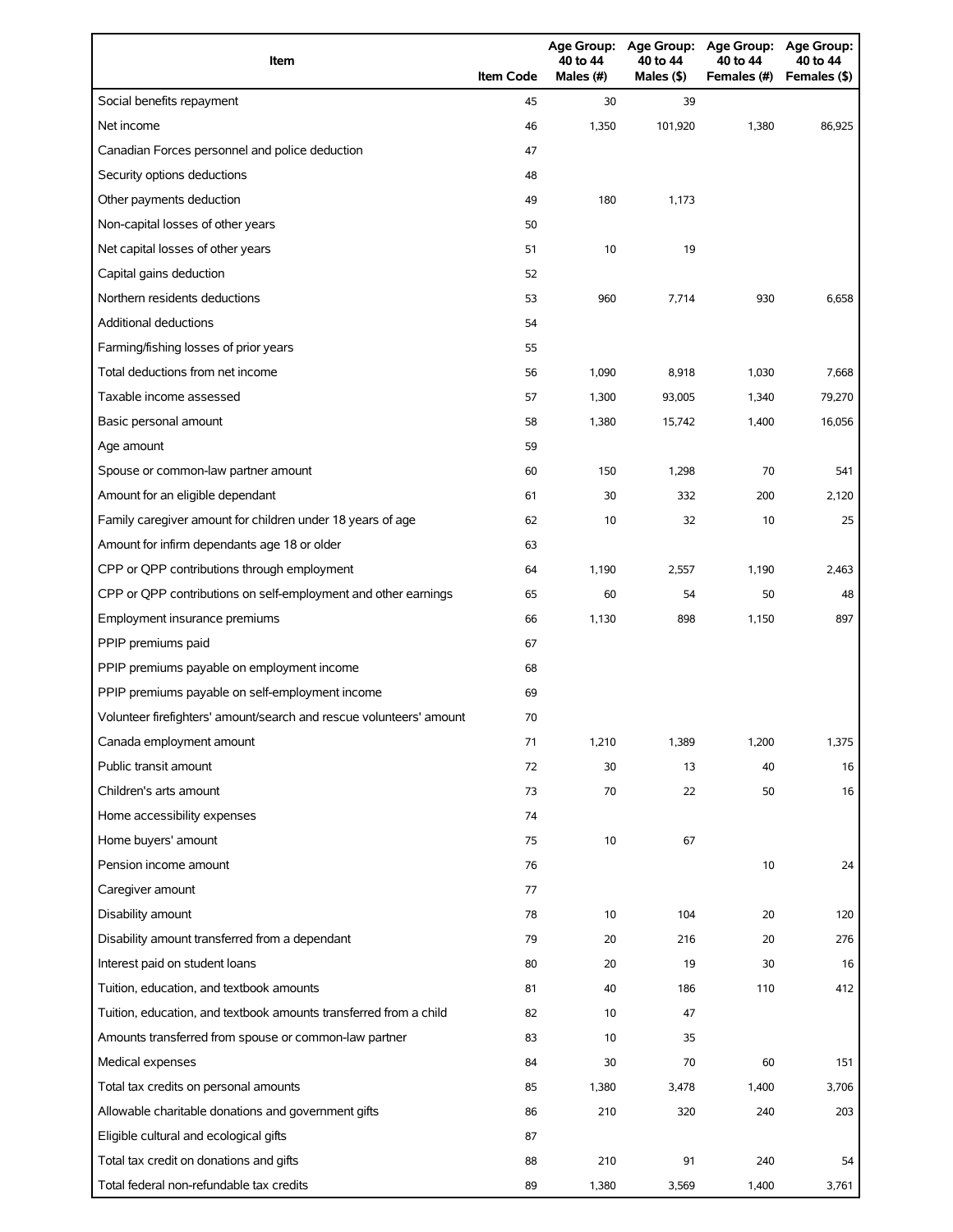| Item | Item Code | Age Group: 40 to 44 Males (#) | Age Group: 40 to 44 Males ($) | Age Group: 40 to 44 Females (#) | Age Group: 40 to 44 Females ($) |
|---|---|---|---|---|---|
| Social benefits repayment | 45 | 30 | 39 | | |
| Net income | 46 | 1,350 | 101,920 | 1,380 | 86,925 |
| Canadian Forces personnel and police deduction | 47 | | | | |
| Security options deductions | 48 | | | | |
| Other payments deduction | 49 | 180 | 1,173 | | |
| Non-capital losses of other years | 50 | | | | |
| Net capital losses of other years | 51 | 10 | 19 | | |
| Capital gains deduction | 52 | | | | |
| Northern residents deductions | 53 | 960 | 7,714 | 930 | 6,658 |
| Additional deductions | 54 | | | | |
| Farming/fishing losses of prior years | 55 | | | | |
| Total deductions from net income | 56 | 1,090 | 8,918 | 1,030 | 7,668 |
| Taxable income assessed | 57 | 1,300 | 93,005 | 1,340 | 79,270 |
| Basic personal amount | 58 | 1,380 | 15,742 | 1,400 | 16,056 |
| Age amount | 59 | | | | |
| Spouse or common-law partner amount | 60 | 150 | 1,298 | 70 | 541 |
| Amount for an eligible dependant | 61 | 30 | 332 | 200 | 2,120 |
| Family caregiver amount for children under 18 years of age | 62 | 10 | 32 | 10 | 25 |
| Amount for infirm dependants age 18 or older | 63 | | | | |
| CPP or QPP contributions through employment | 64 | 1,190 | 2,557 | 1,190 | 2,463 |
| CPP or QPP contributions on self-employment and other earnings | 65 | 60 | 54 | 50 | 48 |
| Employment insurance premiums | 66 | 1,130 | 898 | 1,150 | 897 |
| PPIP premiums paid | 67 | | | | |
| PPIP premiums payable on employment income | 68 | | | | |
| PPIP premiums payable on self-employment income | 69 | | | | |
| Volunteer firefighters' amount/search and rescue volunteers' amount | 70 | | | | |
| Canada employment amount | 71 | 1,210 | 1,389 | 1,200 | 1,375 |
| Public transit amount | 72 | 30 | 13 | 40 | 16 |
| Children's arts amount | 73 | 70 | 22 | 50 | 16 |
| Home accessibility expenses | 74 | | | | |
| Home buyers' amount | 75 | 10 | 67 | | |
| Pension income amount | 76 | | | 10 | 24 |
| Caregiver amount | 77 | | | | |
| Disability amount | 78 | 10 | 104 | 20 | 120 |
| Disability amount transferred from a dependant | 79 | 20 | 216 | 20 | 276 |
| Interest paid on student loans | 80 | 20 | 19 | 30 | 16 |
| Tuition, education, and textbook amounts | 81 | 40 | 186 | 110 | 412 |
| Tuition, education, and textbook amounts transferred from a child | 82 | 10 | 47 | | |
| Amounts transferred from spouse or common-law partner | 83 | 10 | 35 | | |
| Medical expenses | 84 | 30 | 70 | 60 | 151 |
| Total tax credits on personal amounts | 85 | 1,380 | 3,478 | 1,400 | 3,706 |
| Allowable charitable donations and government gifts | 86 | 210 | 320 | 240 | 203 |
| Eligible cultural and ecological gifts | 87 | | | | |
| Total tax credit on donations and gifts | 88 | 210 | 91 | 240 | 54 |
| Total federal non-refundable tax credits | 89 | 1,380 | 3,569 | 1,400 | 3,761 |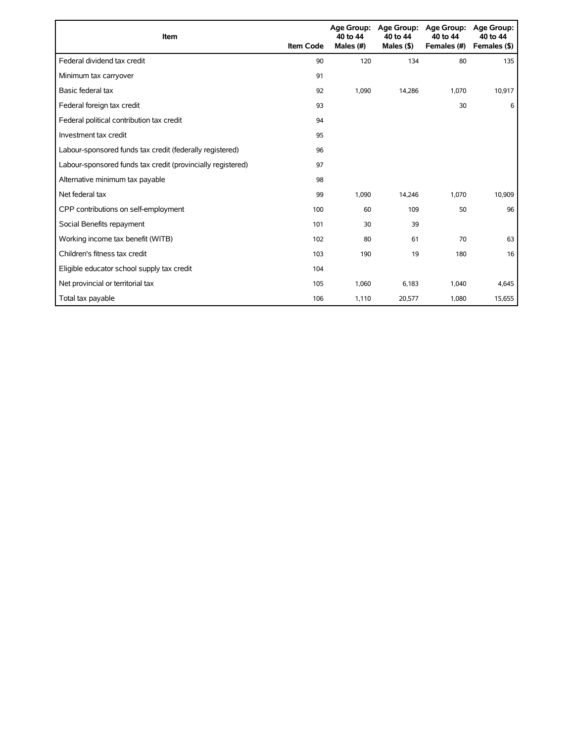| Item | Item Code | Age Group: 40 to 44 Males (#) | Age Group: 40 to 44 Males ($) | Age Group: 40 to 44 Females (#) | Age Group: 40 to 44 Females ($) |
|---|---|---|---|---|---|
| Federal dividend tax credit | 90 | 120 | 134 | 80 | 135 |
| Minimum tax carryover | 91 | | | | |
| Basic federal tax | 92 | 1,090 | 14,286 | 1,070 | 10,917 |
| Federal foreign tax credit | 93 | | | 30 | 6 |
| Federal political contribution tax credit | 94 | | | | |
| Investment tax credit | 95 | | | | |
| Labour-sponsored funds tax credit (federally registered) | 96 | | | | |
| Labour-sponsored funds tax credit (provincially registered) | 97 | | | | |
| Alternative minimum tax payable | 98 | | | | |
| Net federal tax | 99 | 1,090 | 14,246 | 1,070 | 10,909 |
| CPP contributions on self-employment | 100 | 60 | 109 | 50 | 96 |
| Social Benefits repayment | 101 | 30 | 39 | | |
| Working income tax benefit (WITB) | 102 | 80 | 61 | 70 | 63 |
| Children's fitness tax credit | 103 | 190 | 19 | 180 | 16 |
| Eligible educator school supply tax credit | 104 | | | | |
| Net provincial or territorial tax | 105 | 1,060 | 6,183 | 1,040 | 4,645 |
| Total tax payable | 106 | 1,110 | 20,577 | 1,080 | 15,655 |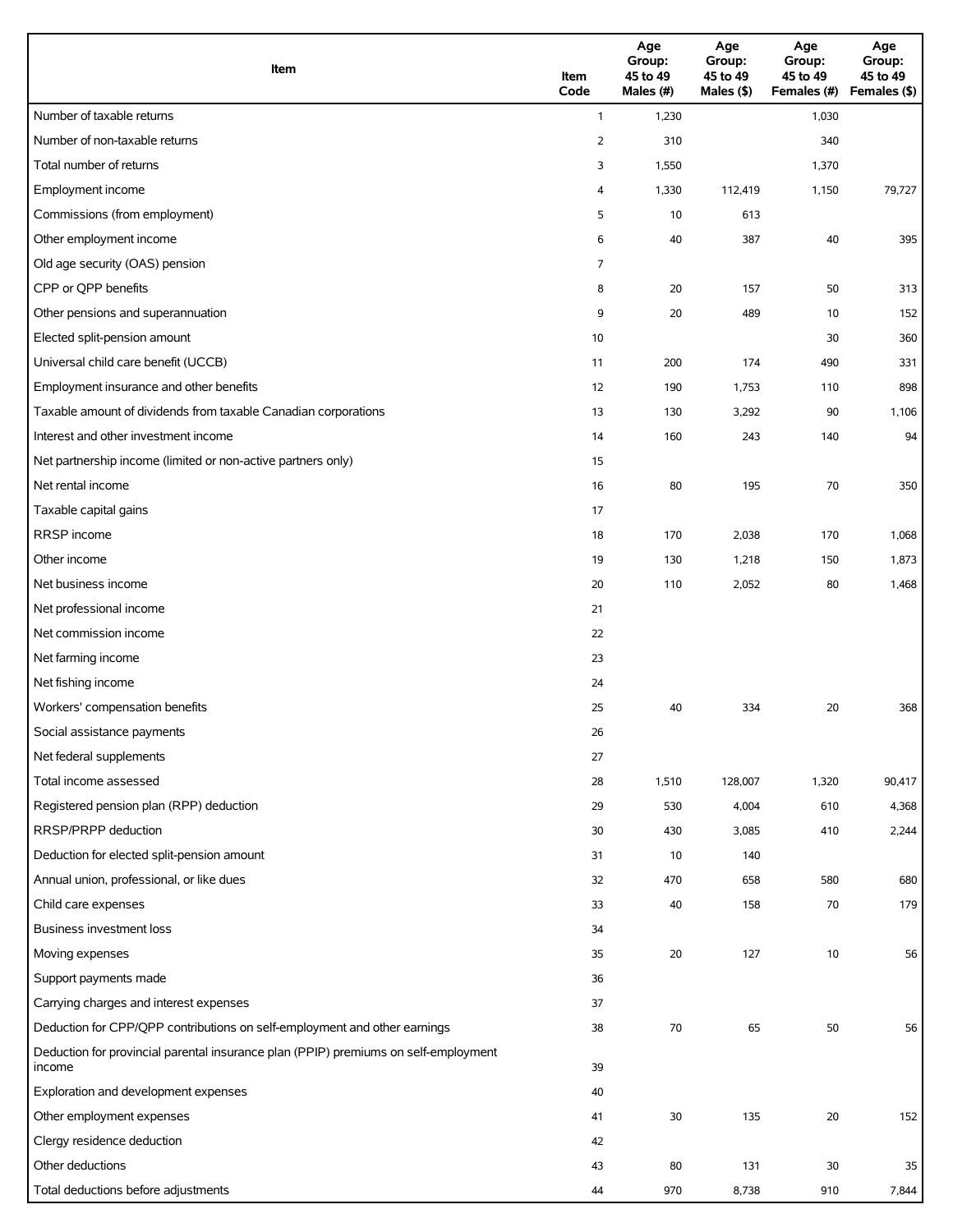| Item | Item Code | Age Group: 45 to 49 Males (#) | Age Group: 45 to 49 Males ($) | Age Group: 45 to 49 Females (#) | Age Group: 45 to 49 Females ($) |
|---|---|---|---|---|---|
| Number of taxable returns | 1 | 1,230 | | 1,030 | |
| Number of non-taxable returns | 2 | 310 | | 340 | |
| Total number of returns | 3 | 1,550 | | 1,370 | |
| Employment income | 4 | 1,330 | 112,419 | 1,150 | 79,727 |
| Commissions (from employment) | 5 | 10 | 613 | | |
| Other employment income | 6 | 40 | 387 | 40 | 395 |
| Old age security (OAS) pension | 7 | | | | |
| CPP or QPP benefits | 8 | 20 | 157 | 50 | 313 |
| Other pensions and superannuation | 9 | 20 | 489 | 10 | 152 |
| Elected split-pension amount | 10 | | | 30 | 360 |
| Universal child care benefit (UCCB) | 11 | 200 | 174 | 490 | 331 |
| Employment insurance and other benefits | 12 | 190 | 1,753 | 110 | 898 |
| Taxable amount of dividends from taxable Canadian corporations | 13 | 130 | 3,292 | 90 | 1,106 |
| Interest and other investment income | 14 | 160 | 243 | 140 | 94 |
| Net partnership income (limited or non-active partners only) | 15 | | | | |
| Net rental income | 16 | 80 | 195 | 70 | 350 |
| Taxable capital gains | 17 | | | | |
| RRSP income | 18 | 170 | 2,038 | 170 | 1,068 |
| Other income | 19 | 130 | 1,218 | 150 | 1,873 |
| Net business income | 20 | 110 | 2,052 | 80 | 1,468 |
| Net professional income | 21 | | | | |
| Net commission income | 22 | | | | |
| Net farming income | 23 | | | | |
| Net fishing income | 24 | | | | |
| Workers' compensation benefits | 25 | 40 | 334 | 20 | 368 |
| Social assistance payments | 26 | | | | |
| Net federal supplements | 27 | | | | |
| Total income assessed | 28 | 1,510 | 128,007 | 1,320 | 90,417 |
| Registered pension plan (RPP) deduction | 29 | 530 | 4,004 | 610 | 4,368 |
| RRSP/PRPP deduction | 30 | 430 | 3,085 | 410 | 2,244 |
| Deduction for elected split-pension amount | 31 | 10 | 140 | | |
| Annual union, professional, or like dues | 32 | 470 | 658 | 580 | 680 |
| Child care expenses | 33 | 40 | 158 | 70 | 179 |
| Business investment loss | 34 | | | | |
| Moving expenses | 35 | 20 | 127 | 10 | 56 |
| Support payments made | 36 | | | | |
| Carrying charges and interest expenses | 37 | | | | |
| Deduction for CPP/QPP contributions on self-employment and other earnings | 38 | 70 | 65 | 50 | 56 |
| Deduction for provincial parental insurance plan (PPIP) premiums on self-employment income | 39 | | | | |
| Exploration and development expenses | 40 | | | | |
| Other employment expenses | 41 | 30 | 135 | 20 | 152 |
| Clergy residence deduction | 42 | | | | |
| Other deductions | 43 | 80 | 131 | 30 | 35 |
| Total deductions before adjustments | 44 | 970 | 8,738 | 910 | 7,844 |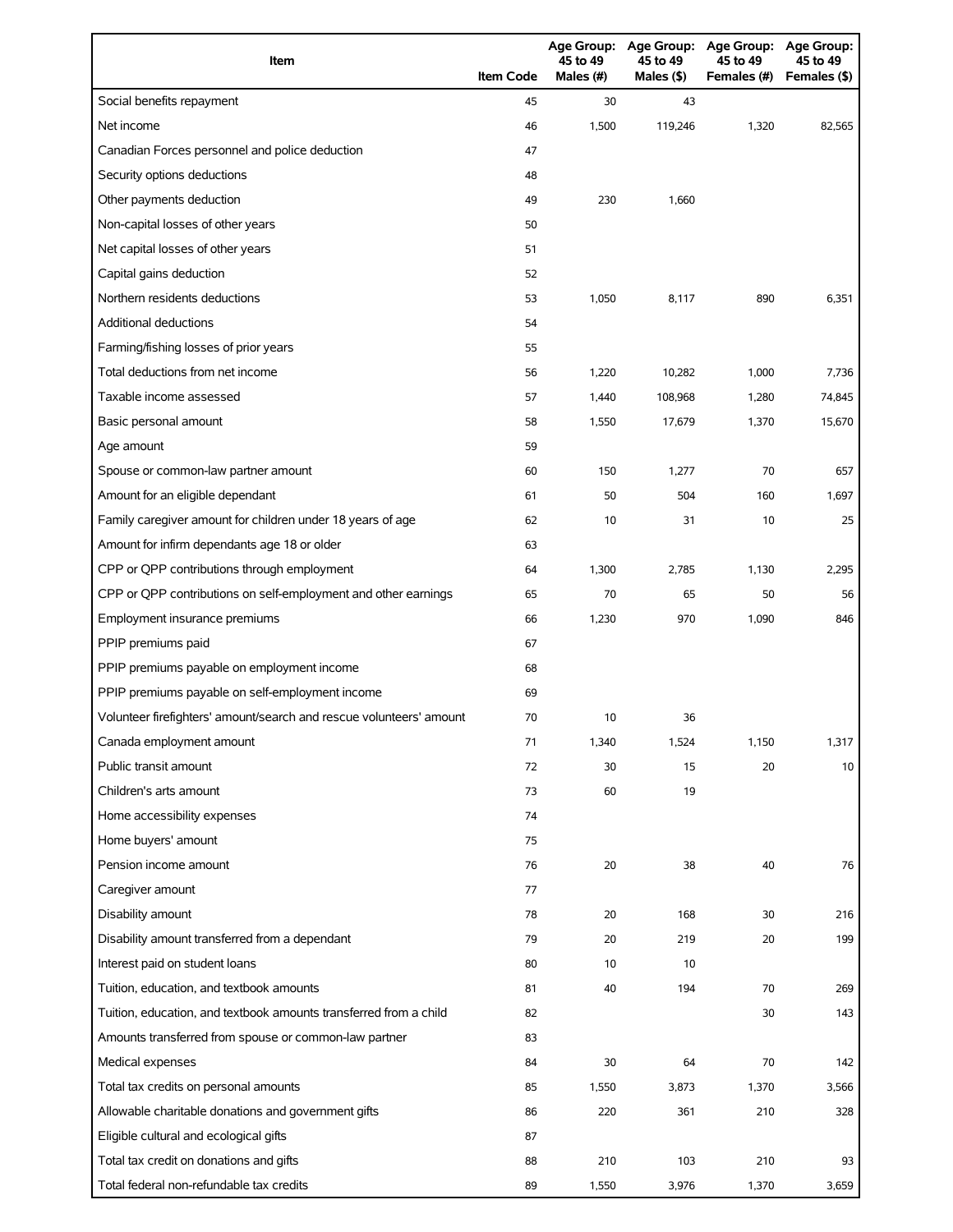| Item | Item Code | Age Group: 45 to 49 Males (#) | Age Group: 45 to 49 Males ($) | Age Group: 45 to 49 Females (#) | Age Group: 45 to 49 Females ($) |
|---|---|---|---|---|---|
| Social benefits repayment | 45 | 30 | 43 | | |
| Net income | 46 | 1,500 | 119,246 | 1,320 | 82,565 |
| Canadian Forces personnel and police deduction | 47 | | | | |
| Security options deductions | 48 | | | | |
| Other payments deduction | 49 | 230 | 1,660 | | |
| Non-capital losses of other years | 50 | | | | |
| Net capital losses of other years | 51 | | | | |
| Capital gains deduction | 52 | | | | |
| Northern residents deductions | 53 | 1,050 | 8,117 | 890 | 6,351 |
| Additional deductions | 54 | | | | |
| Farming/fishing losses of prior years | 55 | | | | |
| Total deductions from net income | 56 | 1,220 | 10,282 | 1,000 | 7,736 |
| Taxable income assessed | 57 | 1,440 | 108,968 | 1,280 | 74,845 |
| Basic personal amount | 58 | 1,550 | 17,679 | 1,370 | 15,670 |
| Age amount | 59 | | | | |
| Spouse or common-law partner amount | 60 | 150 | 1,277 | 70 | 657 |
| Amount for an eligible dependant | 61 | 50 | 504 | 160 | 1,697 |
| Family caregiver amount for children under 18 years of age | 62 | 10 | 31 | 10 | 25 |
| Amount for infirm dependants age 18 or older | 63 | | | | |
| CPP or QPP contributions through employment | 64 | 1,300 | 2,785 | 1,130 | 2,295 |
| CPP or QPP contributions on self-employment and other earnings | 65 | 70 | 65 | 50 | 56 |
| Employment insurance premiums | 66 | 1,230 | 970 | 1,090 | 846 |
| PPIP premiums paid | 67 | | | | |
| PPIP premiums payable on employment income | 68 | | | | |
| PPIP premiums payable on self-employment income | 69 | | | | |
| Volunteer firefighters' amount/search and rescue volunteers' amount | 70 | 10 | 36 | | |
| Canada employment amount | 71 | 1,340 | 1,524 | 1,150 | 1,317 |
| Public transit amount | 72 | 30 | 15 | 20 | 10 |
| Children's arts amount | 73 | 60 | 19 | | |
| Home accessibility expenses | 74 | | | | |
| Home buyers' amount | 75 | | | | |
| Pension income amount | 76 | 20 | 38 | 40 | 76 |
| Caregiver amount | 77 | | | | |
| Disability amount | 78 | 20 | 168 | 30 | 216 |
| Disability amount transferred from a dependant | 79 | 20 | 219 | 20 | 199 |
| Interest paid on student loans | 80 | 10 | 10 | | |
| Tuition, education, and textbook amounts | 81 | 40 | 194 | 70 | 269 |
| Tuition, education, and textbook amounts transferred from a child | 82 | | | 30 | 143 |
| Amounts transferred from spouse or common-law partner | 83 | | | | |
| Medical expenses | 84 | 30 | 64 | 70 | 142 |
| Total tax credits on personal amounts | 85 | 1,550 | 3,873 | 1,370 | 3,566 |
| Allowable charitable donations and government gifts | 86 | 220 | 361 | 210 | 328 |
| Eligible cultural and ecological gifts | 87 | | | | |
| Total tax credit on donations and gifts | 88 | 210 | 103 | 210 | 93 |
| Total federal non-refundable tax credits | 89 | 1,550 | 3,976 | 1,370 | 3,659 |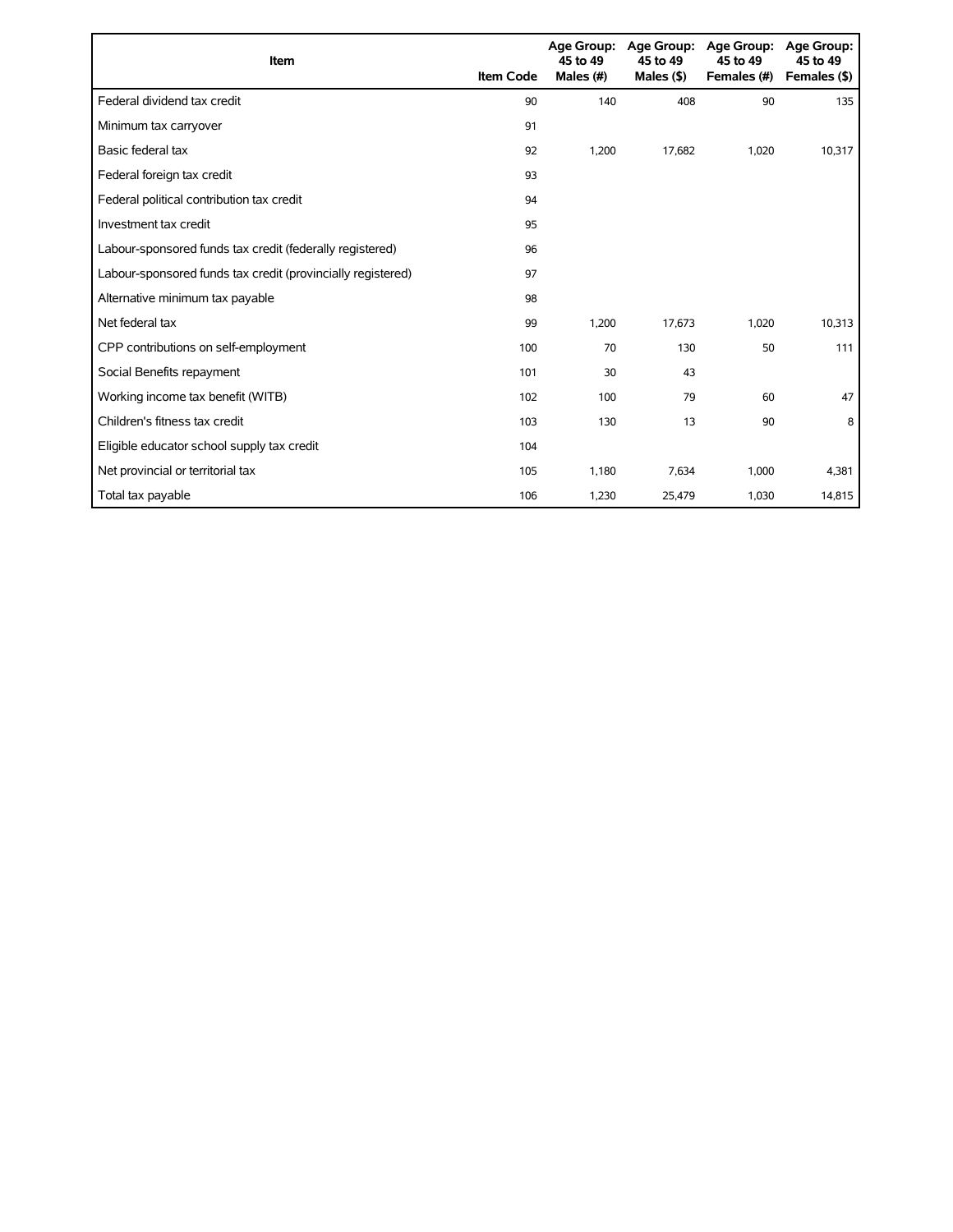| Item | Item Code | Age Group: 45 to 49 Males (#) | Age Group: 45 to 49 Males ($) | Age Group: 45 to 49 Females (#) | Age Group: 45 to 49 Females ($) |
|---|---|---|---|---|---|
| Federal dividend tax credit | 90 | 140 | 408 | 90 | 135 |
| Minimum tax carryover | 91 | | | | |
| Basic federal tax | 92 | 1,200 | 17,682 | 1,020 | 10,317 |
| Federal foreign tax credit | 93 | | | | |
| Federal political contribution tax credit | 94 | | | | |
| Investment tax credit | 95 | | | | |
| Labour-sponsored funds tax credit (federally registered) | 96 | | | | |
| Labour-sponsored funds tax credit (provincially registered) | 97 | | | | |
| Alternative minimum tax payable | 98 | | | | |
| Net federal tax | 99 | 1,200 | 17,673 | 1,020 | 10,313 |
| CPP contributions on self-employment | 100 | 70 | 130 | 50 | 111 |
| Social Benefits repayment | 101 | 30 | 43 | | |
| Working income tax benefit (WITB) | 102 | 100 | 79 | 60 | 47 |
| Children's fitness tax credit | 103 | 130 | 13 | 90 | 8 |
| Eligible educator school supply tax credit | 104 | | | | |
| Net provincial or territorial tax | 105 | 1,180 | 7,634 | 1,000 | 4,381 |
| Total tax payable | 106 | 1,230 | 25,479 | 1,030 | 14,815 |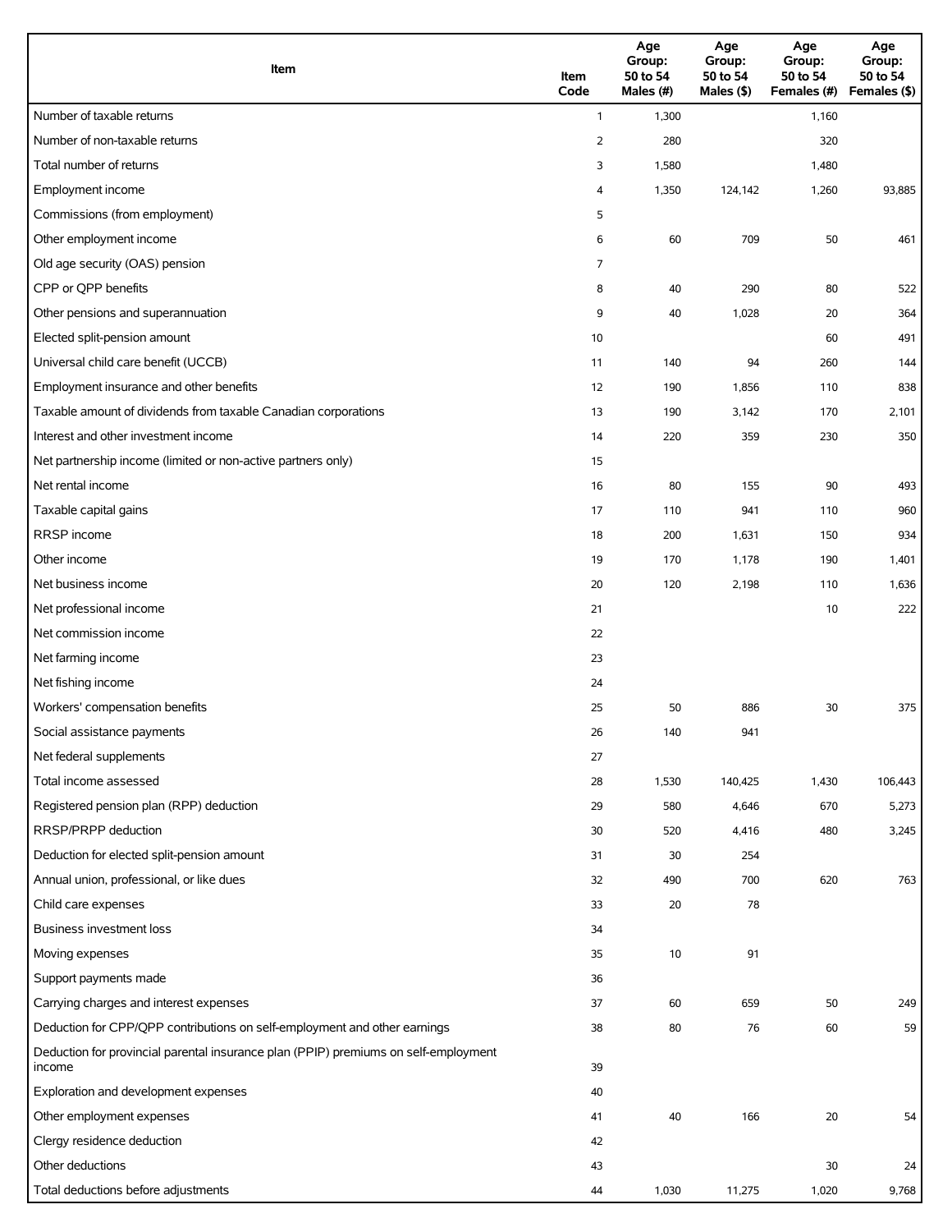| Item | Item Code | Age Group: 50 to 54 Males (#) | Age Group: 50 to 54 Males ($) | Age Group: 50 to 54 Females (#) | Age Group: 50 to 54 Females ($) |
|---|---|---|---|---|---|
| Number of taxable returns | 1 | 1,300 | | 1,160 | |
| Number of non-taxable returns | 2 | 280 | | 320 | |
| Total number of returns | 3 | 1,580 | | 1,480 | |
| Employment income | 4 | 1,350 | 124,142 | 1,260 | 93,885 |
| Commissions (from employment) | 5 | | | | |
| Other employment income | 6 | 60 | 709 | 50 | 461 |
| Old age security (OAS) pension | 7 | | | | |
| CPP or QPP benefits | 8 | 40 | 290 | 80 | 522 |
| Other pensions and superannuation | 9 | 40 | 1,028 | 20 | 364 |
| Elected split-pension amount | 10 | | | 60 | 491 |
| Universal child care benefit (UCCB) | 11 | 140 | 94 | 260 | 144 |
| Employment insurance and other benefits | 12 | 190 | 1,856 | 110 | 838 |
| Taxable amount of dividends from taxable Canadian corporations | 13 | 190 | 3,142 | 170 | 2,101 |
| Interest and other investment income | 14 | 220 | 359 | 230 | 350 |
| Net partnership income (limited or non-active partners only) | 15 | | | | |
| Net rental income | 16 | 80 | 155 | 90 | 493 |
| Taxable capital gains | 17 | 110 | 941 | 110 | 960 |
| RRSP income | 18 | 200 | 1,631 | 150 | 934 |
| Other income | 19 | 170 | 1,178 | 190 | 1,401 |
| Net business income | 20 | 120 | 2,198 | 110 | 1,636 |
| Net professional income | 21 | | | 10 | 222 |
| Net commission income | 22 | | | | |
| Net farming income | 23 | | | | |
| Net fishing income | 24 | | | | |
| Workers' compensation benefits | 25 | 50 | 886 | 30 | 375 |
| Social assistance payments | 26 | 140 | 941 | | |
| Net federal supplements | 27 | | | | |
| Total income assessed | 28 | 1,530 | 140,425 | 1,430 | 106,443 |
| Registered pension plan (RPP) deduction | 29 | 580 | 4,646 | 670 | 5,273 |
| RRSP/PRPP deduction | 30 | 520 | 4,416 | 480 | 3,245 |
| Deduction for elected split-pension amount | 31 | 30 | 254 | | |
| Annual union, professional, or like dues | 32 | 490 | 700 | 620 | 763 |
| Child care expenses | 33 | 20 | 78 | | |
| Business investment loss | 34 | | | | |
| Moving expenses | 35 | 10 | 91 | | |
| Support payments made | 36 | | | | |
| Carrying charges and interest expenses | 37 | 60 | 659 | 50 | 249 |
| Deduction for CPP/QPP contributions on self-employment and other earnings | 38 | 80 | 76 | 60 | 59 |
| Deduction for provincial parental insurance plan (PPIP) premiums on self-employment income | 39 | | | | |
| Exploration and development expenses | 40 | | | | |
| Other employment expenses | 41 | 40 | 166 | 20 | 54 |
| Clergy residence deduction | 42 | | | | |
| Other deductions | 43 | | | 30 | 24 |
| Total deductions before adjustments | 44 | 1,030 | 11,275 | 1,020 | 9,768 |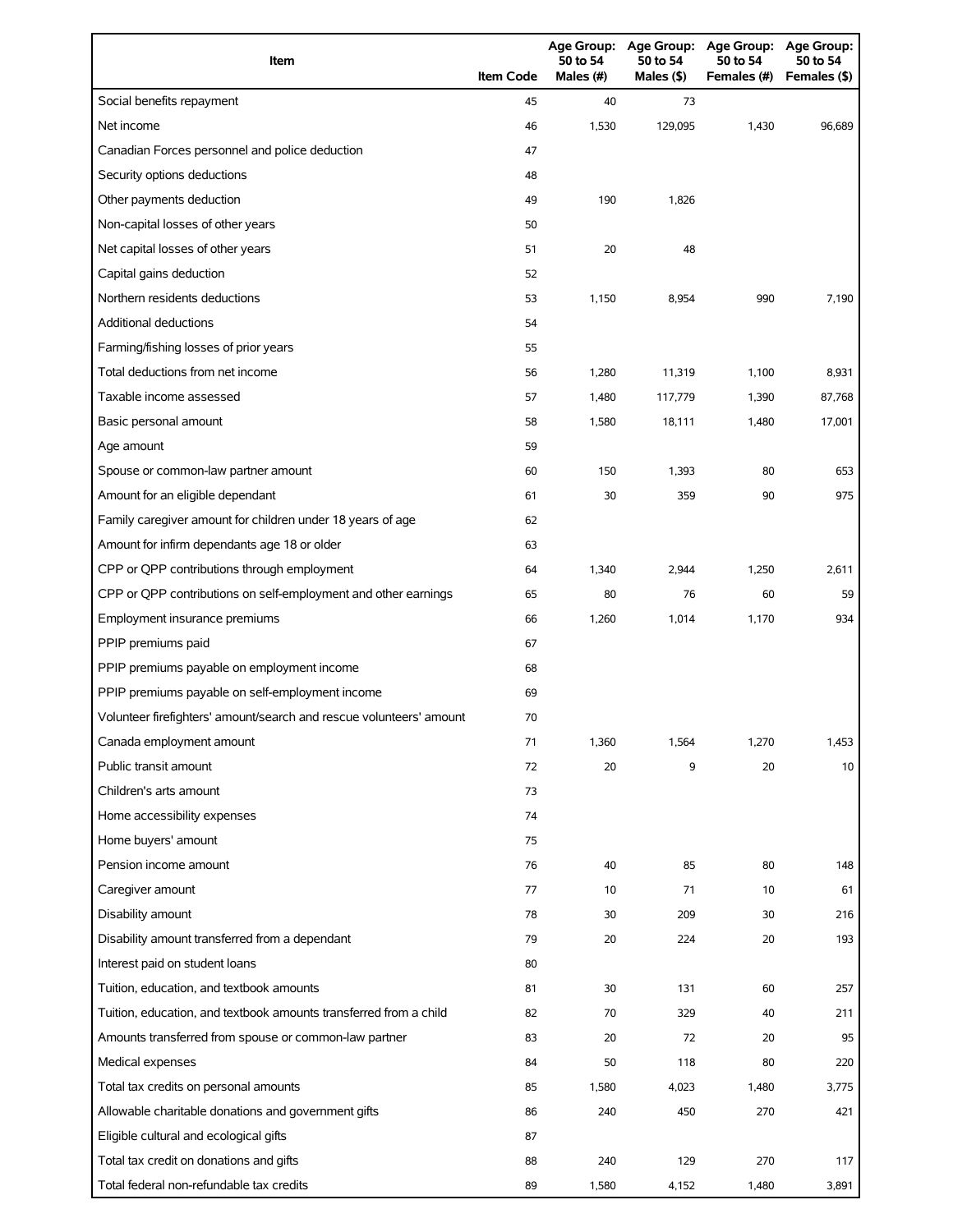| Item | Item Code | Age Group: 50 to 54 Males (#) | Age Group: 50 to 54 Males ($) | Age Group: 50 to 54 Females (#) | Age Group: 50 to 54 Females ($) |
|---|---|---|---|---|---|
| Social benefits repayment | 45 | 40 | 73 | | |
| Net income | 46 | 1,530 | 129,095 | 1,430 | 96,689 |
| Canadian Forces personnel and police deduction | 47 | | | | |
| Security options deductions | 48 | | | | |
| Other payments deduction | 49 | 190 | 1,826 | | |
| Non-capital losses of other years | 50 | | | | |
| Net capital losses of other years | 51 | 20 | 48 | | |
| Capital gains deduction | 52 | | | | |
| Northern residents deductions | 53 | 1,150 | 8,954 | 990 | 7,190 |
| Additional deductions | 54 | | | | |
| Farming/fishing losses of prior years | 55 | | | | |
| Total deductions from net income | 56 | 1,280 | 11,319 | 1,100 | 8,931 |
| Taxable income assessed | 57 | 1,480 | 117,779 | 1,390 | 87,768 |
| Basic personal amount | 58 | 1,580 | 18,111 | 1,480 | 17,001 |
| Age amount | 59 | | | | |
| Spouse or common-law partner amount | 60 | 150 | 1,393 | 80 | 653 |
| Amount for an eligible dependant | 61 | 30 | 359 | 90 | 975 |
| Family caregiver amount for children under 18 years of age | 62 | | | | |
| Amount for infirm dependants age 18 or older | 63 | | | | |
| CPP or QPP contributions through employment | 64 | 1,340 | 2,944 | 1,250 | 2,611 |
| CPP or QPP contributions on self-employment and other earnings | 65 | 80 | 76 | 60 | 59 |
| Employment insurance premiums | 66 | 1,260 | 1,014 | 1,170 | 934 |
| PPIP premiums paid | 67 | | | | |
| PPIP premiums payable on employment income | 68 | | | | |
| PPIP premiums payable on self-employment income | 69 | | | | |
| Volunteer firefighters' amount/search and rescue volunteers' amount | 70 | | | | |
| Canada employment amount | 71 | 1,360 | 1,564 | 1,270 | 1,453 |
| Public transit amount | 72 | 20 | 9 | 20 | 10 |
| Children's arts amount | 73 | | | | |
| Home accessibility expenses | 74 | | | | |
| Home buyers' amount | 75 | | | | |
| Pension income amount | 76 | 40 | 85 | 80 | 148 |
| Caregiver amount | 77 | 10 | 71 | 10 | 61 |
| Disability amount | 78 | 30 | 209 | 30 | 216 |
| Disability amount transferred from a dependant | 79 | 20 | 224 | 20 | 193 |
| Interest paid on student loans | 80 | | | | |
| Tuition, education, and textbook amounts | 81 | 30 | 131 | 60 | 257 |
| Tuition, education, and textbook amounts transferred from a child | 82 | 70 | 329 | 40 | 211 |
| Amounts transferred from spouse or common-law partner | 83 | 20 | 72 | 20 | 95 |
| Medical expenses | 84 | 50 | 118 | 80 | 220 |
| Total tax credits on personal amounts | 85 | 1,580 | 4,023 | 1,480 | 3,775 |
| Allowable charitable donations and government gifts | 86 | 240 | 450 | 270 | 421 |
| Eligible cultural and ecological gifts | 87 | | | | |
| Total tax credit on donations and gifts | 88 | 240 | 129 | 270 | 117 |
| Total federal non-refundable tax credits | 89 | 1,580 | 4,152 | 1,480 | 3,891 |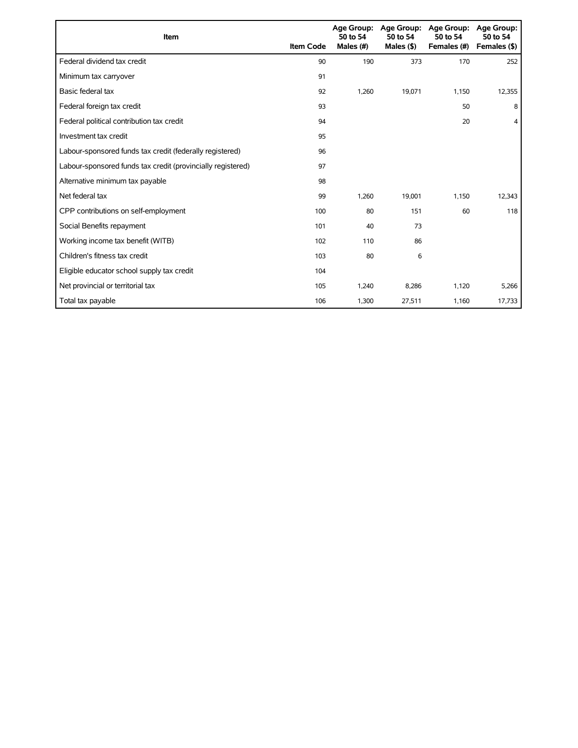| Item | Item Code | Age Group: 50 to 54 Males (#) | Age Group: 50 to 54 Males ($) | Age Group: 50 to 54 Females (#) | Age Group: 50 to 54 Females ($) |
|---|---|---|---|---|---|
| Federal dividend tax credit | 90 | 190 | 373 | 170 | 252 |
| Minimum tax carryover | 91 | | | | |
| Basic federal tax | 92 | 1,260 | 19,071 | 1,150 | 12,355 |
| Federal foreign tax credit | 93 | | | 50 | 8 |
| Federal political contribution tax credit | 94 | | | 20 | 4 |
| Investment tax credit | 95 | | | | |
| Labour-sponsored funds tax credit (federally registered) | 96 | | | | |
| Labour-sponsored funds tax credit (provincially registered) | 97 | | | | |
| Alternative minimum tax payable | 98 | | | | |
| Net federal tax | 99 | 1,260 | 19,001 | 1,150 | 12,343 |
| CPP contributions on self-employment | 100 | 80 | 151 | 60 | 118 |
| Social Benefits repayment | 101 | 40 | 73 | | |
| Working income tax benefit (WITB) | 102 | 110 | 86 | | |
| Children's fitness tax credit | 103 | 80 | 6 | | |
| Eligible educator school supply tax credit | 104 | | | | |
| Net provincial or territorial tax | 105 | 1,240 | 8,286 | 1,120 | 5,266 |
| Total tax payable | 106 | 1,300 | 27,511 | 1,160 | 17,733 |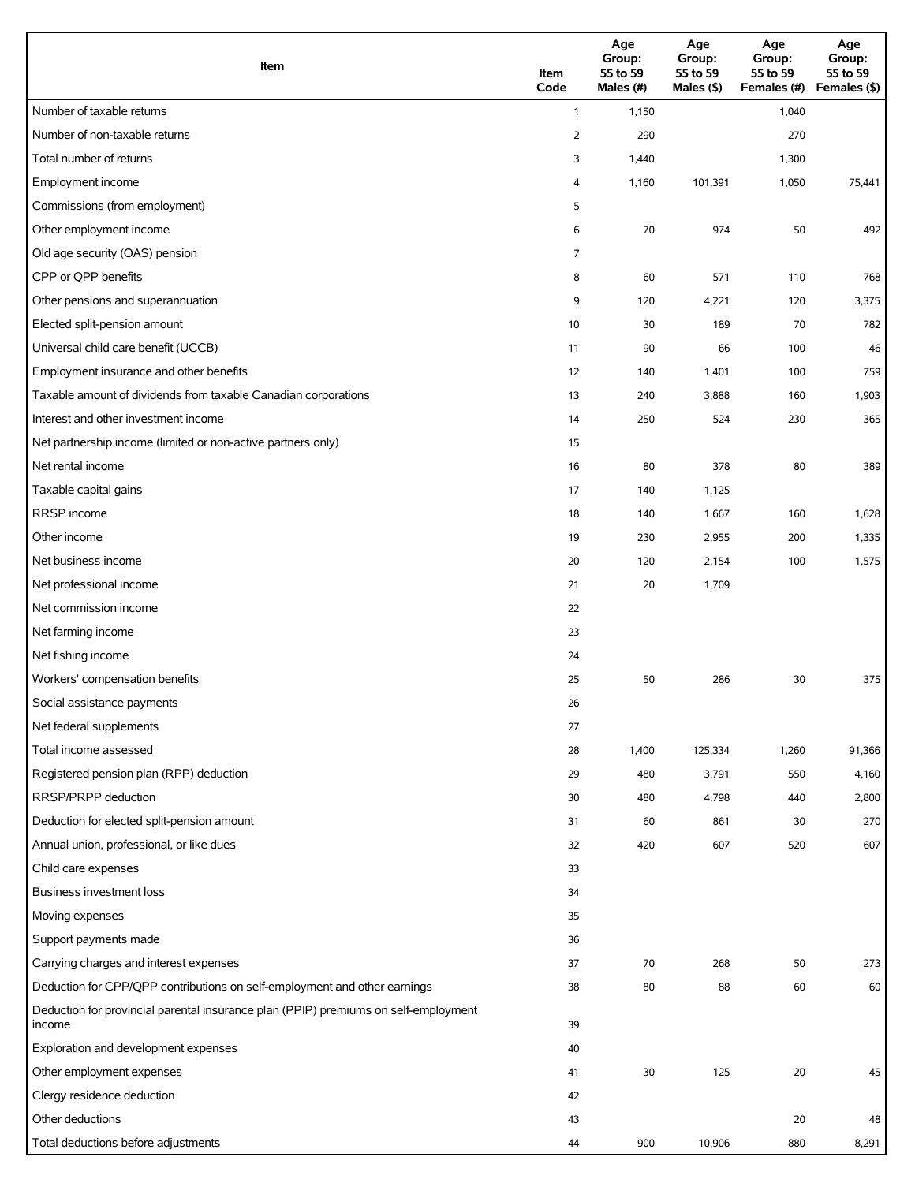| Item | Item Code | Age Group: 55 to 59 Males (#) | Age Group: 55 to 59 Males ($) | Age Group: 55 to 59 Females (#) | Age Group: 55 to 59 Females ($) |
|---|---|---|---|---|---|
| Number of taxable returns | 1 | 1,150 | | 1,040 | |
| Number of non-taxable returns | 2 | 290 | | 270 | |
| Total number of returns | 3 | 1,440 | | 1,300 | |
| Employment income | 4 | 1,160 | 101,391 | 1,050 | 75,441 |
| Commissions (from employment) | 5 | | | | |
| Other employment income | 6 | 70 | 974 | 50 | 492 |
| Old age security (OAS) pension | 7 | | | | |
| CPP or QPP benefits | 8 | 60 | 571 | 110 | 768 |
| Other pensions and superannuation | 9 | 120 | 4,221 | 120 | 3,375 |
| Elected split-pension amount | 10 | 30 | 189 | 70 | 782 |
| Universal child care benefit (UCCB) | 11 | 90 | 66 | 100 | 46 |
| Employment insurance and other benefits | 12 | 140 | 1,401 | 100 | 759 |
| Taxable amount of dividends from taxable Canadian corporations | 13 | 240 | 3,888 | 160 | 1,903 |
| Interest and other investment income | 14 | 250 | 524 | 230 | 365 |
| Net partnership income (limited or non-active partners only) | 15 | | | | |
| Net rental income | 16 | 80 | 378 | 80 | 389 |
| Taxable capital gains | 17 | 140 | 1,125 | | |
| RRSP income | 18 | 140 | 1,667 | 160 | 1,628 |
| Other income | 19 | 230 | 2,955 | 200 | 1,335 |
| Net business income | 20 | 120 | 2,154 | 100 | 1,575 |
| Net professional income | 21 | 20 | 1,709 | | |
| Net commission income | 22 | | | | |
| Net farming income | 23 | | | | |
| Net fishing income | 24 | | | | |
| Workers' compensation benefits | 25 | 50 | 286 | 30 | 375 |
| Social assistance payments | 26 | | | | |
| Net federal supplements | 27 | | | | |
| Total income assessed | 28 | 1,400 | 125,334 | 1,260 | 91,366 |
| Registered pension plan (RPP) deduction | 29 | 480 | 3,791 | 550 | 4,160 |
| RRSP/PRPP deduction | 30 | 480 | 4,798 | 440 | 2,800 |
| Deduction for elected split-pension amount | 31 | 60 | 861 | 30 | 270 |
| Annual union, professional, or like dues | 32 | 420 | 607 | 520 | 607 |
| Child care expenses | 33 | | | | |
| Business investment loss | 34 | | | | |
| Moving expenses | 35 | | | | |
| Support payments made | 36 | | | | |
| Carrying charges and interest expenses | 37 | 70 | 268 | 50 | 273 |
| Deduction for CPP/QPP contributions on self-employment and other earnings | 38 | 80 | 88 | 60 | 60 |
| Deduction for provincial parental insurance plan (PPIP) premiums on self-employment income | 39 | | | | |
| Exploration and development expenses | 40 | | | | |
| Other employment expenses | 41 | 30 | 125 | 20 | 45 |
| Clergy residence deduction | 42 | | | | |
| Other deductions | 43 | | | 20 | 48 |
| Total deductions before adjustments | 44 | 900 | 10,906 | 880 | 8,291 |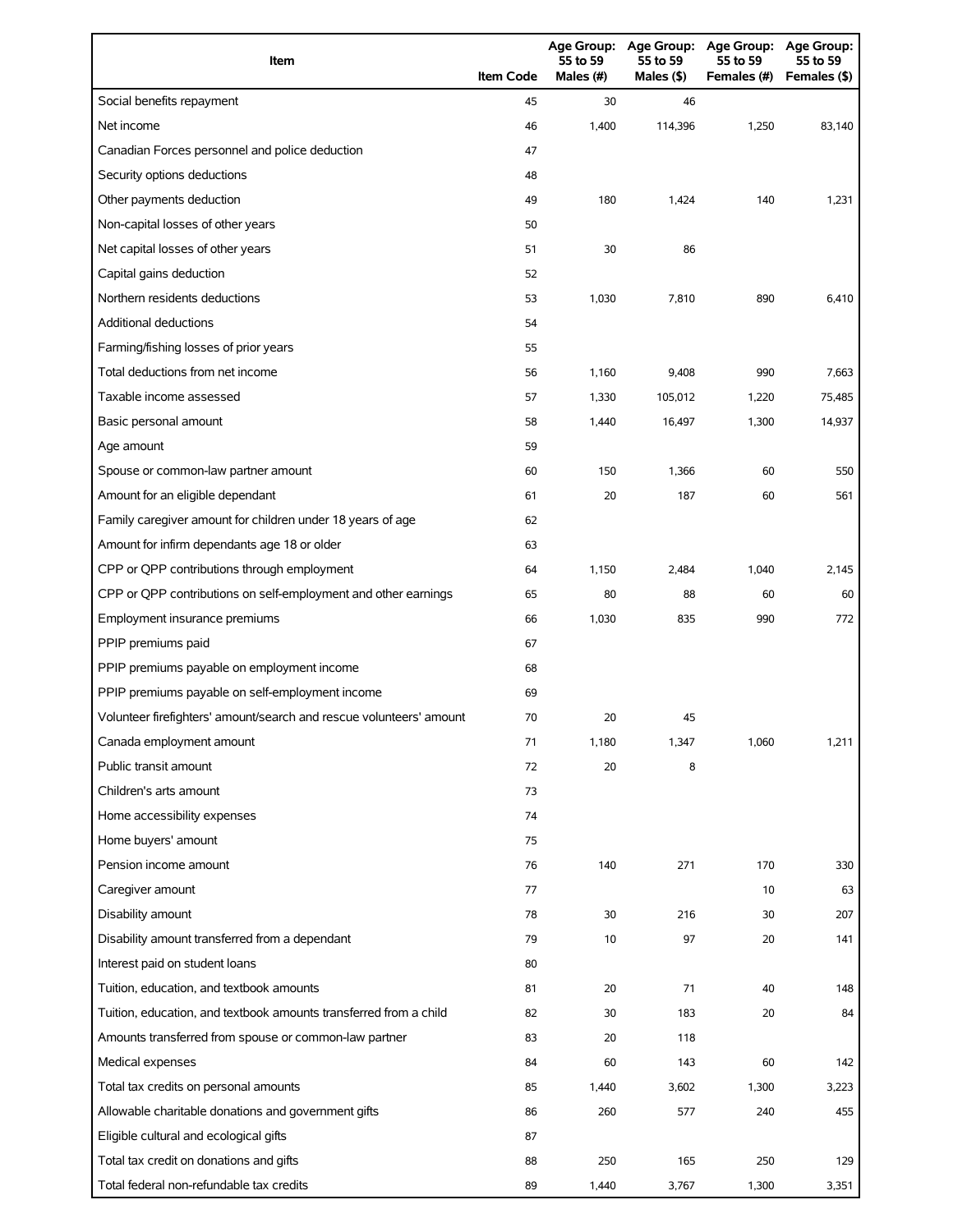| Item | Item Code | Age Group: 55 to 59 Males (#) | Age Group: 55 to 59 Males ($) | Age Group: 55 to 59 Females (#) | Age Group: 55 to 59 Females ($) |
|---|---|---|---|---|---|
| Social benefits repayment | 45 | 30 | 46 | | |
| Net income | 46 | 1,400 | 114,396 | 1,250 | 83,140 |
| Canadian Forces personnel and police deduction | 47 | | | | |
| Security options deductions | 48 | | | | |
| Other payments deduction | 49 | 180 | 1,424 | 140 | 1,231 |
| Non-capital losses of other years | 50 | | | | |
| Net capital losses of other years | 51 | 30 | 86 | | |
| Capital gains deduction | 52 | | | | |
| Northern residents deductions | 53 | 1,030 | 7,810 | 890 | 6,410 |
| Additional deductions | 54 | | | | |
| Farming/fishing losses of prior years | 55 | | | | |
| Total deductions from net income | 56 | 1,160 | 9,408 | 990 | 7,663 |
| Taxable income assessed | 57 | 1,330 | 105,012 | 1,220 | 75,485 |
| Basic personal amount | 58 | 1,440 | 16,497 | 1,300 | 14,937 |
| Age amount | 59 | | | | |
| Spouse or common-law partner amount | 60 | 150 | 1,366 | 60 | 550 |
| Amount for an eligible dependant | 61 | 20 | 187 | 60 | 561 |
| Family caregiver amount for children under 18 years of age | 62 | | | | |
| Amount for infirm dependants age 18 or older | 63 | | | | |
| CPP or QPP contributions through employment | 64 | 1,150 | 2,484 | 1,040 | 2,145 |
| CPP or QPP contributions on self-employment and other earnings | 65 | 80 | 88 | 60 | 60 |
| Employment insurance premiums | 66 | 1,030 | 835 | 990 | 772 |
| PPIP premiums paid | 67 | | | | |
| PPIP premiums payable on employment income | 68 | | | | |
| PPIP premiums payable on self-employment income | 69 | | | | |
| Volunteer firefighters' amount/search and rescue volunteers' amount | 70 | 20 | 45 | | |
| Canada employment amount | 71 | 1,180 | 1,347 | 1,060 | 1,211 |
| Public transit amount | 72 | 20 | 8 | | |
| Children's arts amount | 73 | | | | |
| Home accessibility expenses | 74 | | | | |
| Home buyers' amount | 75 | | | | |
| Pension income amount | 76 | 140 | 271 | 170 | 330 |
| Caregiver amount | 77 | | | 10 | 63 |
| Disability amount | 78 | 30 | 216 | 30 | 207 |
| Disability amount transferred from a dependant | 79 | 10 | 97 | 20 | 141 |
| Interest paid on student loans | 80 | | | | |
| Tuition, education, and textbook amounts | 81 | 20 | 71 | 40 | 148 |
| Tuition, education, and textbook amounts transferred from a child | 82 | 30 | 183 | 20 | 84 |
| Amounts transferred from spouse or common-law partner | 83 | 20 | 118 | | |
| Medical expenses | 84 | 60 | 143 | 60 | 142 |
| Total tax credits on personal amounts | 85 | 1,440 | 3,602 | 1,300 | 3,223 |
| Allowable charitable donations and government gifts | 86 | 260 | 577 | 240 | 455 |
| Eligible cultural and ecological gifts | 87 | | | | |
| Total tax credit on donations and gifts | 88 | 250 | 165 | 250 | 129 |
| Total federal non-refundable tax credits | 89 | 1,440 | 3,767 | 1,300 | 3,351 |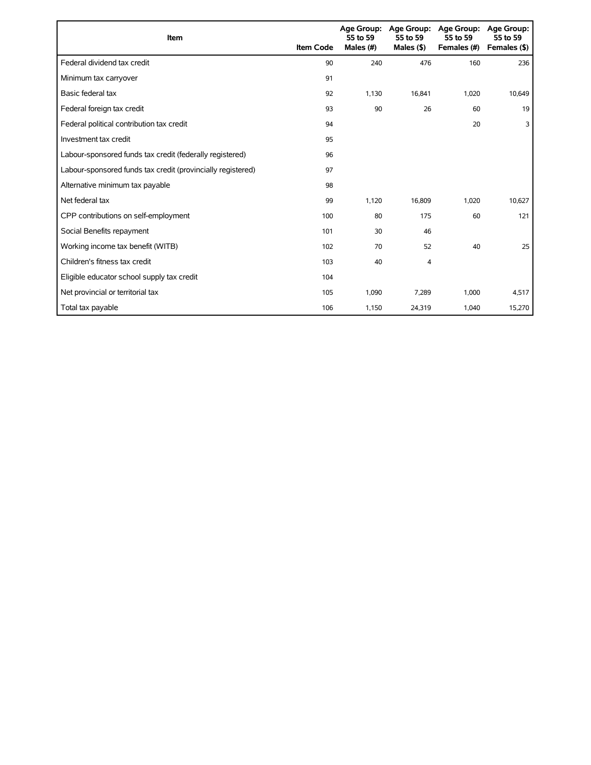| Item | Item Code | Age Group: 55 to 59 Males (#) | Age Group: 55 to 59 Males ($) | Age Group: 55 to 59 Females (#) | Age Group: 55 to 59 Females ($) |
|---|---|---|---|---|---|
| Federal dividend tax credit | 90 | 240 | 476 | 160 | 236 |
| Minimum tax carryover | 91 | | | | |
| Basic federal tax | 92 | 1,130 | 16,841 | 1,020 | 10,649 |
| Federal foreign tax credit | 93 | 90 | 26 | 60 | 19 |
| Federal political contribution tax credit | 94 | | | 20 | 3 |
| Investment tax credit | 95 | | | | |
| Labour-sponsored funds tax credit (federally registered) | 96 | | | | |
| Labour-sponsored funds tax credit (provincially registered) | 97 | | | | |
| Alternative minimum tax payable | 98 | | | | |
| Net federal tax | 99 | 1,120 | 16,809 | 1,020 | 10,627 |
| CPP contributions on self-employment | 100 | 80 | 175 | 60 | 121 |
| Social Benefits repayment | 101 | 30 | 46 | | |
| Working income tax benefit (WITB) | 102 | 70 | 52 | 40 | 25 |
| Children's fitness tax credit | 103 | 40 | 4 | | |
| Eligible educator school supply tax credit | 104 | | | | |
| Net provincial or territorial tax | 105 | 1,090 | 7,289 | 1,000 | 4,517 |
| Total tax payable | 106 | 1,150 | 24,319 | 1,040 | 15,270 |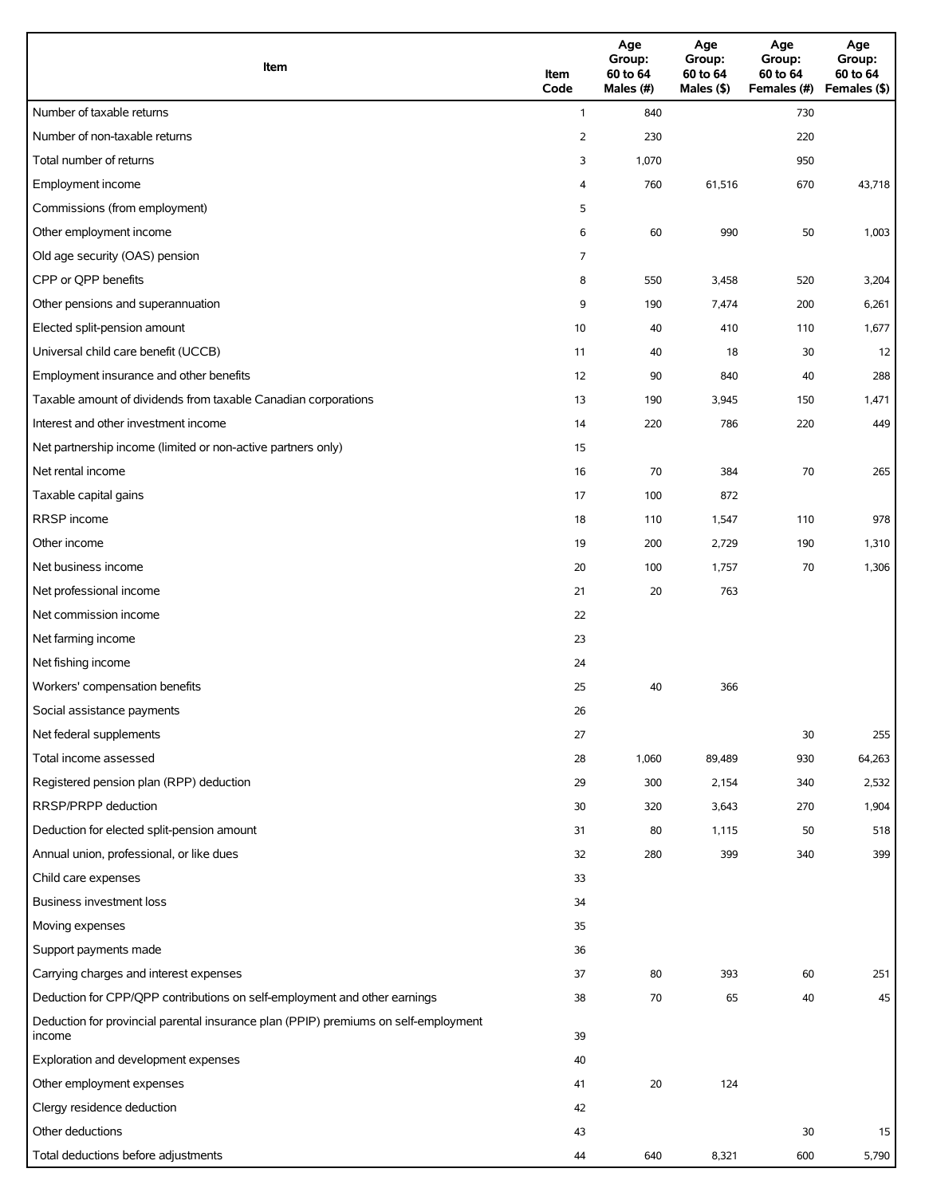| Item | Item Code | Age Group: 60 to 64 Males (#) | Age Group: 60 to 64 Males ($) | Age Group: 60 to 64 Females (#) | Age Group: 60 to 64 Females ($) |
|---|---|---|---|---|---|
| Number of taxable returns | 1 | 840 | | 730 | |
| Number of non-taxable returns | 2 | 230 | | 220 | |
| Total number of returns | 3 | 1,070 | | 950 | |
| Employment income | 4 | 760 | 61,516 | 670 | 43,718 |
| Commissions (from employment) | 5 | | | | |
| Other employment income | 6 | 60 | 990 | 50 | 1,003 |
| Old age security (OAS) pension | 7 | | | | |
| CPP or QPP benefits | 8 | 550 | 3,458 | 520 | 3,204 |
| Other pensions and superannuation | 9 | 190 | 7,474 | 200 | 6,261 |
| Elected split-pension amount | 10 | 40 | 410 | 110 | 1,677 |
| Universal child care benefit (UCCB) | 11 | 40 | 18 | 30 | 12 |
| Employment insurance and other benefits | 12 | 90 | 840 | 40 | 288 |
| Taxable amount of dividends from taxable Canadian corporations | 13 | 190 | 3,945 | 150 | 1,471 |
| Interest and other investment income | 14 | 220 | 786 | 220 | 449 |
| Net partnership income (limited or non-active partners only) | 15 | | | | |
| Net rental income | 16 | 70 | 384 | 70 | 265 |
| Taxable capital gains | 17 | 100 | 872 | | |
| RRSP income | 18 | 110 | 1,547 | 110 | 978 |
| Other income | 19 | 200 | 2,729 | 190 | 1,310 |
| Net business income | 20 | 100 | 1,757 | 70 | 1,306 |
| Net professional income | 21 | 20 | 763 | | |
| Net commission income | 22 | | | | |
| Net farming income | 23 | | | | |
| Net fishing income | 24 | | | | |
| Workers' compensation benefits | 25 | 40 | 366 | | |
| Social assistance payments | 26 | | | | |
| Net federal supplements | 27 | | | 30 | 255 |
| Total income assessed | 28 | 1,060 | 89,489 | 930 | 64,263 |
| Registered pension plan (RPP) deduction | 29 | 300 | 2,154 | 340 | 2,532 |
| RRSP/PRPP deduction | 30 | 320 | 3,643 | 270 | 1,904 |
| Deduction for elected split-pension amount | 31 | 80 | 1,115 | 50 | 518 |
| Annual union, professional, or like dues | 32 | 280 | 399 | 340 | 399 |
| Child care expenses | 33 | | | | |
| Business investment loss | 34 | | | | |
| Moving expenses | 35 | | | | |
| Support payments made | 36 | | | | |
| Carrying charges and interest expenses | 37 | 80 | 393 | 60 | 251 |
| Deduction for CPP/QPP contributions on self-employment and other earnings | 38 | 70 | 65 | 40 | 45 |
| Deduction for provincial parental insurance plan (PPIP) premiums on self-employment income | 39 | | | | |
| Exploration and development expenses | 40 | | | | |
| Other employment expenses | 41 | 20 | 124 | | |
| Clergy residence deduction | 42 | | | | |
| Other deductions | 43 | | | 30 | 15 |
| Total deductions before adjustments | 44 | 640 | 8,321 | 600 | 5,790 |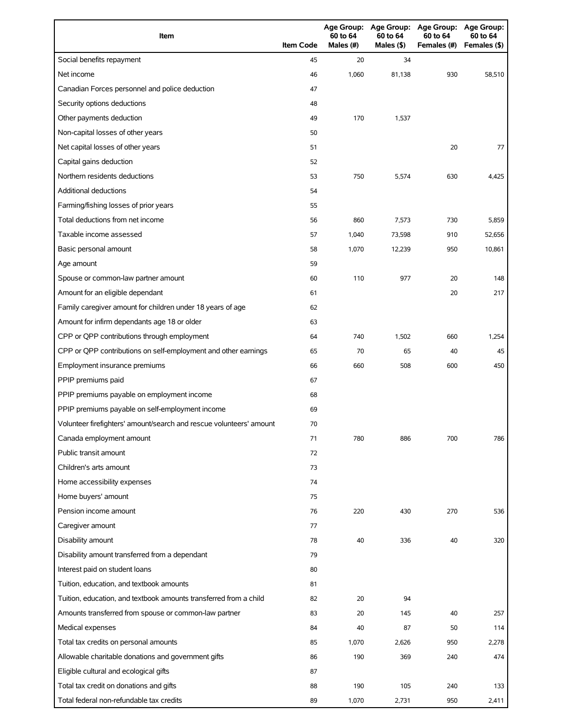| Item | Item Code | Age Group: 60 to 64 Males (#) | Age Group: 60 to 64 Males ($) | Age Group: 60 to 64 Females (#) | Age Group: 60 to 64 Females ($) |
|---|---|---|---|---|---|
| Social benefits repayment | 45 | 20 | 34 | | |
| Net income | 46 | 1,060 | 81,138 | 930 | 58,510 |
| Canadian Forces personnel and police deduction | 47 | | | | |
| Security options deductions | 48 | | | | |
| Other payments deduction | 49 | 170 | 1,537 | | |
| Non-capital losses of other years | 50 | | | | |
| Net capital losses of other years | 51 | | | 20 | 77 |
| Capital gains deduction | 52 | | | | |
| Northern residents deductions | 53 | 750 | 5,574 | 630 | 4,425 |
| Additional deductions | 54 | | | | |
| Farming/fishing losses of prior years | 55 | | | | |
| Total deductions from net income | 56 | 860 | 7,573 | 730 | 5,859 |
| Taxable income assessed | 57 | 1,040 | 73,598 | 910 | 52,656 |
| Basic personal amount | 58 | 1,070 | 12,239 | 950 | 10,861 |
| Age amount | 59 | | | | |
| Spouse or common-law partner amount | 60 | 110 | 977 | 20 | 148 |
| Amount for an eligible dependant | 61 | | | 20 | 217 |
| Family caregiver amount for children under 18 years of age | 62 | | | | |
| Amount for infirm dependants age 18 or older | 63 | | | | |
| CPP or QPP contributions through employment | 64 | 740 | 1,502 | 660 | 1,254 |
| CPP or QPP contributions on self-employment and other earnings | 65 | 70 | 65 | 40 | 45 |
| Employment insurance premiums | 66 | 660 | 508 | 600 | 450 |
| PPIP premiums paid | 67 | | | | |
| PPIP premiums payable on employment income | 68 | | | | |
| PPIP premiums payable on self-employment income | 69 | | | | |
| Volunteer firefighters' amount/search and rescue volunteers' amount | 70 | | | | |
| Canada employment amount | 71 | 780 | 886 | 700 | 786 |
| Public transit amount | 72 | | | | |
| Children's arts amount | 73 | | | | |
| Home accessibility expenses | 74 | | | | |
| Home buyers' amount | 75 | | | | |
| Pension income amount | 76 | 220 | 430 | 270 | 536 |
| Caregiver amount | 77 | | | | |
| Disability amount | 78 | 40 | 336 | 40 | 320 |
| Disability amount transferred from a dependant | 79 | | | | |
| Interest paid on student loans | 80 | | | | |
| Tuition, education, and textbook amounts | 81 | | | | |
| Tuition, education, and textbook amounts transferred from a child | 82 | 20 | 94 | | |
| Amounts transferred from spouse or common-law partner | 83 | 20 | 145 | 40 | 257 |
| Medical expenses | 84 | 40 | 87 | 50 | 114 |
| Total tax credits on personal amounts | 85 | 1,070 | 2,626 | 950 | 2,278 |
| Allowable charitable donations and government gifts | 86 | 190 | 369 | 240 | 474 |
| Eligible cultural and ecological gifts | 87 | | | | |
| Total tax credit on donations and gifts | 88 | 190 | 105 | 240 | 133 |
| Total federal non-refundable tax credits | 89 | 1,070 | 2,731 | 950 | 2,411 |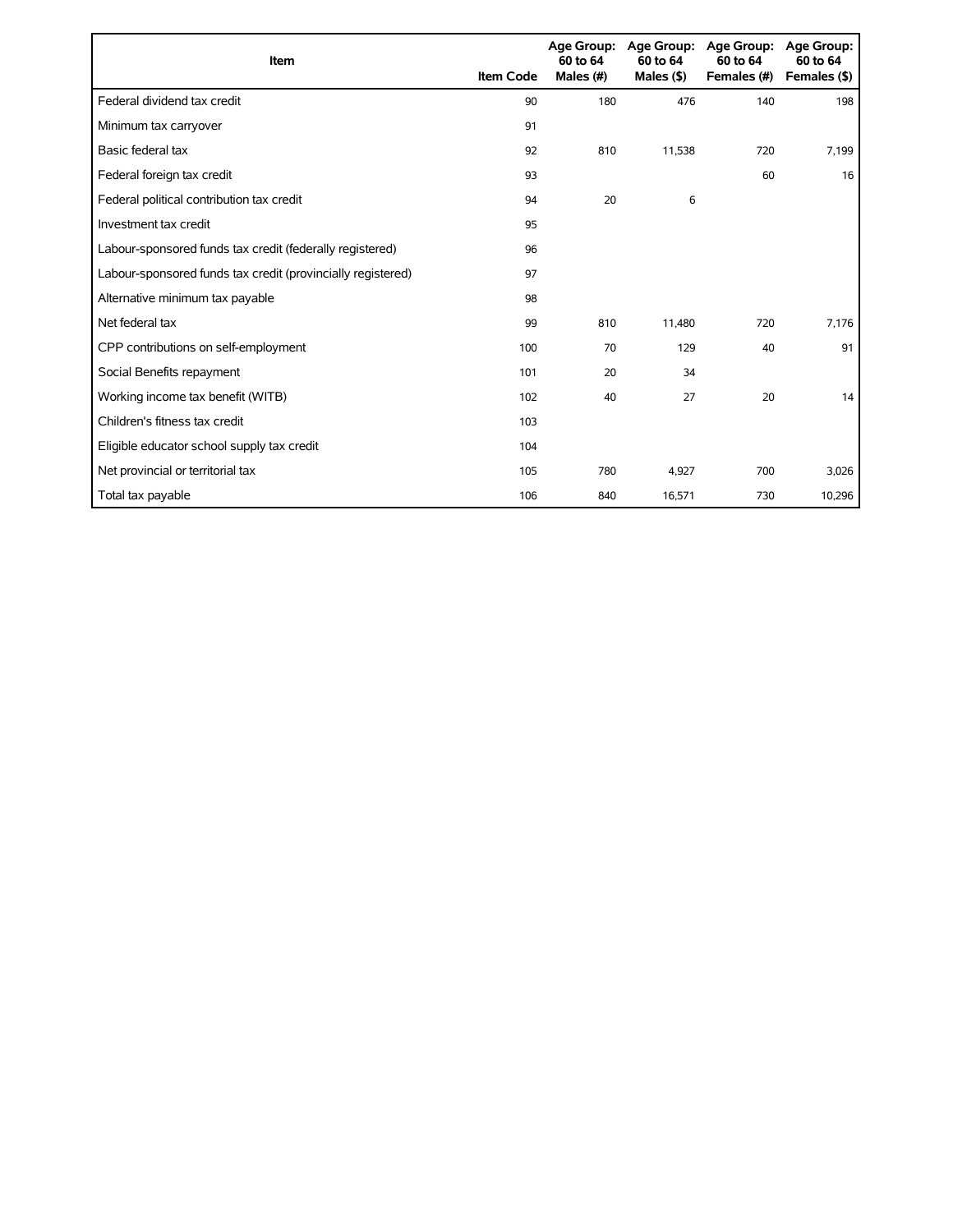| Item | Item Code | Age Group: 60 to 64 Males (#) | Age Group: 60 to 64 Males ($) | Age Group: 60 to 64 Females (#) | Age Group: 60 to 64 Females ($) |
| --- | --- | --- | --- | --- | --- |
| Federal dividend tax credit | 90 | 180 | 476 | 140 | 198 |
| Minimum tax carryover | 91 | | | | |
| Basic federal tax | 92 | 810 | 11,538 | 720 | 7,199 |
| Federal foreign tax credit | 93 | | | 60 | 16 |
| Federal political contribution tax credit | 94 | 20 | 6 | | |
| Investment tax credit | 95 | | | | |
| Labour-sponsored funds tax credit (federally registered) | 96 | | | | |
| Labour-sponsored funds tax credit (provincially registered) | 97 | | | | |
| Alternative minimum tax payable | 98 | | | | |
| Net federal tax | 99 | 810 | 11,480 | 720 | 7,176 |
| CPP contributions on self-employment | 100 | 70 | 129 | 40 | 91 |
| Social Benefits repayment | 101 | 20 | 34 | | |
| Working income tax benefit (WITB) | 102 | 40 | 27 | 20 | 14 |
| Children's fitness tax credit | 103 | | | | |
| Eligible educator school supply tax credit | 104 | | | | |
| Net provincial or territorial tax | 105 | 780 | 4,927 | 700 | 3,026 |
| Total tax payable | 106 | 840 | 16,571 | 730 | 10,296 |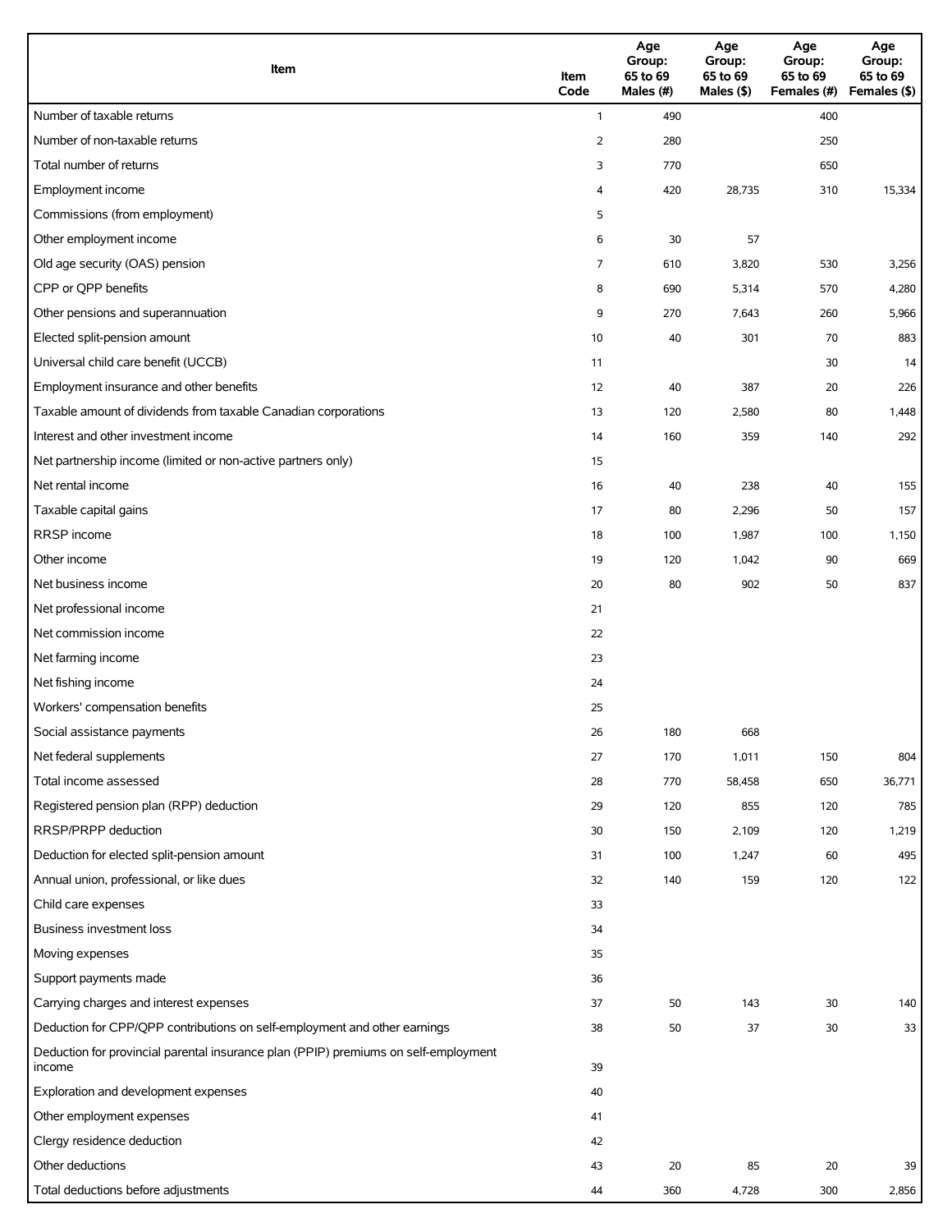| Item | Item Code | Age Group: 65 to 69 Males (#) | Age Group: 65 to 69 Males ($) | Age Group: 65 to 69 Females (#) | Age Group: 65 to 69 Females ($) |
|---|---|---|---|---|---|
| Number of taxable returns | 1 | 490 | | 400 | |
| Number of non-taxable returns | 2 | 280 | | 250 | |
| Total number of returns | 3 | 770 | | 650 | |
| Employment income | 4 | 420 | 28,735 | 310 | 15,334 |
| Commissions (from employment) | 5 | | | | |
| Other employment income | 6 | 30 | 57 | | |
| Old age security (OAS) pension | 7 | 610 | 3,820 | 530 | 3,256 |
| CPP or QPP benefits | 8 | 690 | 5,314 | 570 | 4,280 |
| Other pensions and superannuation | 9 | 270 | 7,643 | 260 | 5,966 |
| Elected split-pension amount | 10 | 40 | 301 | 70 | 883 |
| Universal child care benefit (UCCB) | 11 | | | 30 | 14 |
| Employment insurance and other benefits | 12 | 40 | 387 | 20 | 226 |
| Taxable amount of dividends from taxable Canadian corporations | 13 | 120 | 2,580 | 80 | 1,448 |
| Interest and other investment income | 14 | 160 | 359 | 140 | 292 |
| Net partnership income (limited or non-active partners only) | 15 | | | | |
| Net rental income | 16 | 40 | 238 | 40 | 155 |
| Taxable capital gains | 17 | 80 | 2,296 | 50 | 157 |
| RRSP income | 18 | 100 | 1,987 | 100 | 1,150 |
| Other income | 19 | 120 | 1,042 | 90 | 669 |
| Net business income | 20 | 80 | 902 | 50 | 837 |
| Net professional income | 21 | | | | |
| Net commission income | 22 | | | | |
| Net farming income | 23 | | | | |
| Net fishing income | 24 | | | | |
| Workers' compensation benefits | 25 | | | | |
| Social assistance payments | 26 | 180 | 668 | | |
| Net federal supplements | 27 | 170 | 1,011 | 150 | 804 |
| Total income assessed | 28 | 770 | 58,458 | 650 | 36,771 |
| Registered pension plan (RPP) deduction | 29 | 120 | 855 | 120 | 785 |
| RRSP/PRPP deduction | 30 | 150 | 2,109 | 120 | 1,219 |
| Deduction for elected split-pension amount | 31 | 100 | 1,247 | 60 | 495 |
| Annual union, professional, or like dues | 32 | 140 | 159 | 120 | 122 |
| Child care expenses | 33 | | | | |
| Business investment loss | 34 | | | | |
| Moving expenses | 35 | | | | |
| Support payments made | 36 | | | | |
| Carrying charges and interest expenses | 37 | 50 | 143 | 30 | 140 |
| Deduction for CPP/QPP contributions on self-employment and other earnings | 38 | 50 | 37 | 30 | 33 |
| Deduction for provincial parental insurance plan (PPIP) premiums on self-employment income | 39 | | | | |
| Exploration and development expenses | 40 | | | | |
| Other employment expenses | 41 | | | | |
| Clergy residence deduction | 42 | | | | |
| Other deductions | 43 | 20 | 85 | 20 | 39 |
| Total deductions before adjustments | 44 | 360 | 4,728 | 300 | 2,856 |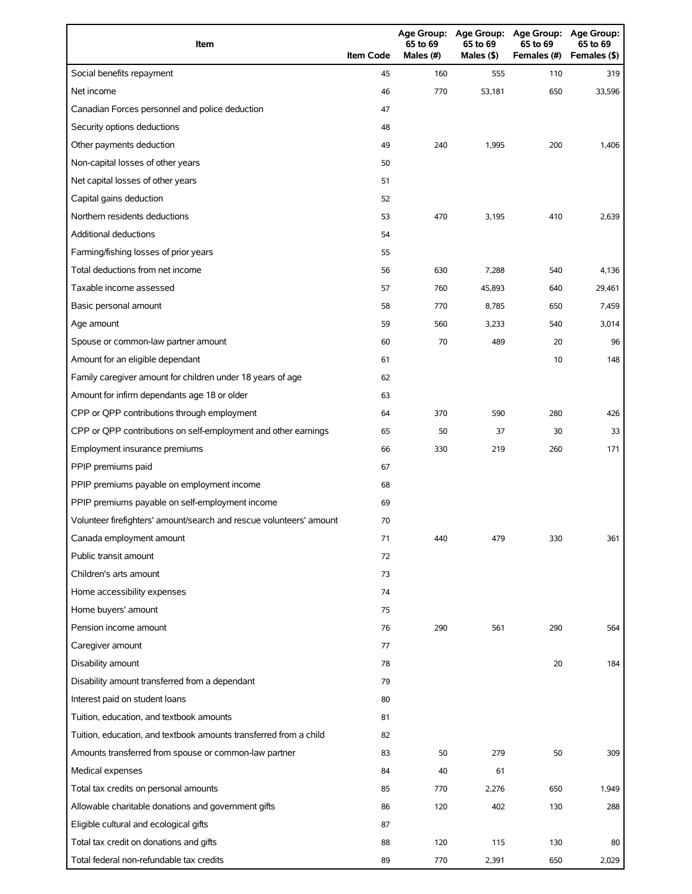| Item | Item Code | Age Group: 65 to 69 Males (#) | Age Group: 65 to 69 Males ($) | Age Group: 65 to 69 Females (#) | Age Group: 65 to 69 Females ($) |
|---|---|---|---|---|---|
| Social benefits repayment | 45 | 160 | 555 | 110 | 319 |
| Net income | 46 | 770 | 53,181 | 650 | 33,596 |
| Canadian Forces personnel and police deduction | 47 | | | | |
| Security options deductions | 48 | | | | |
| Other payments deduction | 49 | 240 | 1,995 | 200 | 1,406 |
| Non-capital losses of other years | 50 | | | | |
| Net capital losses of other years | 51 | | | | |
| Capital gains deduction | 52 | | | | |
| Northern residents deductions | 53 | 470 | 3,195 | 410 | 2,639 |
| Additional deductions | 54 | | | | |
| Farming/fishing losses of prior years | 55 | | | | |
| Total deductions from net income | 56 | 630 | 7,288 | 540 | 4,136 |
| Taxable income assessed | 57 | 760 | 45,893 | 640 | 29,461 |
| Basic personal amount | 58 | 770 | 8,785 | 650 | 7,459 |
| Age amount | 59 | 560 | 3,233 | 540 | 3,014 |
| Spouse or common-law partner amount | 60 | 70 | 489 | 20 | 96 |
| Amount for an eligible dependant | 61 | | | 10 | 148 |
| Family caregiver amount for children under 18 years of age | 62 | | | | |
| Amount for infirm dependants age 18 or older | 63 | | | | |
| CPP or QPP contributions through employment | 64 | 370 | 590 | 280 | 426 |
| CPP or QPP contributions on self-employment and other earnings | 65 | 50 | 37 | 30 | 33 |
| Employment insurance premiums | 66 | 330 | 219 | 260 | 171 |
| PPIP premiums paid | 67 | | | | |
| PPIP premiums payable on employment income | 68 | | | | |
| PPIP premiums payable on self-employment income | 69 | | | | |
| Volunteer firefighters' amount/search and rescue volunteers' amount | 70 | | | | |
| Canada employment amount | 71 | 440 | 479 | 330 | 361 |
| Public transit amount | 72 | | | | |
| Children's arts amount | 73 | | | | |
| Home accessibility expenses | 74 | | | | |
| Home buyers' amount | 75 | | | | |
| Pension income amount | 76 | 290 | 561 | 290 | 564 |
| Caregiver amount | 77 | | | | |
| Disability amount | 78 | | | 20 | 184 |
| Disability amount transferred from a dependant | 79 | | | | |
| Interest paid on student loans | 80 | | | | |
| Tuition, education, and textbook amounts | 81 | | | | |
| Tuition, education, and textbook amounts transferred from a child | 82 | | | | |
| Amounts transferred from spouse or common-law partner | 83 | 50 | 279 | 50 | 309 |
| Medical expenses | 84 | 40 | 61 | | |
| Total tax credits on personal amounts | 85 | 770 | 2,276 | 650 | 1,949 |
| Allowable charitable donations and government gifts | 86 | 120 | 402 | 130 | 288 |
| Eligible cultural and ecological gifts | 87 | | | | |
| Total tax credit on donations and gifts | 88 | 120 | 115 | 130 | 80 |
| Total federal non-refundable tax credits | 89 | 770 | 2,391 | 650 | 2,029 |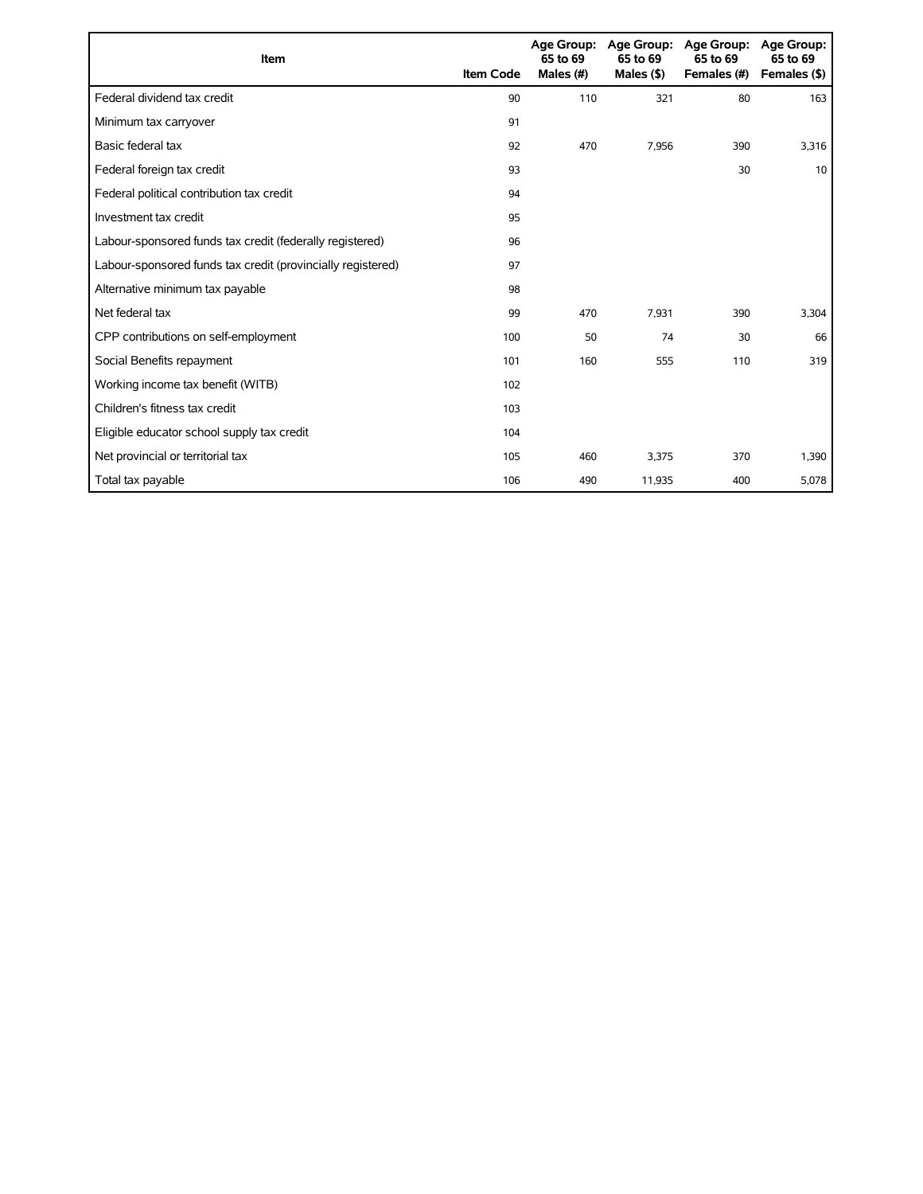| Item | Item Code | Age Group: 65 to 69 Males (#) | Age Group: 65 to 69 Males ($) | Age Group: 65 to 69 Females (#) | Age Group: 65 to 69 Females ($) |
|---|---|---|---|---|---|
| Federal dividend tax credit | 90 | 110 | 321 | 80 | 163 |
| Minimum tax carryover | 91 | | | | |
| Basic federal tax | 92 | 470 | 7,956 | 390 | 3,316 |
| Federal foreign tax credit | 93 | | | 30 | 10 |
| Federal political contribution tax credit | 94 | | | | |
| Investment tax credit | 95 | | | | |
| Labour-sponsored funds tax credit (federally registered) | 96 | | | | |
| Labour-sponsored funds tax credit (provincially registered) | 97 | | | | |
| Alternative minimum tax payable | 98 | | | | |
| Net federal tax | 99 | 470 | 7,931 | 390 | 3,304 |
| CPP contributions on self-employment | 100 | 50 | 74 | 30 | 66 |
| Social Benefits repayment | 101 | 160 | 555 | 110 | 319 |
| Working income tax benefit (WITB) | 102 | | | | |
| Children's fitness tax credit | 103 | | | | |
| Eligible educator school supply tax credit | 104 | | | | |
| Net provincial or territorial tax | 105 | 460 | 3,375 | 370 | 1,390 |
| Total tax payable | 106 | 490 | 11,935 | 400 | 5,078 |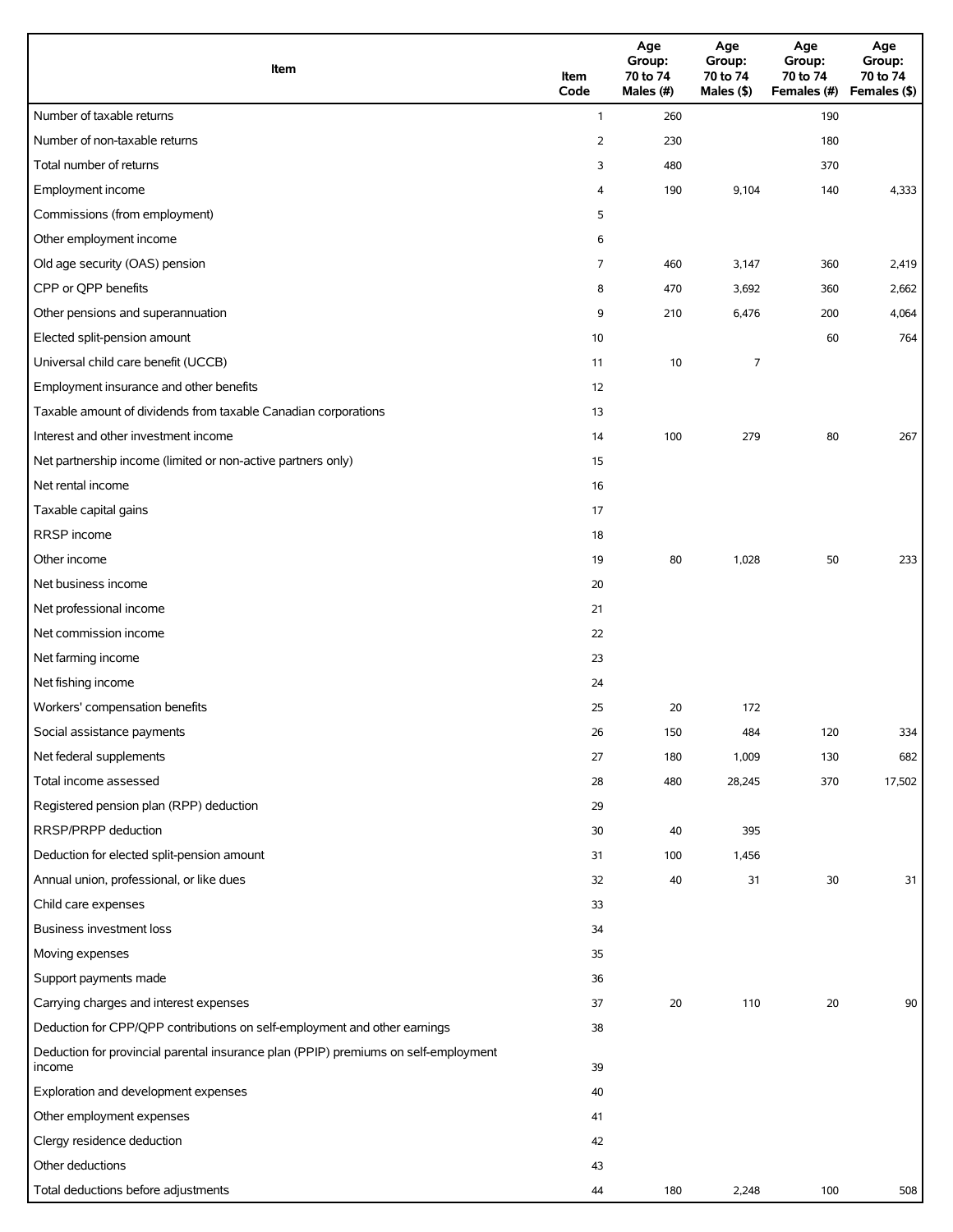| Item | Item Code | Age Group: 70 to 74 Males (#) | Age Group: 70 to 74 Males ($) | Age Group: 70 to 74 Females (#) | Age Group: 70 to 74 Females ($) |
|---|---|---|---|---|---|
| Number of taxable returns | 1 | 260 | | 190 | |
| Number of non-taxable returns | 2 | 230 | | 180 | |
| Total number of returns | 3 | 480 | | 370 | |
| Employment income | 4 | 190 | 9,104 | 140 | 4,333 |
| Commissions (from employment) | 5 | | | | |
| Other employment income | 6 | | | | |
| Old age security (OAS) pension | 7 | 460 | 3,147 | 360 | 2,419 |
| CPP or QPP benefits | 8 | 470 | 3,692 | 360 | 2,662 |
| Other pensions and superannuation | 9 | 210 | 6,476 | 200 | 4,064 |
| Elected split-pension amount | 10 | | | 60 | 764 |
| Universal child care benefit (UCCB) | 11 | 10 | 7 | | |
| Employment insurance and other benefits | 12 | | | | |
| Taxable amount of dividends from taxable Canadian corporations | 13 | | | | |
| Interest and other investment income | 14 | 100 | 279 | 80 | 267 |
| Net partnership income (limited or non-active partners only) | 15 | | | | |
| Net rental income | 16 | | | | |
| Taxable capital gains | 17 | | | | |
| RRSP income | 18 | | | | |
| Other income | 19 | 80 | 1,028 | 50 | 233 |
| Net business income | 20 | | | | |
| Net professional income | 21 | | | | |
| Net commission income | 22 | | | | |
| Net farming income | 23 | | | | |
| Net fishing income | 24 | | | | |
| Workers' compensation benefits | 25 | 20 | 172 | | |
| Social assistance payments | 26 | 150 | 484 | 120 | 334 |
| Net federal supplements | 27 | 180 | 1,009 | 130 | 682 |
| Total income assessed | 28 | 480 | 28,245 | 370 | 17,502 |
| Registered pension plan (RPP) deduction | 29 | | | | |
| RRSP/PRPP deduction | 30 | 40 | 395 | | |
| Deduction for elected split-pension amount | 31 | 100 | 1,456 | | |
| Annual union, professional, or like dues | 32 | 40 | 31 | 30 | 31 |
| Child care expenses | 33 | | | | |
| Business investment loss | 34 | | | | |
| Moving expenses | 35 | | | | |
| Support payments made | 36 | | | | |
| Carrying charges and interest expenses | 37 | 20 | 110 | 20 | 90 |
| Deduction for CPP/QPP contributions on self-employment and other earnings | 38 | | | | |
| Deduction for provincial parental insurance plan (PPIP) premiums on self-employment income | 39 | | | | |
| Exploration and development expenses | 40 | | | | |
| Other employment expenses | 41 | | | | |
| Clergy residence deduction | 42 | | | | |
| Other deductions | 43 | | | | |
| Total deductions before adjustments | 44 | 180 | 2,248 | 100 | 508 |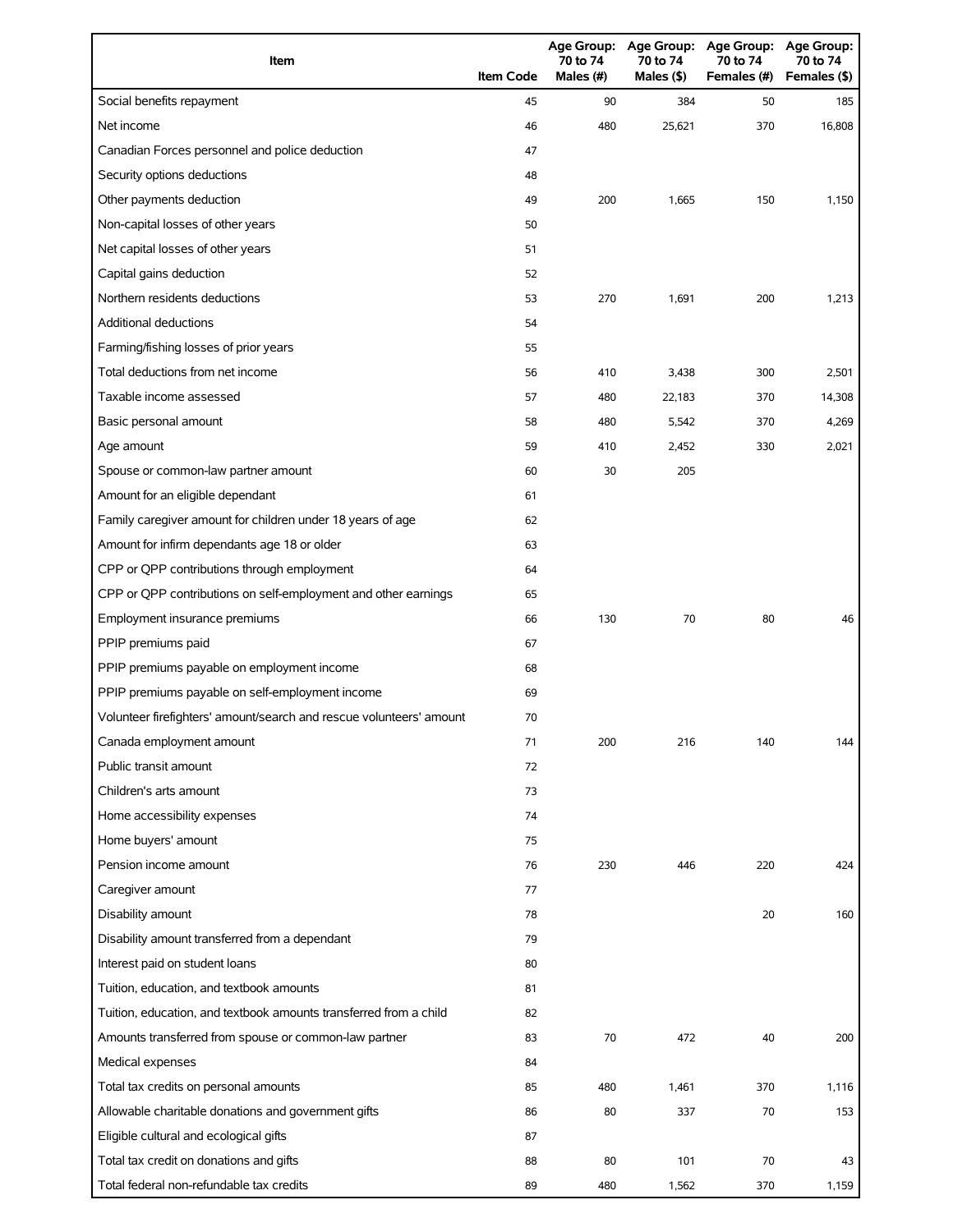| Item | Item Code | Age Group: 70 to 74 Males (#) | Age Group: 70 to 74 Males ($) | Age Group: 70 to 74 Females (#) | Age Group: 70 to 74 Females ($) |
|---|---|---|---|---|---|
| Social benefits repayment | 45 | 90 | 384 | 50 | 185 |
| Net income | 46 | 480 | 25,621 | 370 | 16,808 |
| Canadian Forces personnel and police deduction | 47 | | | | |
| Security options deductions | 48 | | | | |
| Other payments deduction | 49 | 200 | 1,665 | 150 | 1,150 |
| Non-capital losses of other years | 50 | | | | |
| Net capital losses of other years | 51 | | | | |
| Capital gains deduction | 52 | | | | |
| Northern residents deductions | 53 | 270 | 1,691 | 200 | 1,213 |
| Additional deductions | 54 | | | | |
| Farming/fishing losses of prior years | 55 | | | | |
| Total deductions from net income | 56 | 410 | 3,438 | 300 | 2,501 |
| Taxable income assessed | 57 | 480 | 22,183 | 370 | 14,308 |
| Basic personal amount | 58 | 480 | 5,542 | 370 | 4,269 |
| Age amount | 59 | 410 | 2,452 | 330 | 2,021 |
| Spouse or common-law partner amount | 60 | 30 | 205 | | |
| Amount for an eligible dependant | 61 | | | | |
| Family caregiver amount for children under 18 years of age | 62 | | | | |
| Amount for infirm dependants age 18 or older | 63 | | | | |
| CPP or QPP contributions through employment | 64 | | | | |
| CPP or QPP contributions on self-employment and other earnings | 65 | | | | |
| Employment insurance premiums | 66 | 130 | 70 | 80 | 46 |
| PPIP premiums paid | 67 | | | | |
| PPIP premiums payable on employment income | 68 | | | | |
| PPIP premiums payable on self-employment income | 69 | | | | |
| Volunteer firefighters' amount/search and rescue volunteers' amount | 70 | | | | |
| Canada employment amount | 71 | 200 | 216 | 140 | 144 |
| Public transit amount | 72 | | | | |
| Children's arts amount | 73 | | | | |
| Home accessibility expenses | 74 | | | | |
| Home buyers' amount | 75 | | | | |
| Pension income amount | 76 | 230 | 446 | 220 | 424 |
| Caregiver amount | 77 | | | | |
| Disability amount | 78 | | | 20 | 160 |
| Disability amount transferred from a dependant | 79 | | | | |
| Interest paid on student loans | 80 | | | | |
| Tuition, education, and textbook amounts | 81 | | | | |
| Tuition, education, and textbook amounts transferred from a child | 82 | | | | |
| Amounts transferred from spouse or common-law partner | 83 | 70 | 472 | 40 | 200 |
| Medical expenses | 84 | | | | |
| Total tax credits on personal amounts | 85 | 480 | 1,461 | 370 | 1,116 |
| Allowable charitable donations and government gifts | 86 | 80 | 337 | 70 | 153 |
| Eligible cultural and ecological gifts | 87 | | | | |
| Total tax credit on donations and gifts | 88 | 80 | 101 | 70 | 43 |
| Total federal non-refundable tax credits | 89 | 480 | 1,562 | 370 | 1,159 |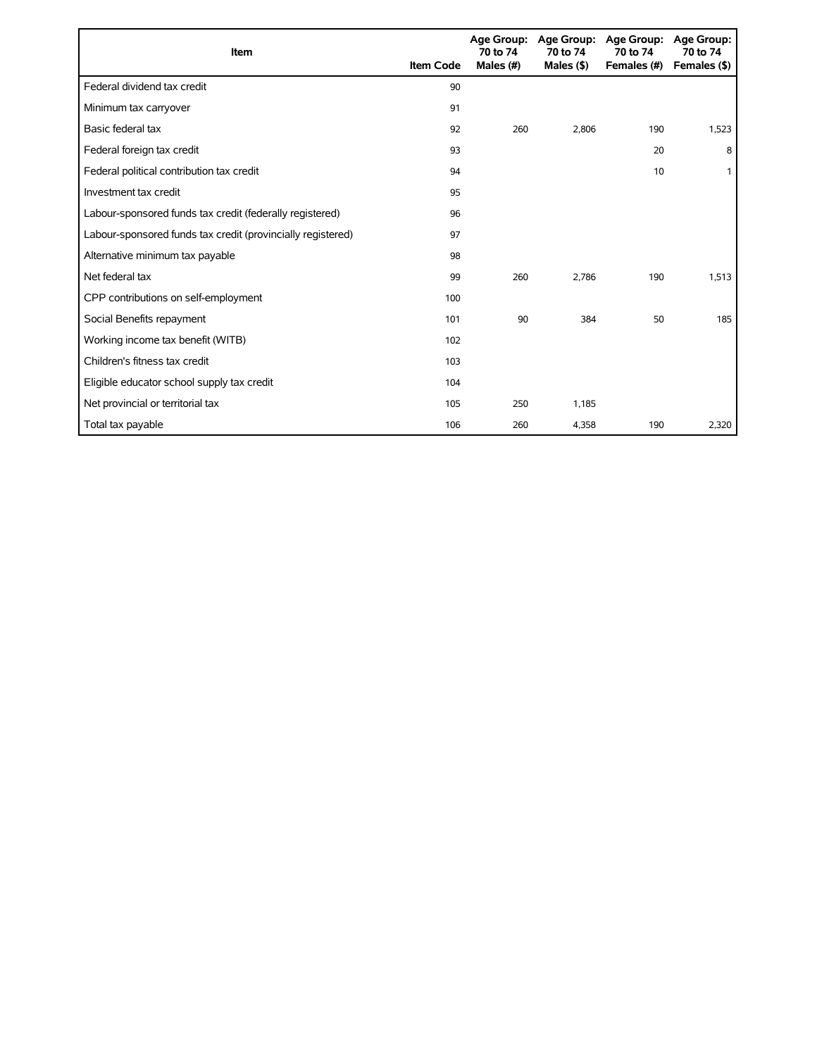| Item | Item Code | Age Group: 70 to 74 Males (#) | Age Group: 70 to 74 Males ($) | Age Group: 70 to 74 Females (#) | Age Group: 70 to 74 Females ($) |
|---|---|---|---|---|---|
| Federal dividend tax credit | 90 | | | | |
| Minimum tax carryover | 91 | | | | |
| Basic federal tax | 92 | 260 | 2,806 | 190 | 1,523 |
| Federal foreign tax credit | 93 | | | 20 | 8 |
| Federal political contribution tax credit | 94 | | | 10 | 1 |
| Investment tax credit | 95 | | | | |
| Labour-sponsored funds tax credit (federally registered) | 96 | | | | |
| Labour-sponsored funds tax credit (provincially registered) | 97 | | | | |
| Alternative minimum tax payable | 98 | | | | |
| Net federal tax | 99 | 260 | 2,786 | 190 | 1,513 |
| CPP contributions on self-employment | 100 | | | | |
| Social Benefits repayment | 101 | 90 | 384 | 50 | 185 |
| Working income tax benefit (WITB) | 102 | | | | |
| Children's fitness tax credit | 103 | | | | |
| Eligible educator school supply tax credit | 104 | | | | |
| Net provincial or territorial tax | 105 | 250 | 1,185 | | |
| Total tax payable | 106 | 260 | 4,358 | 190 | 2,320 |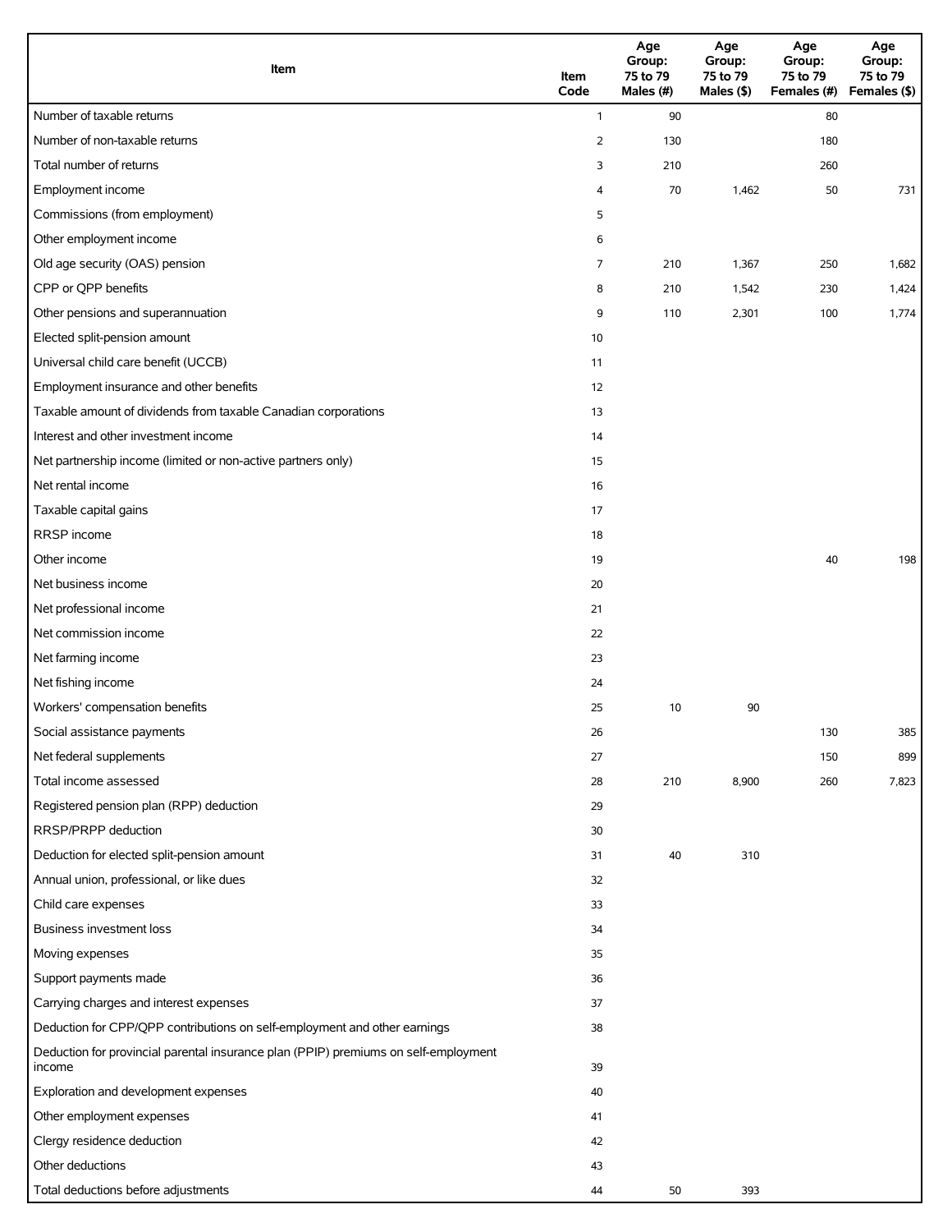| Item | Item Code | Age Group: 75 to 79 Males (#) | Age Group: 75 to 79 Males ($) | Age Group: 75 to 79 Females (#) | Age Group: 75 to 79 Females ($) |
| --- | --- | --- | --- | --- | --- |
| Number of taxable returns | 1 | 90 | | 80 | |
| Number of non-taxable returns | 2 | 130 | | 180 | |
| Total number of returns | 3 | 210 | | 260 | |
| Employment income | 4 | 70 | 1,462 | 50 | 731 |
| Commissions (from employment) | 5 | | | | |
| Other employment income | 6 | | | | |
| Old age security (OAS) pension | 7 | 210 | 1,367 | 250 | 1,682 |
| CPP or QPP benefits | 8 | 210 | 1,542 | 230 | 1,424 |
| Other pensions and superannuation | 9 | 110 | 2,301 | 100 | 1,774 |
| Elected split-pension amount | 10 | | | | |
| Universal child care benefit (UCCB) | 11 | | | | |
| Employment insurance and other benefits | 12 | | | | |
| Taxable amount of dividends from taxable Canadian corporations | 13 | | | | |
| Interest and other investment income | 14 | | | | |
| Net partnership income (limited or non-active partners only) | 15 | | | | |
| Net rental income | 16 | | | | |
| Taxable capital gains | 17 | | | | |
| RRSP income | 18 | | | | |
| Other income | 19 | | | 40 | 198 |
| Net business income | 20 | | | | |
| Net professional income | 21 | | | | |
| Net commission income | 22 | | | | |
| Net farming income | 23 | | | | |
| Net fishing income | 24 | | | | |
| Workers' compensation benefits | 25 | 10 | 90 | | |
| Social assistance payments | 26 | | | 130 | 385 |
| Net federal supplements | 27 | | | 150 | 899 |
| Total income assessed | 28 | 210 | 8,900 | 260 | 7,823 |
| Registered pension plan (RPP) deduction | 29 | | | | |
| RRSP/PRPP deduction | 30 | | | | |
| Deduction for elected split-pension amount | 31 | 40 | 310 | | |
| Annual union, professional, or like dues | 32 | | | | |
| Child care expenses | 33 | | | | |
| Business investment loss | 34 | | | | |
| Moving expenses | 35 | | | | |
| Support payments made | 36 | | | | |
| Carrying charges and interest expenses | 37 | | | | |
| Deduction for CPP/QPP contributions on self-employment and other earnings | 38 | | | | |
| Deduction for provincial parental insurance plan (PPIP) premiums on self-employment income | 39 | | | | |
| Exploration and development expenses | 40 | | | | |
| Other employment expenses | 41 | | | | |
| Clergy residence deduction | 42 | | | | |
| Other deductions | 43 | | | | |
| Total deductions before adjustments | 44 | 50 | 393 | | |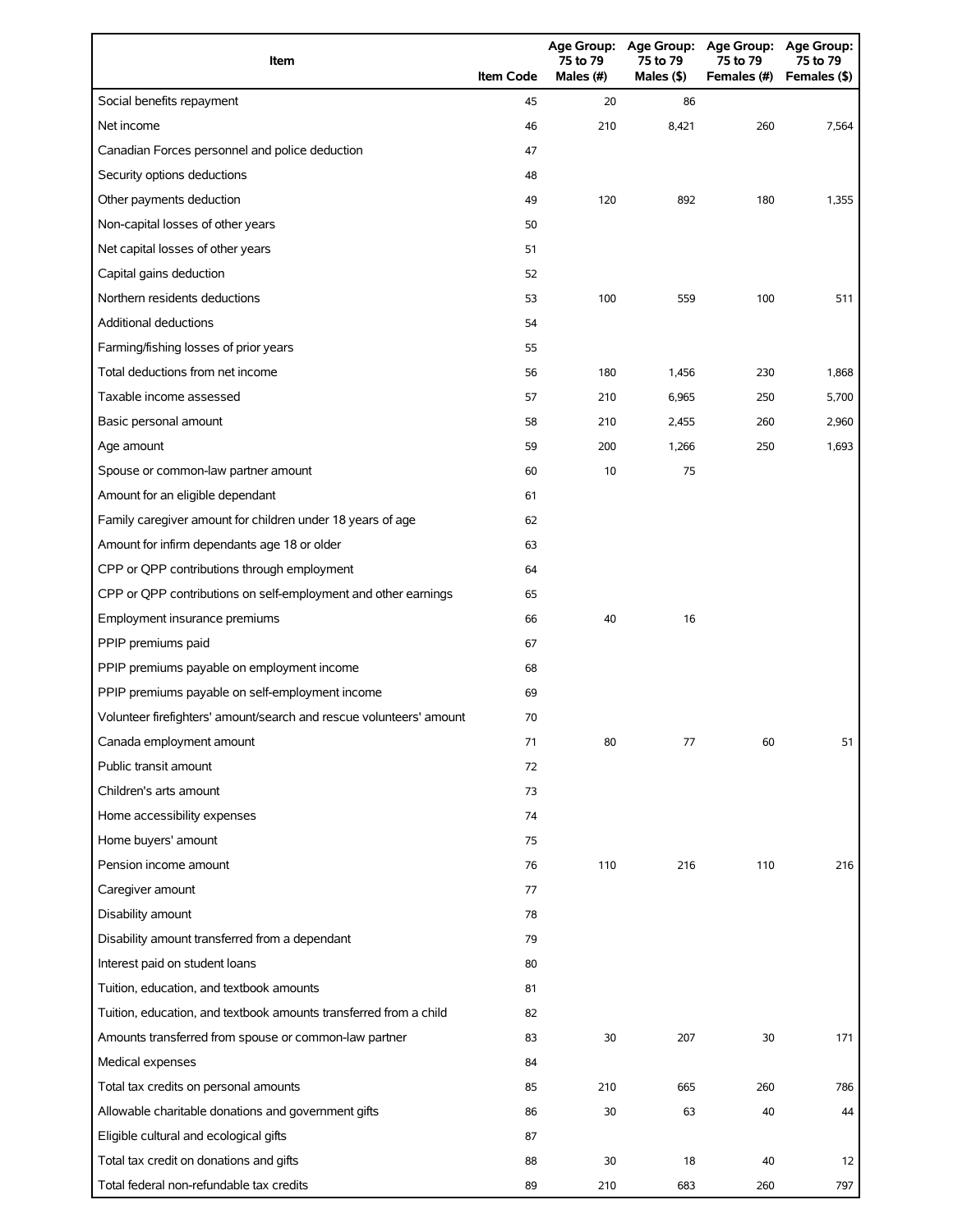| Item | Item Code | Age Group: 75 to 79 Males (#) | Age Group: 75 to 79 Males ($) | Age Group: 75 to 79 Females (#) | Age Group: 75 to 79 Females ($) |
|---|---|---|---|---|---|
| Social benefits repayment | 45 | 20 | 86 | | |
| Net income | 46 | 210 | 8,421 | 260 | 7,564 |
| Canadian Forces personnel and police deduction | 47 | | | | |
| Security options deductions | 48 | | | | |
| Other payments deduction | 49 | 120 | 892 | 180 | 1,355 |
| Non-capital losses of other years | 50 | | | | |
| Net capital losses of other years | 51 | | | | |
| Capital gains deduction | 52 | | | | |
| Northern residents deductions | 53 | 100 | 559 | 100 | 511 |
| Additional deductions | 54 | | | | |
| Farming/fishing losses of prior years | 55 | | | | |
| Total deductions from net income | 56 | 180 | 1,456 | 230 | 1,868 |
| Taxable income assessed | 57 | 210 | 6,965 | 250 | 5,700 |
| Basic personal amount | 58 | 210 | 2,455 | 260 | 2,960 |
| Age amount | 59 | 200 | 1,266 | 250 | 1,693 |
| Spouse or common-law partner amount | 60 | 10 | 75 | | |
| Amount for an eligible dependant | 61 | | | | |
| Family caregiver amount for children under 18 years of age | 62 | | | | |
| Amount for infirm dependants age 18 or older | 63 | | | | |
| CPP or QPP contributions through employment | 64 | | | | |
| CPP or QPP contributions on self-employment and other earnings | 65 | | | | |
| Employment insurance premiums | 66 | 40 | 16 | | |
| PPIP premiums paid | 67 | | | | |
| PPIP premiums payable on employment income | 68 | | | | |
| PPIP premiums payable on self-employment income | 69 | | | | |
| Volunteer firefighters' amount/search and rescue volunteers' amount | 70 | | | | |
| Canada employment amount | 71 | 80 | 77 | 60 | 51 |
| Public transit amount | 72 | | | | |
| Children's arts amount | 73 | | | | |
| Home accessibility expenses | 74 | | | | |
| Home buyers' amount | 75 | | | | |
| Pension income amount | 76 | 110 | 216 | 110 | 216 |
| Caregiver amount | 77 | | | | |
| Disability amount | 78 | | | | |
| Disability amount transferred from a dependant | 79 | | | | |
| Interest paid on student loans | 80 | | | | |
| Tuition, education, and textbook amounts | 81 | | | | |
| Tuition, education, and textbook amounts transferred from a child | 82 | | | | |
| Amounts transferred from spouse or common-law partner | 83 | 30 | 207 | 30 | 171 |
| Medical expenses | 84 | | | | |
| Total tax credits on personal amounts | 85 | 210 | 665 | 260 | 786 |
| Allowable charitable donations and government gifts | 86 | 30 | 63 | 40 | 44 |
| Eligible cultural and ecological gifts | 87 | | | | |
| Total tax credit on donations and gifts | 88 | 30 | 18 | 40 | 12 |
| Total federal non-refundable tax credits | 89 | 210 | 683 | 260 | 797 |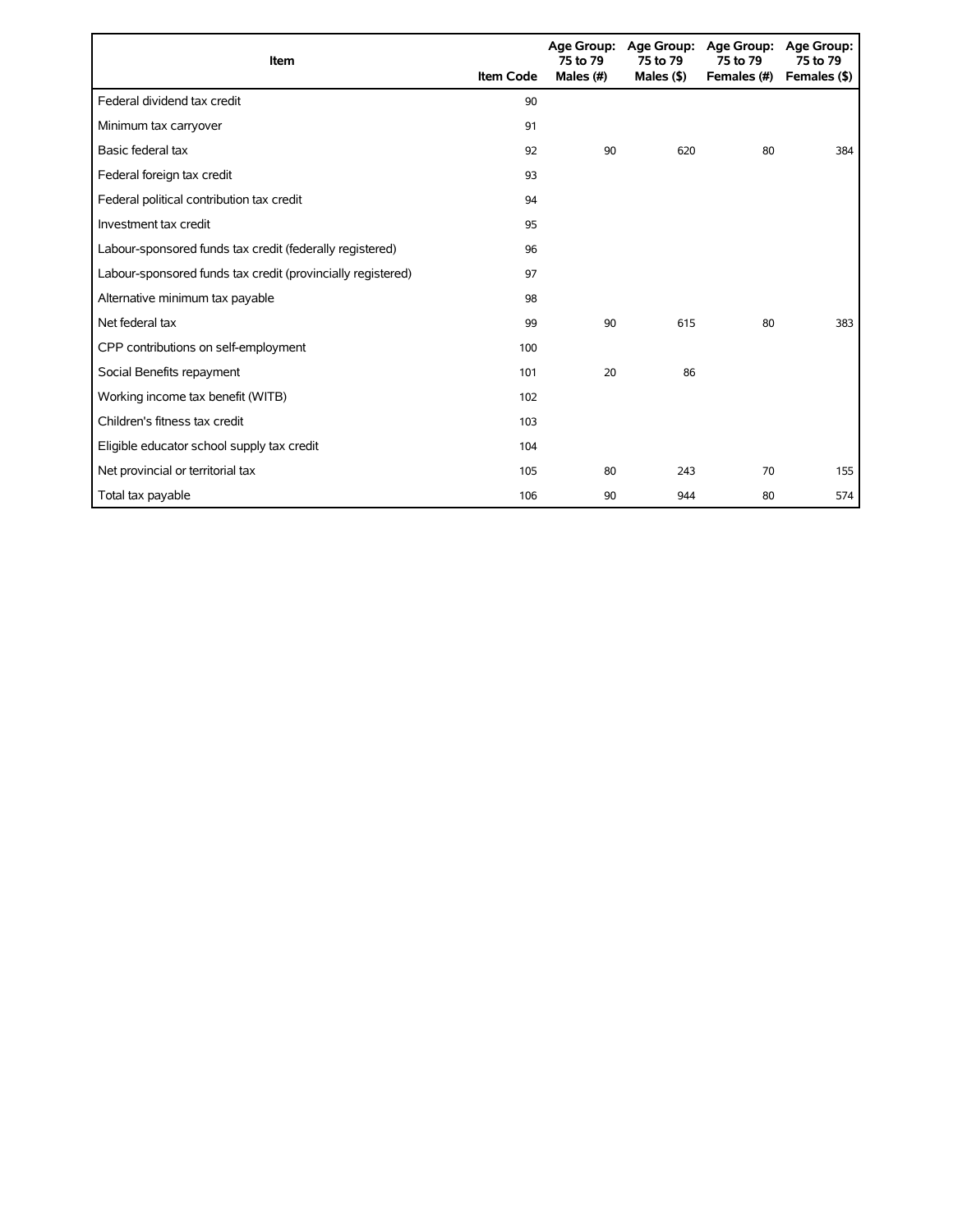| Item | Item Code | Age Group: 75 to 79 Males (#) | Age Group: 75 to 79 Males ($) | Age Group: 75 to 79 Females (#) | Age Group: 75 to 79 Females ($) |
|---|---|---|---|---|---|
| Federal dividend tax credit | 90 | | | | |
| Minimum tax carryover | 91 | | | | |
| Basic federal tax | 92 | 90 | 620 | 80 | 384 |
| Federal foreign tax credit | 93 | | | | |
| Federal political contribution tax credit | 94 | | | | |
| Investment tax credit | 95 | | | | |
| Labour-sponsored funds tax credit (federally registered) | 96 | | | | |
| Labour-sponsored funds tax credit (provincially registered) | 97 | | | | |
| Alternative minimum tax payable | 98 | | | | |
| Net federal tax | 99 | 90 | 615 | 80 | 383 |
| CPP contributions on self-employment | 100 | | | | |
| Social Benefits repayment | 101 | 20 | 86 | | |
| Working income tax benefit (WITB) | 102 | | | | |
| Children's fitness tax credit | 103 | | | | |
| Eligible educator school supply tax credit | 104 | | | | |
| Net provincial or territorial tax | 105 | 80 | 243 | 70 | 155 |
| Total tax payable | 106 | 90 | 944 | 80 | 574 |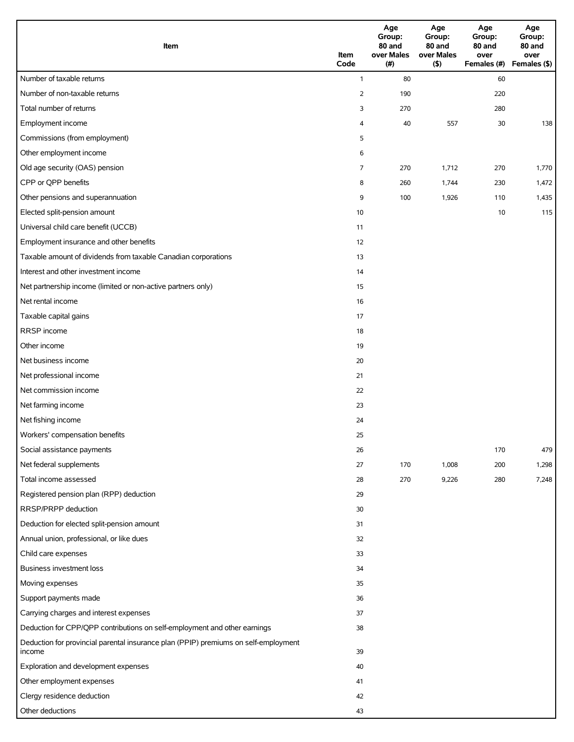| Item | Item Code | Age Group: 80 and over Males (#) | Age Group: 80 and over Males ($) | Age Group: 80 and over Females (#) | Age Group: 80 and over Females ($) |
|---|---|---|---|---|---|
| Number of taxable returns | 1 | 80 | | 60 | |
| Number of non-taxable returns | 2 | 190 | | 220 | |
| Total number of returns | 3 | 270 | | 280 | |
| Employment income | 4 | 40 | 557 | 30 | 138 |
| Commissions (from employment) | 5 | | | | |
| Other employment income | 6 | | | | |
| Old age security (OAS) pension | 7 | 270 | 1,712 | 270 | 1,770 |
| CPP or QPP benefits | 8 | 260 | 1,744 | 230 | 1,472 |
| Other pensions and superannuation | 9 | 100 | 1,926 | 110 | 1,435 |
| Elected split-pension amount | 10 | | | 10 | 115 |
| Universal child care benefit (UCCB) | 11 | | | | |
| Employment insurance and other benefits | 12 | | | | |
| Taxable amount of dividends from taxable Canadian corporations | 13 | | | | |
| Interest and other investment income | 14 | | | | |
| Net partnership income (limited or non-active partners only) | 15 | | | | |
| Net rental income | 16 | | | | |
| Taxable capital gains | 17 | | | | |
| RRSP income | 18 | | | | |
| Other income | 19 | | | | |
| Net business income | 20 | | | | |
| Net professional income | 21 | | | | |
| Net commission income | 22 | | | | |
| Net farming income | 23 | | | | |
| Net fishing income | 24 | | | | |
| Workers' compensation benefits | 25 | | | | |
| Social assistance payments | 26 | | | 170 | 479 |
| Net federal supplements | 27 | 170 | 1,008 | 200 | 1,298 |
| Total income assessed | 28 | 270 | 9,226 | 280 | 7,248 |
| Registered pension plan (RPP) deduction | 29 | | | | |
| RRSP/PRPP deduction | 30 | | | | |
| Deduction for elected split-pension amount | 31 | | | | |
| Annual union, professional, or like dues | 32 | | | | |
| Child care expenses | 33 | | | | |
| Business investment loss | 34 | | | | |
| Moving expenses | 35 | | | | |
| Support payments made | 36 | | | | |
| Carrying charges and interest expenses | 37 | | | | |
| Deduction for CPP/QPP contributions on self-employment and other earnings | 38 | | | | |
| Deduction for provincial parental insurance plan (PPIP) premiums on self-employment income | 39 | | | | |
| Exploration and development expenses | 40 | | | | |
| Other employment expenses | 41 | | | | |
| Clergy residence deduction | 42 | | | | |
| Other deductions | 43 | | | | |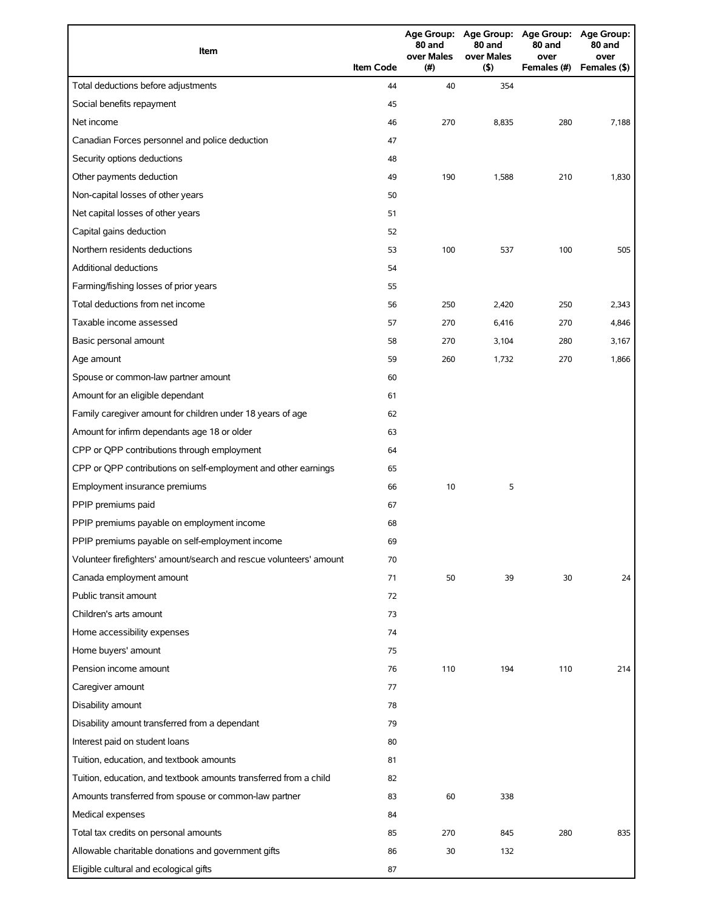| Item | Item Code | Age Group: 80 and over Males (#) | Age Group: 80 and over Males ($) | Age Group: 80 and over Females (#) | Age Group: 80 and over Females ($) |
|---|---|---|---|---|---|
| Total deductions before adjustments | 44 | 40 | 354 | | |
| Social benefits repayment | 45 | | | | |
| Net income | 46 | 270 | 8,835 | 280 | 7,188 |
| Canadian Forces personnel and police deduction | 47 | | | | |
| Security options deductions | 48 | | | | |
| Other payments deduction | 49 | 190 | 1,588 | 210 | 1,830 |
| Non-capital losses of other years | 50 | | | | |
| Net capital losses of other years | 51 | | | | |
| Capital gains deduction | 52 | | | | |
| Northern residents deductions | 53 | 100 | 537 | 100 | 505 |
| Additional deductions | 54 | | | | |
| Farming/fishing losses of prior years | 55 | | | | |
| Total deductions from net income | 56 | 250 | 2,420 | 250 | 2,343 |
| Taxable income assessed | 57 | 270 | 6,416 | 270 | 4,846 |
| Basic personal amount | 58 | 270 | 3,104 | 280 | 3,167 |
| Age amount | 59 | 260 | 1,732 | 270 | 1,866 |
| Spouse or common-law partner amount | 60 | | | | |
| Amount for an eligible dependant | 61 | | | | |
| Family caregiver amount for children under 18 years of age | 62 | | | | |
| Amount for infirm dependants age 18 or older | 63 | | | | |
| CPP or QPP contributions through employment | 64 | | | | |
| CPP or QPP contributions on self-employment and other earnings | 65 | | | | |
| Employment insurance premiums | 66 | 10 | 5 | | |
| PPIP premiums paid | 67 | | | | |
| PPIP premiums payable on employment income | 68 | | | | |
| PPIP premiums payable on self-employment income | 69 | | | | |
| Volunteer firefighters' amount/search and rescue volunteers' amount | 70 | | | | |
| Canada employment amount | 71 | 50 | 39 | 30 | 24 |
| Public transit amount | 72 | | | | |
| Children's arts amount | 73 | | | | |
| Home accessibility expenses | 74 | | | | |
| Home buyers' amount | 75 | | | | |
| Pension income amount | 76 | 110 | 194 | 110 | 214 |
| Caregiver amount | 77 | | | | |
| Disability amount | 78 | | | | |
| Disability amount transferred from a dependant | 79 | | | | |
| Interest paid on student loans | 80 | | | | |
| Tuition, education, and textbook amounts | 81 | | | | |
| Tuition, education, and textbook amounts transferred from a child | 82 | | | | |
| Amounts transferred from spouse or common-law partner | 83 | 60 | 338 | | |
| Medical expenses | 84 | | | | |
| Total tax credits on personal amounts | 85 | 270 | 845 | 280 | 835 |
| Allowable charitable donations and government gifts | 86 | 30 | 132 | | |
| Eligible cultural and ecological gifts | 87 | | | | |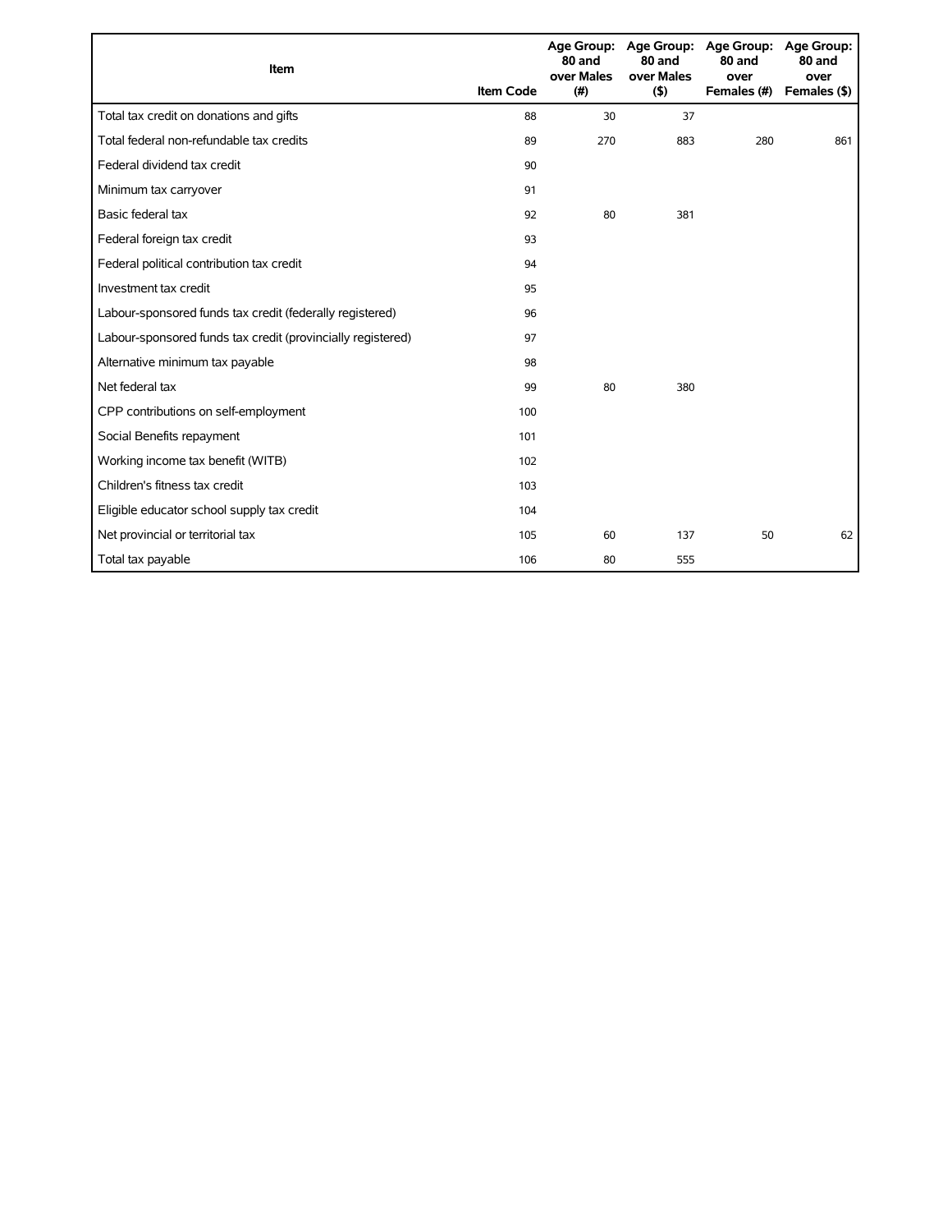| Item | Item Code | Age Group: 80 and over Males (#) | Age Group: 80 and over Males ($) | Age Group: 80 and over Females (#) | Age Group: 80 and over Females ($) |
|---|---|---|---|---|---|
| Total tax credit on donations and gifts | 88 | 30 | 37 | | |
| Total federal non-refundable tax credits | 89 | 270 | 883 | 280 | 861 |
| Federal dividend tax credit | 90 | | | | |
| Minimum tax carryover | 91 | | | | |
| Basic federal tax | 92 | 80 | 381 | | |
| Federal foreign tax credit | 93 | | | | |
| Federal political contribution tax credit | 94 | | | | |
| Investment tax credit | 95 | | | | |
| Labour-sponsored funds tax credit (federally registered) | 96 | | | | |
| Labour-sponsored funds tax credit (provincially registered) | 97 | | | | |
| Alternative minimum tax payable | 98 | | | | |
| Net federal tax | 99 | 80 | 380 | | |
| CPP contributions on self-employment | 100 | | | | |
| Social Benefits repayment | 101 | | | | |
| Working income tax benefit (WITB) | 102 | | | | |
| Children's fitness tax credit | 103 | | | | |
| Eligible educator school supply tax credit | 104 | | | | |
| Net provincial or territorial tax | 105 | 60 | 137 | 50 | 62 |
| Total tax payable | 106 | 80 | 555 | | |